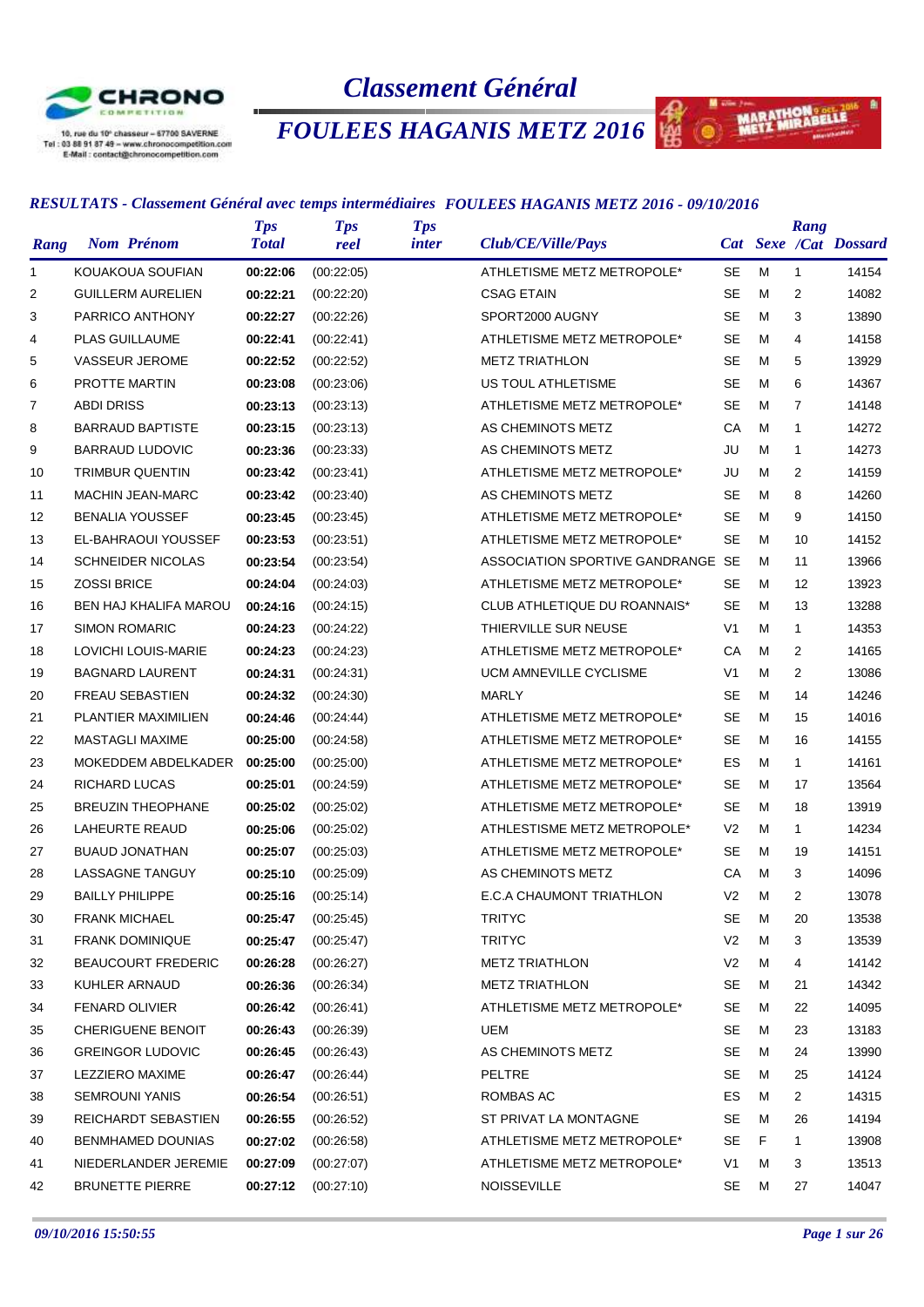CHRONO COMPETITION

10, rue du 10e chasseur – 67700 SAVERNE
Tel : 03 88 91 87 49 – www.chronocompetition.com
E-Mail : contact@chronocompetition.com

# Classement Général

## FOULEES HAGANIS METZ 2016

### RESULTATS - Classement Général avec temps intermédiaires FOULEES HAGANIS METZ 2016 - 09/10/2016

| Rang | Nom Prénom | Tps Total | Tps reel | Tps inter | Club/CE/Ville/Pays | Cat | Sexe | Rang /Cat | Dossard |
|---|---|---|---|---|---|---|---|---|---|
| 1 | KOUAKOUA SOUFIAN | **00:22:06** | (00:22:05) | | ATHLETISME METZ METROPOLE* | SE | M | 1 | 14154 |
| 2 | GUILLERM AURELIEN | **00:22:21** | (00:22:20) | | CSAG ETAIN | SE | M | 2 | 14082 |
| 3 | PARRICO ANTHONY | **00:22:27** | (00:22:26) | | SPORT2000 AUGNY | SE | M | 3 | 13890 |
| 4 | PLAS GUILLAUME | **00:22:41** | (00:22:41) | | ATHLETISME METZ METROPOLE* | SE | M | 4 | 14158 |
| 5 | VASSEUR JEROME | **00:22:52** | (00:22:52) | | METZ TRIATHLON | SE | M | 5 | 13929 |
| 6 | PROTTE MARTIN | **00:23:08** | (00:23:06) | | US TOUL ATHLETISME | SE | M | 6 | 14367 |
| 7 | ABDI DRISS | **00:23:13** | (00:23:13) | | ATHLETISME METZ METROPOLE* | SE | M | 7 | 14148 |
| 8 | BARRAUD BAPTISTE | **00:23:15** | (00:23:13) | | AS CHEMINOTS METZ | CA | M | 1 | 14272 |
| 9 | BARRAUD LUDOVIC | **00:23:36** | (00:23:33) | | AS CHEMINOTS METZ | JU | M | 1 | 14273 |
| 10 | TRIMBUR QUENTIN | **00:23:42** | (00:23:41) | | ATHLETISME METZ METROPOLE* | JU | M | 2 | 14159 |
| 11 | MACHIN JEAN-MARC | **00:23:42** | (00:23:40) | | AS CHEMINOTS METZ | SE | M | 8 | 14260 |
| 12 | BENALIA YOUSSEF | **00:23:45** | (00:23:45) | | ATHLETISME METZ METROPOLE* | SE | M | 9 | 14150 |
| 13 | EL-BAHRAOUI YOUSSEF | **00:23:53** | (00:23:51) | | ATHLETISME METZ METROPOLE* | SE | M | 10 | 14152 |
| 14 | SCHNEIDER NICOLAS | **00:23:54** | (00:23:54) | | ASSOCIATION SPORTIVE GANDRANGE | SE | M | 11 | 13966 |
| 15 | ZOSSI BRICE | **00:24:04** | (00:24:03) | | ATHLETISME METZ METROPOLE* | SE | M | 12 | 13923 |
| 16 | BEN HAJ KHALIFA MAROU | **00:24:16** | (00:24:15) | | CLUB ATHLETIQUE DU ROANNAIS* | SE | M | 13 | 13288 |
| 17 | SIMON ROMARIC | **00:24:23** | (00:24:22) | | THIERVILLE SUR NEUSE | V1 | M | 1 | 14353 |
| 18 | LOVICHI LOUIS-MARIE | **00:24:23** | (00:24:23) | | ATHLETISME METZ METROPOLE* | CA | M | 2 | 14165 |
| 19 | BAGNARD LAURENT | **00:24:31** | (00:24:31) | | UCM AMNEVILLE CYCLISME | V1 | M | 2 | 13086 |
| 20 | FREAU SEBASTIEN | **00:24:32** | (00:24:30) | | MARLY | SE | M | 14 | 14246 |
| 21 | PLANTIER MAXIMILIEN | **00:24:46** | (00:24:44) | | ATHLETISME METZ METROPOLE* | SE | M | 15 | 14016 |
| 22 | MASTAGLI MAXIME | **00:25:00** | (00:24:58) | | ATHLETISME METZ METROPOLE* | SE | M | 16 | 14155 |
| 23 | MOKEDDEM ABDELKADER | **00:25:00** | (00:25:00) | | ATHLETISME METZ METROPOLE* | ES | M | 1 | 14161 |
| 24 | RICHARD LUCAS | **00:25:01** | (00:24:59) | | ATHLETISME METZ METROPOLE* | SE | M | 17 | 13564 |
| 25 | BREUZIN THEOPHANE | **00:25:02** | (00:25:02) | | ATHLETISME METZ METROPOLE* | SE | M | 18 | 13919 |
| 26 | LAHEURTE REAUD | **00:25:06** | (00:25:02) | | ATHLESTISME METZ METROPOLE* | V2 | M | 1 | 14234 |
| 27 | BUAUD JONATHAN | **00:25:07** | (00:25:03) | | ATHLETISME METZ METROPOLE* | SE | M | 19 | 14151 |
| 28 | LASSAGNE TANGUY | **00:25:10** | (00:25:09) | | AS CHEMINOTS METZ | CA | M | 3 | 14096 |
| 29 | BAILLY PHILIPPE | **00:25:16** | (00:25:14) | | E.C.A CHAUMONT TRIATHLON | V2 | M | 2 | 13078 |
| 30 | FRANK MICHAEL | **00:25:47** | (00:25:45) | | TRITYC | SE | M | 20 | 13538 |
| 31 | FRANK DOMINIQUE | **00:25:47** | (00:25:47) | | TRITYC | V2 | M | 3 | 13539 |
| 32 | BEAUCOURT FREDERIC | **00:26:28** | (00:26:27) | | METZ TRIATHLON | V2 | M | 4 | 14142 |
| 33 | KUHLER ARNAUD | **00:26:36** | (00:26:34) | | METZ TRIATHLON | SE | M | 21 | 14342 |
| 34 | FENARD OLIVIER | **00:26:42** | (00:26:41) | | ATHLETISME METZ METROPOLE* | SE | M | 22 | 14095 |
| 35 | CHERIGUENE BENOIT | **00:26:43** | (00:26:39) | | UEM | SE | M | 23 | 13183 |
| 36 | GREINGOR LUDOVIC | **00:26:45** | (00:26:43) | | AS CHEMINOTS METZ | SE | M | 24 | 13990 |
| 37 | LEZZIERO MAXIME | **00:26:47** | (00:26:44) | | PELTRE | SE | M | 25 | 14124 |
| 38 | SEMROUNI YANIS | **00:26:54** | (00:26:51) | | ROMBAS AC | ES | M | 2 | 14315 |
| 39 | REICHARDT SEBASTIEN | **00:26:55** | (00:26:52) | | ST PRIVAT LA MONTAGNE | SE | M | 26 | 14194 |
| 40 | BENMHAMED DOUNIAS | **00:27:02** | (00:26:58) | | ATHLETISME METZ METROPOLE* | SE | F | 1 | 13908 |
| 41 | NIEDERLANDER JEREMIE | **00:27:09** | (00:27:07) | | ATHLETISME METZ METROPOLE* | V1 | M | 3 | 13513 |
| 42 | BRUNETTE PIERRE | **00:27:12** | (00:27:10) | | NOISSEVILLE | SE | M | 27 | 14047 |

*09/10/2016 15:50:55*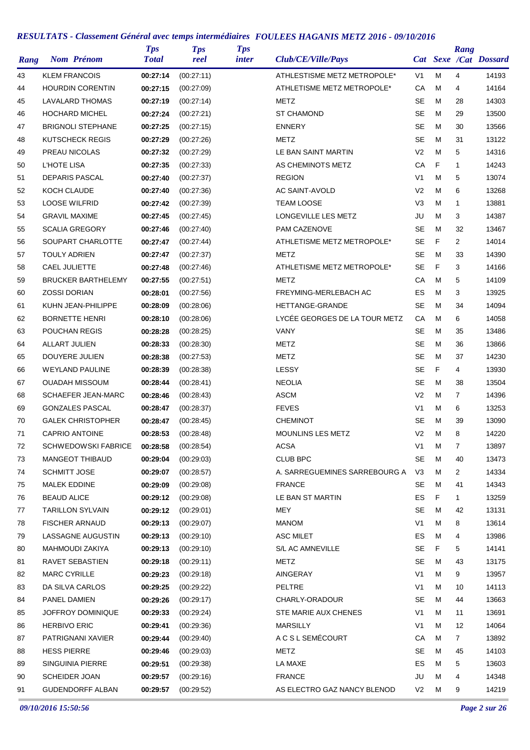## RESULTATS - Classement Général avec temps intermédiaires FOULEES HAGANIS METZ 2016 - 09/10/2016

| Rang | Nom Prénom | Tps Total | Tps reel | Tps inter | Club/CE/Ville/Pays | Cat | Sexe | Rang /Cat | Dossard |
|---|---|---|---|---|---|---|---|---|---|
| 43 | KLEM FRANCOIS | **00:27:14** | (00:27:11) | | ATHLESTISME METZ METROPOLE* | V1 | M | 4 | 14193 |
| 44 | HOURDIN CORENTIN | **00:27:15** | (00:27:09) | | ATHLETISME METZ METROPOLE* | CA | M | 4 | 14164 |
| 45 | LAVALARD THOMAS | **00:27:19** | (00:27:14) | | METZ | SE | M | 28 | 14303 |
| 46 | HOCHARD MICHEL | **00:27:24** | (00:27:21) | | ST CHAMOND | SE | M | 29 | 13500 |
| 47 | BRIGNOLI STEPHANE | **00:27:25** | (00:27:15) | | ENNERY | SE | M | 30 | 13566 |
| 48 | KUTSCHECK REGIS | **00:27:29** | (00:27:26) | | METZ | SE | M | 31 | 13122 |
| 49 | PREAU NICOLAS | **00:27:32** | (00:27:29) | | LE BAN SAINT MARTIN | V2 | M | 5 | 14316 |
| 50 | L'HOTE LISA | **00:27:35** | (00:27:33) | | AS CHEMINOTS METZ | CA | F | 1 | 14243 |
| 51 | DEPARIS PASCAL | **00:27:40** | (00:27:37) | | REGION | V1 | M | 5 | 13074 |
| 52 | KOCH CLAUDE | **00:27:40** | (00:27:36) | | AC SAINT-AVOLD | V2 | M | 6 | 13268 |
| 53 | LOOSE WILFRID | **00:27:42** | (00:27:39) | | TEAM LOOSE | V3 | M | 1 | 13881 |
| 54 | GRAVIL MAXIME | **00:27:45** | (00:27:45) | | LONGEVILLE LES METZ | JU | M | 3 | 14387 |
| 55 | SCALIA GREGORY | **00:27:46** | (00:27:40) | | PAM CAZENOVE | SE | M | 32 | 13467 |
| 56 | SOUPART CHARLOTTE | **00:27:47** | (00:27:44) | | ATHLETISME METZ METROPOLE* | SE | F | 2 | 14014 |
| 57 | TOULY ADRIEN | **00:27:47** | (00:27:37) | | METZ | SE | M | 33 | 14390 |
| 58 | CAEL JULIETTE | **00:27:48** | (00:27:46) | | ATHLETISME METZ METROPOLE* | SE | F | 3 | 14166 |
| 59 | BRUCKER BARTHELEMY | **00:27:55** | (00:27:51) | | METZ | CA | M | 5 | 14109 |
| 60 | ZOSSI DORIAN | **00:28:01** | (00:27:56) | | FREYMING-MERLEBACH AC | ES | M | 3 | 13925 |
| 61 | KUHN JEAN-PHILIPPE | **00:28:09** | (00:28:06) | | HETTANGE-GRANDE | SE | M | 34 | 14094 |
| 62 | BORNETTE HENRI | **00:28:10** | (00:28:06) | | LYCÉE GEORGES DE LA TOUR METZ | CA | M | 6 | 14058 |
| 63 | POUCHAN REGIS | **00:28:28** | (00:28:25) | | VANY | SE | M | 35 | 13486 |
| 64 | ALLART JULIEN | **00:28:33** | (00:28:30) | | METZ | SE | M | 36 | 13866 |
| 65 | DOUYERE JULIEN | **00:28:38** | (00:27:53) | | METZ | SE | M | 37 | 14230 |
| 66 | WEYLAND PAULINE | **00:28:39** | (00:28:38) | | LESSY | SE | F | 4 | 13930 |
| 67 | OUADAH MISSOUM | **00:28:44** | (00:28:41) | | NEOLIA | SE | M | 38 | 13504 |
| 68 | SCHAEFER JEAN-MARC | **00:28:46** | (00:28:43) | | ASCM | V2 | M | 7 | 14396 |
| 69 | GONZALES PASCAL | **00:28:47** | (00:28:37) | | FEVES | V1 | M | 6 | 13253 |
| 70 | GALEK CHRISTOPHER | **00:28:47** | (00:28:45) | | CHEMINOT | SE | M | 39 | 13090 |
| 71 | CAPRIO ANTOINE | **00:28:53** | (00:28:48) | | MOUNLINS LES METZ | V2 | M | 8 | 14220 |
| 72 | SCHWEDOWSKI FABRICE | **00:28:58** | (00:28:54) | | ACSA | V1 | M | 7 | 13897 |
| 73 | MANGEOT THIBAUD | **00:29:04** | (00:29:03) | | CLUB BPC | SE | M | 40 | 13473 |
| 74 | SCHMITT JOSE | **00:29:07** | (00:28:57) | | A. SARREGUEMINES SARREBOURG A | V3 | M | 2 | 14334 |
| 75 | MALEK EDDINE | **00:29:09** | (00:29:08) | | FRANCE | SE | M | 41 | 14343 |
| 76 | BEAUD ALICE | **00:29:12** | (00:29:08) | | LE BAN ST MARTIN | ES | F | 1 | 13259 |
| 77 | TARILLON SYLVAIN | **00:29:12** | (00:29:01) | | MEY | SE | M | 42 | 13131 |
| 78 | FISCHER ARNAUD | **00:29:13** | (00:29:07) | | MANOM | V1 | M | 8 | 13614 |
| 79 | LASSAGNE AUGUSTIN | **00:29:13** | (00:29:10) | | ASC MILET | ES | M | 4 | 13986 |
| 80 | MAHMOUDI ZAKIYA | **00:29:13** | (00:29:10) | | S/L AC AMNEVILLE | SE | F | 5 | 14141 |
| 81 | RAVET SEBASTIEN | **00:29:18** | (00:29:11) | | METZ | SE | M | 43 | 13175 |
| 82 | MARC CYRILLE | **00:29:23** | (00:29:18) | | AINGERAY | V1 | M | 9 | 13957 |
| 83 | DA SILVA CARLOS | **00:29:25** | (00:29:22) | | PELTRE | V1 | M | 10 | 14113 |
| 84 | PANEL DAMIEN | **00:29:26** | (00:29:17) | | CHARLY-ORADOUR | SE | M | 44 | 13663 |
| 85 | JOFFROY DOMINIQUE | **00:29:33** | (00:29:24) | | STE MARIE AUX CHENES | V1 | M | 11 | 13691 |
| 86 | HERBIVO ERIC | **00:29:41** | (00:29:36) | | MARSILLY | V1 | M | 12 | 14064 |
| 87 | PATRIGNANI XAVIER | **00:29:44** | (00:29:40) | | A C S L SEMÉCOURT | CA | M | 7 | 13892 |
| 88 | HESS PIERRE | **00:29:46** | (00:29:03) | | METZ | SE | M | 45 | 14103 |
| 89 | SINGUINIA PIERRE | **00:29:51** | (00:29:38) | | LA MAXE | ES | M | 5 | 13603 |
| 90 | SCHEIDER JOAN | **00:29:57** | (00:29:16) | | FRANCE | JU | M | 4 | 14348 |
| 91 | GUDENDORFF ALBAN | **00:29:57** | (00:29:52) | | AS ELECTRO GAZ NANCY BLENOD | V2 | M | 9 | 14219 |

*09/10/2016 15:50:56*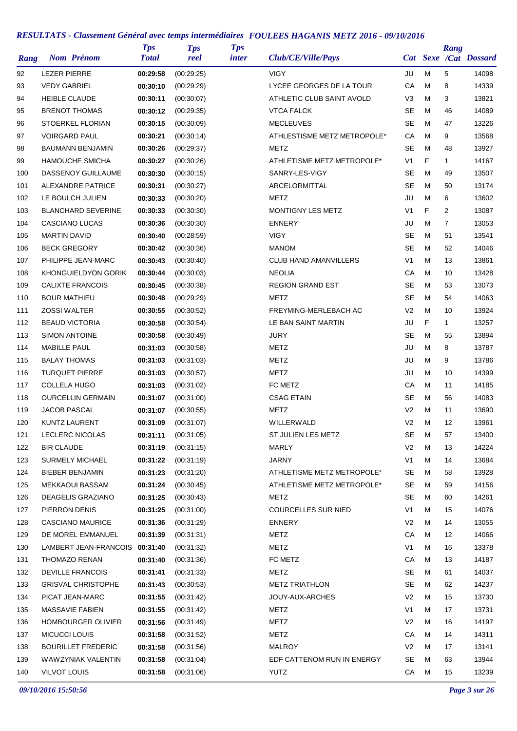## *RESULTATS - Classement Général avec temps intermédiaires FOULEES HAGANIS METZ 2016 - 09/10/2016*

| Rang | Nom Prénom | Tps Total | Tps reel | Tps inter | Club/CE/Ville/Pays | Cat | Sexe | Rang /Cat | Dossard |
|---|---|---|---|---|---|---|---|---|---|
| 92 | LEZER PIERRE | **00:29:58** | (00:29:25) | | VIGY | JU | M | 5 | 14098 |
| 93 | VEDY GABRIEL | **00:30:10** | (00:29:29) | | LYCEE GEORGES DE LA TOUR | CA | M | 8 | 14339 |
| 94 | HEIBLE CLAUDE | **00:30:11** | (00:30:07) | | ATHLETIC CLUB SAINT AVOLD | V3 | M | 3 | 13821 |
| 95 | BRENOT THOMAS | **00:30:12** | (00:29:35) | | VTCA FALCK | SE | M | 46 | 14089 |
| 96 | STOERKEL FLORIAN | **00:30:15** | (00:30:09) | | MECLEUVES | SE | M | 47 | 13226 |
| 97 | VOIRGARD PAUL | **00:30:21** | (00:30:14) | | ATHLESTISME METZ METROPOLE* | CA | M | 9 | 13568 |
| 98 | BAUMANN BENJAMIN | **00:30:26** | (00:29:37) | | METZ | SE | M | 48 | 13927 |
| 99 | HAMOUCHE SMICHA | **00:30:27** | (00:30:26) | | ATHLETISME METZ METROPOLE* | V1 | F | 1 | 14167 |
| 100 | DASSENOY GUILLAUME | **00:30:30** | (00:30:15) | | SANRY-LES-VIGY | SE | M | 49 | 13507 |
| 101 | ALEXANDRE PATRICE | **00:30:31** | (00:30:27) | | ARCELORMITTAL | SE | M | 50 | 13174 |
| 102 | LE BOULCH JULIEN | **00:30:33** | (00:30:20) | | METZ | JU | M | 6 | 13602 |
| 103 | BLANCHARD SEVERINE | **00:30:33** | (00:30:30) | | MONTIGNY LES METZ | V1 | F | 2 | 13087 |
| 104 | CASCIANO LUCAS | **00:30:36** | (00:30:30) | | ENNERY | JU | M | 7 | 13053 |
| 105 | MARTIN DAVID | **00:30:40** | (00:28:59) | | VIGY | SE | M | 51 | 13541 |
| 106 | BECK GREGORY | **00:30:42** | (00:30:36) | | MANOM | SE | M | 52 | 14046 |
| 107 | PHILIPPE JEAN-MARC | **00:30:43** | (00:30:40) | | CLUB HAND AMANVILLERS | V1 | M | 13 | 13861 |
| 108 | KHONGUIELDYON GORIK | **00:30:44** | (00:30:03) | | NEOLIA | CA | M | 10 | 13428 |
| 109 | CALIXTE FRANCOIS | **00:30:45** | (00:30:38) | | REGION GRAND EST | SE | M | 53 | 13073 |
| 110 | BOUR MATHIEU | **00:30:48** | (00:29:29) | | METZ | SE | M | 54 | 14063 |
| 111 | ZOSSI WALTER | **00:30:55** | (00:30:52) | | FREYMING-MERLEBACH AC | V2 | M | 10 | 13924 |
| 112 | BEAUD VICTORIA | **00:30:58** | (00:30:54) | | LE BAN SAINT MARTIN | JU | F | 1 | 13257 |
| 113 | SIMON ANTOINE | **00:30:58** | (00:30:49) | | JURY | SE | M | 55 | 13894 |
| 114 | MABILLE PAUL | **00:31:03** | (00:30:58) | | METZ | JU | M | 8 | 13787 |
| 115 | BALAY THOMAS | **00:31:03** | (00:31:03) | | METZ | JU | M | 9 | 13786 |
| 116 | TURQUET PIERRE | **00:31:03** | (00:30:57) | | METZ | JU | M | 10 | 14399 |
| 117 | COLLELA HUGO | **00:31:03** | (00:31:02) | | FC METZ | CA | M | 11 | 14185 |
| 118 | OURCELLIN GERMAIN | **00:31:07** | (00:31:00) | | CSAG ETAIN | SE | M | 56 | 14083 |
| 119 | JACOB PASCAL | **00:31:07** | (00:30:55) | | METZ | V2 | M | 11 | 13690 |
| 120 | KUNTZ LAURENT | **00:31:09** | (00:31:07) | | WILLERWALD | V2 | M | 12 | 13961 |
| 121 | LECLERC NICOLAS | **00:31:11** | (00:31:05) | | ST JULIEN LES METZ | SE | M | 57 | 13400 |
| 122 | BIR CLAUDE | **00:31:19** | (00:31:15) | | MARLY | V2 | M | 13 | 14224 |
| 123 | SURMELY MICHAEL | **00:31:22** | (00:31:19) | | JARNY | V1 | M | 14 | 13684 |
| 124 | BIEBER BENJAMIN | **00:31:23** | (00:31:20) | | ATHLETISME METZ METROPOLE* | SE | M | 58 | 13928 |
| 125 | MEKKAOUI BASSAM | **00:31:24** | (00:30:45) | | ATHLETISME METZ METROPOLE* | SE | M | 59 | 14156 |
| 126 | DEAGELIS GRAZIANO | **00:31:25** | (00:30:43) | | METZ | SE | M | 60 | 14261 |
| 127 | PIERRON DENIS | **00:31:25** | (00:31:00) | | COURCELLES SUR NIED | V1 | M | 15 | 14076 |
| 128 | CASCIANO MAURICE | **00:31:36** | (00:31:29) | | ENNERY | V2 | M | 14 | 13055 |
| 129 | DE MOREL EMMANUEL | **00:31:39** | (00:31:31) | | METZ | CA | M | 12 | 14066 |
| 130 | LAMBERT JEAN-FRANCOIS | **00:31:40** | (00:31:32) | | METZ | V1 | M | 16 | 13378 |
| 131 | THOMAZO RENAN | **00:31:40** | (00:31:36) | | FC METZ | CA | M | 13 | 14187 |
| 132 | DEVILLE FRANCOIS | **00:31:41** | (00:31:33) | | METZ | SE | M | 61 | 14037 |
| 133 | GRISVAL CHRISTOPHE | **00:31:43** | (00:30:53) | | METZ TRIATHLON | SE | M | 62 | 14237 |
| 134 | PICAT JEAN-MARC | **00:31:55** | (00:31:42) | | JOUY-AUX-ARCHES | V2 | M | 15 | 13730 |
| 135 | MASSAVIE FABIEN | **00:31:55** | (00:31:42) | | METZ | V1 | M | 17 | 13731 |
| 136 | HOMBOURGER OLIVIER | **00:31:56** | (00:31:49) | | METZ | V2 | M | 16 | 14197 |
| 137 | MICUCCI LOUIS | **00:31:58** | (00:31:52) | | METZ | CA | M | 14 | 14311 |
| 138 | BOURILLET FREDERIC | **00:31:58** | (00:31:56) | | MALROY | V2 | M | 17 | 13141 |
| 139 | WAWZYNIAK VALENTIN | **00:31:58** | (00:31:04) | | EDF CATTENOM RUN IN ENERGY | SE | M | 63 | 13944 |
| 140 | VILVOT LOUIS | **00:31:58** | (00:31:06) | | YUTZ | CA | M | 15 | 13239 |

*09/10/2016 15:50:56*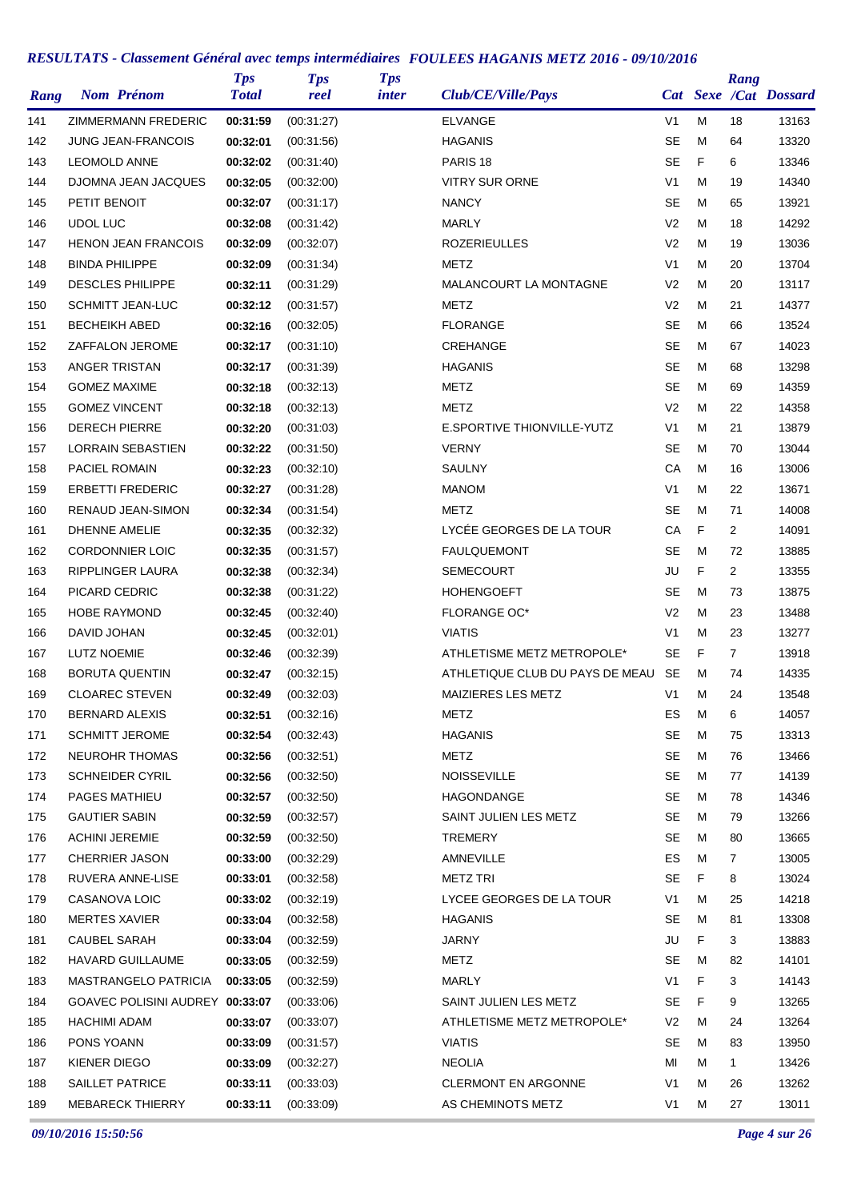## RESULTATS - Classement Général avec temps intermédiaires FOULEES HAGANIS METZ 2016 - 09/10/2016

| Rang | Nom Prénom | Tps Total | Tps reel | Tps inter | Club/CE/Ville/Pays | Cat | Sexe | Rang /Cat | Dossard |
|---|---|---|---|---|---|---|---|---|---|
| 141 | ZIMMERMANN FREDERIC | **00:31:59** | (00:31:27) | | ELVANGE | V1 | M | 18 | 13163 |
| 142 | JUNG JEAN-FRANCOIS | **00:32:01** | (00:31:56) | | HAGANIS | SE | M | 64 | 13320 |
| 143 | LEOMOLD ANNE | **00:32:02** | (00:31:40) | | PARIS 18 | SE | F | 6 | 13346 |
| 144 | DJOMNA JEAN JACQUES | **00:32:05** | (00:32:00) | | VITRY SUR ORNE | V1 | M | 19 | 14340 |
| 145 | PETIT BENOIT | **00:32:07** | (00:31:17) | | NANCY | SE | M | 65 | 13921 |
| 146 | UDOL LUC | **00:32:08** | (00:31:42) | | MARLY | V2 | M | 18 | 14292 |
| 147 | HENON JEAN FRANCOIS | **00:32:09** | (00:32:07) | | ROZERIEULLES | V2 | M | 19 | 13036 |
| 148 | BINDA PHILIPPE | **00:32:09** | (00:31:34) | | METZ | V1 | M | 20 | 13704 |
| 149 | DESCLES PHILIPPE | **00:32:11** | (00:31:29) | | MALANCOURT LA MONTAGNE | V2 | M | 20 | 13117 |
| 150 | SCHMITT JEAN-LUC | **00:32:12** | (00:31:57) | | METZ | V2 | M | 21 | 14377 |
| 151 | BECHEIKH ABED | **00:32:16** | (00:32:05) | | FLORANGE | SE | M | 66 | 13524 |
| 152 | ZAFFALON JEROME | **00:32:17** | (00:31:10) | | CREHANGE | SE | M | 67 | 14023 |
| 153 | ANGER TRISTAN | **00:32:17** | (00:31:39) | | HAGANIS | SE | M | 68 | 13298 |
| 154 | GOMEZ MAXIME | **00:32:18** | (00:32:13) | | METZ | SE | M | 69 | 14359 |
| 155 | GOMEZ VINCENT | **00:32:18** | (00:32:13) | | METZ | V2 | M | 22 | 14358 |
| 156 | DERECH PIERRE | **00:32:20** | (00:31:03) | | E.SPORTIVE THIONVILLE-YUTZ | V1 | M | 21 | 13879 |
| 157 | LORRAIN SEBASTIEN | **00:32:22** | (00:31:50) | | VERNY | SE | M | 70 | 13044 |
| 158 | PACIEL ROMAIN | **00:32:23** | (00:32:10) | | SAULNY | CA | M | 16 | 13006 |
| 159 | ERBETTI FREDERIC | **00:32:27** | (00:31:28) | | MANOM | V1 | M | 22 | 13671 |
| 160 | RENAUD JEAN-SIMON | **00:32:34** | (00:31:54) | | METZ | SE | M | 71 | 14008 |
| 161 | DHENNE AMELIE | **00:32:35** | (00:32:32) | | LYCÉE GEORGES DE LA TOUR | CA | F | 2 | 14091 |
| 162 | CORDONNIER LOIC | **00:32:35** | (00:31:57) | | FAULQUEMONT | SE | M | 72 | 13885 |
| 163 | RIPPLINGER LAURA | **00:32:38** | (00:32:34) | | SEMECOURT | JU | F | 2 | 13355 |
| 164 | PICARD CEDRIC | **00:32:38** | (00:31:22) | | HOHENGOEFT | SE | M | 73 | 13875 |
| 165 | HOBE RAYMOND | **00:32:45** | (00:32:40) | | FLORANGE OC* | V2 | M | 23 | 13488 |
| 166 | DAVID JOHAN | **00:32:45** | (00:32:01) | | VIATIS | V1 | M | 23 | 13277 |
| 167 | LUTZ NOEMIE | **00:32:46** | (00:32:39) | | ATHLETISME METZ METROPOLE* | SE | F | 7 | 13918 |
| 168 | BORUTA QUENTIN | **00:32:47** | (00:32:15) | | ATHLETIQUE CLUB DU PAYS DE MEAU | SE | M | 74 | 14335 |
| 169 | CLOAREC STEVEN | **00:32:49** | (00:32:03) | | MAIZIERES LES METZ | V1 | M | 24 | 13548 |
| 170 | BERNARD ALEXIS | **00:32:51** | (00:32:16) | | METZ | ES | M | 6 | 14057 |
| 171 | SCHMITT JEROME | **00:32:54** | (00:32:43) | | HAGANIS | SE | M | 75 | 13313 |
| 172 | NEUROHR THOMAS | **00:32:56** | (00:32:51) | | METZ | SE | M | 76 | 13466 |
| 173 | SCHNEIDER CYRIL | **00:32:56** | (00:32:50) | | NOISSEVILLE | SE | M | 77 | 14139 |
| 174 | PAGES MATHIEU | **00:32:57** | (00:32:50) | | HAGONDANGE | SE | M | 78 | 14346 |
| 175 | GAUTIER SABIN | **00:32:59** | (00:32:57) | | SAINT JULIEN LES METZ | SE | M | 79 | 13266 |
| 176 | ACHINI JEREMIE | **00:32:59** | (00:32:50) | | TREMERY | SE | M | 80 | 13665 |
| 177 | CHERRIER JASON | **00:33:00** | (00:32:29) | | AMNEVILLE | ES | M | 7 | 13005 |
| 178 | RUVERA ANNE-LISE | **00:33:01** | (00:32:58) | | METZ TRI | SE | F | 8 | 13024 |
| 179 | CASANOVA LOIC | **00:33:02** | (00:32:19) | | LYCEE GEORGES DE LA TOUR | V1 | M | 25 | 14218 |
| 180 | MERTES XAVIER | **00:33:04** | (00:32:58) | | HAGANIS | SE | M | 81 | 13308 |
| 181 | CAUBEL SARAH | **00:33:04** | (00:32:59) | | JARNY | JU | F | 3 | 13883 |
| 182 | HAVARD GUILLAUME | **00:33:05** | (00:32:59) | | METZ | SE | M | 82 | 14101 |
| 183 | MASTRANGELO PATRICIA | **00:33:05** | (00:32:59) | | MARLY | V1 | F | 3 | 14143 |
| 184 | GOAVEC POLISINI AUDREY | **00:33:07** | (00:33:06) | | SAINT JULIEN LES METZ | SE | F | 9 | 13265 |
| 185 | HACHIMI ADAM | **00:33:07** | (00:33:07) | | ATHLETISME METZ METROPOLE* | V2 | M | 24 | 13264 |
| 186 | PONS YOANN | **00:33:09** | (00:31:57) | | VIATIS | SE | M | 83 | 13950 |
| 187 | KIENER DIEGO | **00:33:09** | (00:32:27) | | NEOLIA | MI | M | 1 | 13426 |
| 188 | SAILLET PATRICE | **00:33:11** | (00:33:03) | | CLERMONT EN ARGONNE | V1 | M | 26 | 13262 |
| 189 | MEBARECK THIERRY | **00:33:11** | (00:33:09) | | AS CHEMINOTS METZ | V1 | M | 27 | 13011 |

*09/10/2016 15:50:56*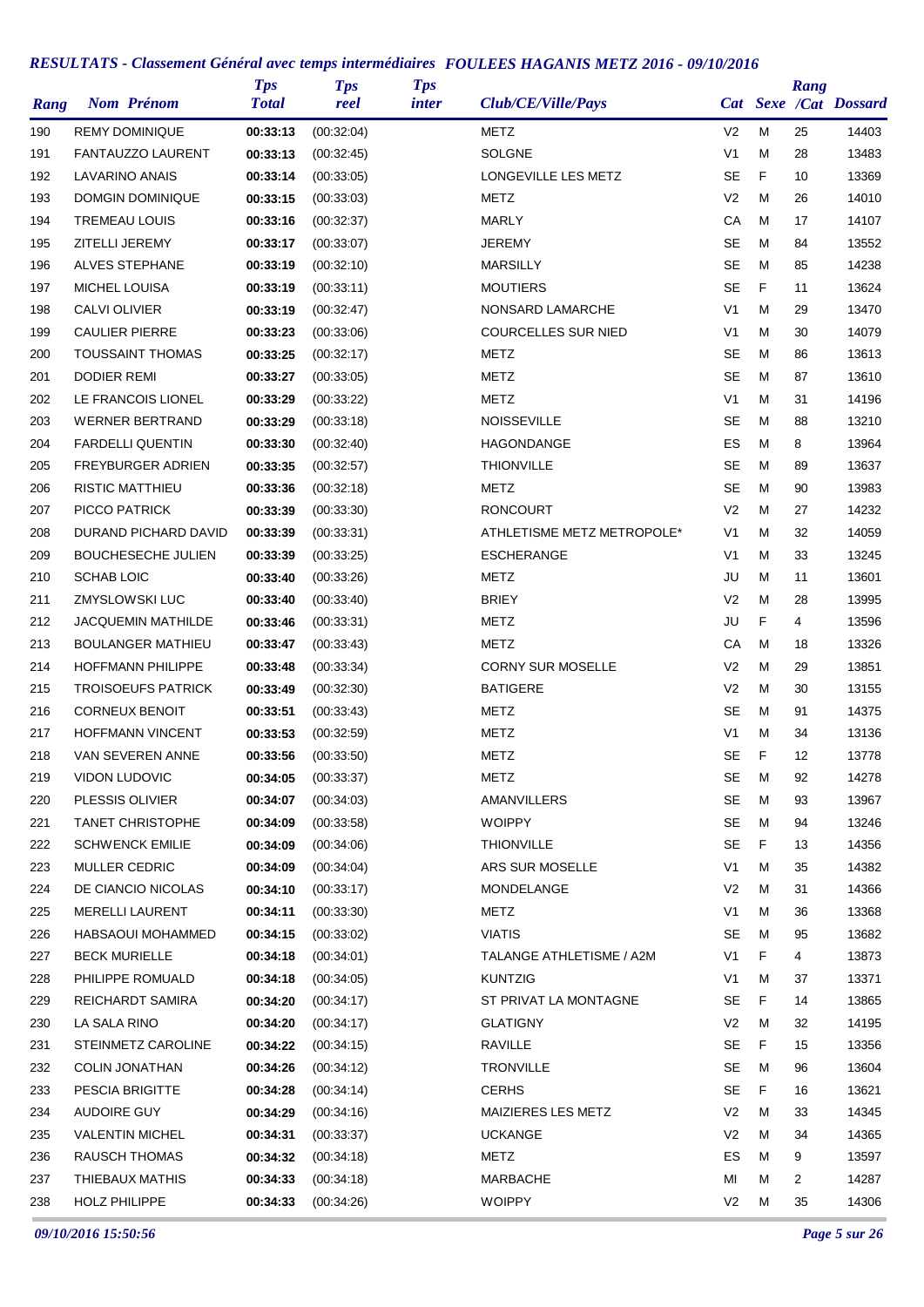## RESULTATS - Classement Général avec temps intermédiaires FOULEES HAGANIS METZ 2016 - 09/10/2016

| Rang | Nom Prénom | Tps Total | Tps reel | Tps inter | Club/CE/Ville/Pays | Cat | Sexe | Rang /Cat | Dossard |
|---|---|---|---|---|---|---|---|---|---|
| 190 | REMY DOMINIQUE | **00:33:13** | (00:32:04) | | METZ | V2 | M | 25 | 14403 |
| 191 | FANTAUZZO LAURENT | **00:33:13** | (00:32:45) | | SOLGNE | V1 | M | 28 | 13483 |
| 192 | LAVARINO ANAIS | **00:33:14** | (00:33:05) | | LONGEVILLE LES METZ | SE | F | 10 | 13369 |
| 193 | DOMGIN DOMINIQUE | **00:33:15** | (00:33:03) | | METZ | V2 | M | 26 | 14010 |
| 194 | TREMEAU LOUIS | **00:33:16** | (00:32:37) | | MARLY | CA | M | 17 | 14107 |
| 195 | ZITELLI JEREMY | **00:33:17** | (00:33:07) | | JEREMY | SE | M | 84 | 13552 |
| 196 | ALVES STEPHANE | **00:33:19** | (00:32:10) | | MARSILLY | SE | M | 85 | 14238 |
| 197 | MICHEL LOUISA | **00:33:19** | (00:33:11) | | MOUTIERS | SE | F | 11 | 13624 |
| 198 | CALVI OLIVIER | **00:33:19** | (00:32:47) | | NONSARD LAMARCHE | V1 | M | 29 | 13470 |
| 199 | CAULIER PIERRE | **00:33:23** | (00:33:06) | | COURCELLES SUR NIED | V1 | M | 30 | 14079 |
| 200 | TOUSSAINT THOMAS | **00:33:25** | (00:32:17) | | METZ | SE | M | 86 | 13613 |
| 201 | DODIER REMI | **00:33:27** | (00:33:05) | | METZ | SE | M | 87 | 13610 |
| 202 | LE FRANCOIS LIONEL | **00:33:29** | (00:33:22) | | METZ | V1 | M | 31 | 14196 |
| 203 | WERNER BERTRAND | **00:33:29** | (00:33:18) | | NOISSEVILLE | SE | M | 88 | 13210 |
| 204 | FARDELLI QUENTIN | **00:33:30** | (00:32:40) | | HAGONDANGE | ES | M | 8 | 13964 |
| 205 | FREYBURGER ADRIEN | **00:33:35** | (00:32:57) | | THIONVILLE | SE | M | 89 | 13637 |
| 206 | RISTIC MATTHIEU | **00:33:36** | (00:32:18) | | METZ | SE | M | 90 | 13983 |
| 207 | PICCO PATRICK | **00:33:39** | (00:33:30) | | RONCOURT | V2 | M | 27 | 14232 |
| 208 | DURAND PICHARD DAVID | **00:33:39** | (00:33:31) | | ATHLETISME METZ METROPOLE* | V1 | M | 32 | 14059 |
| 209 | BOUCHESECHE JULIEN | **00:33:39** | (00:33:25) | | ESCHERANGE | V1 | M | 33 | 13245 |
| 210 | SCHAB LOIC | **00:33:40** | (00:33:26) | | METZ | JU | M | 11 | 13601 |
| 211 | ZMYSLOWSKI LUC | **00:33:40** | (00:33:40) | | BRIEY | V2 | M | 28 | 13995 |
| 212 | JACQUEMIN MATHILDE | **00:33:46** | (00:33:31) | | METZ | JU | F | 4 | 13596 |
| 213 | BOULANGER MATHIEU | **00:33:47** | (00:33:43) | | METZ | CA | M | 18 | 13326 |
| 214 | HOFFMANN PHILIPPE | **00:33:48** | (00:33:34) | | CORNY SUR MOSELLE | V2 | M | 29 | 13851 |
| 215 | TROISOEUFS PATRICK | **00:33:49** | (00:32:30) | | BATIGERE | V2 | M | 30 | 13155 |
| 216 | CORNEUX BENOIT | **00:33:51** | (00:33:43) | | METZ | SE | M | 91 | 14375 |
| 217 | HOFFMANN VINCENT | **00:33:53** | (00:32:59) | | METZ | V1 | M | 34 | 13136 |
| 218 | VAN SEVEREN ANNE | **00:33:56** | (00:33:50) | | METZ | SE | F | 12 | 13778 |
| 219 | VIDON LUDOVIC | **00:34:05** | (00:33:37) | | METZ | SE | M | 92 | 14278 |
| 220 | PLESSIS OLIVIER | **00:34:07** | (00:34:03) | | AMANVILLERS | SE | M | 93 | 13967 |
| 221 | TANET CHRISTOPHE | **00:34:09** | (00:33:58) | | WOIPPY | SE | M | 94 | 13246 |
| 222 | SCHWENCK EMILIE | **00:34:09** | (00:34:06) | | THIONVILLE | SE | F | 13 | 14356 |
| 223 | MULLER CEDRIC | **00:34:09** | (00:34:04) | | ARS SUR MOSELLE | V1 | M | 35 | 14382 |
| 224 | DE CIANCIO NICOLAS | **00:34:10** | (00:33:17) | | MONDELANGE | V2 | M | 31 | 14366 |
| 225 | MERELLI LAURENT | **00:34:11** | (00:33:30) | | METZ | V1 | M | 36 | 13368 |
| 226 | HABSAOUI MOHAMMED | **00:34:15** | (00:33:02) | | VIATIS | SE | M | 95 | 13682 |
| 227 | BECK MURIELLE | **00:34:18** | (00:34:01) | | TALANGE ATHLETISME / A2M | V1 | F | 4 | 13873 |
| 228 | PHILIPPE ROMUALD | **00:34:18** | (00:34:05) | | KUNTZIG | V1 | M | 37 | 13371 |
| 229 | REICHARDT SAMIRA | **00:34:20** | (00:34:17) | | ST PRIVAT LA MONTAGNE | SE | F | 14 | 13865 |
| 230 | LA SALA RINO | **00:34:20** | (00:34:17) | | GLATIGNY | V2 | M | 32 | 14195 |
| 231 | STEINMETZ CAROLINE | **00:34:22** | (00:34:15) | | RAVILLE | SE | F | 15 | 13356 |
| 232 | COLIN JONATHAN | **00:34:26** | (00:34:12) | | TRONVILLE | SE | M | 96 | 13604 |
| 233 | PESCIA BRIGITTE | **00:34:28** | (00:34:14) | | CERHS | SE | F | 16 | 13621 |
| 234 | AUDOIRE GUY | **00:34:29** | (00:34:16) | | MAIZIERES LES METZ | V2 | M | 33 | 14345 |
| 235 | VALENTIN MICHEL | **00:34:31** | (00:33:37) | | UCKANGE | V2 | M | 34 | 14365 |
| 236 | RAUSCH THOMAS | **00:34:32** | (00:34:18) | | METZ | ES | M | 9 | 13597 |
| 237 | THIEBAUX MATHIS | **00:34:33** | (00:34:18) | | MARBACHE | MI | M | 2 | 14287 |
| 238 | HOLZ PHILIPPE | **00:34:33** | (00:34:26) | | WOIPPY | V2 | M | 35 | 14306 |

*09/10/2016 15:50:56*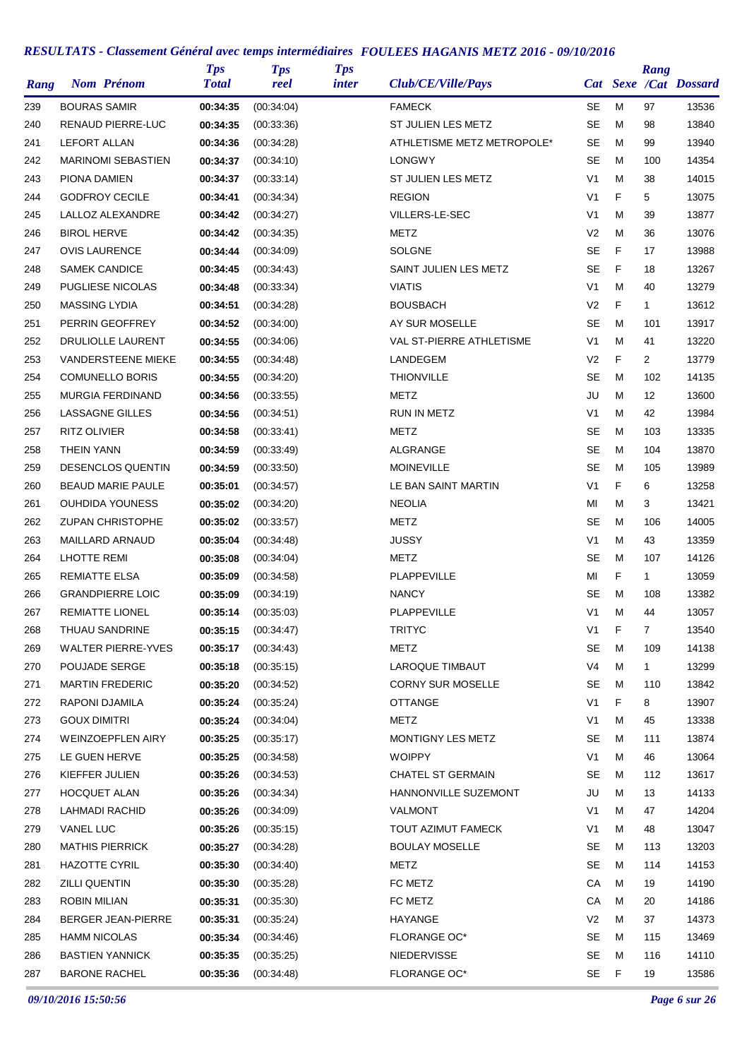## *RESULTATS - Classement Général avec temps intermédiaires FOULEES HAGANIS METZ 2016 - 09/10/2016*

| Rang | Nom Prénom | Tps Total | Tps reel | Tps inter | Club/CE/Ville/Pays | Cat | Sexe | Rang /Cat | Dossard |
|---|---|---|---|---|---|---|---|---|---|
| 239 | BOURAS SAMIR | **00:34:35** | (00:34:04) | | FAMECK | SE | M | 97 | 13536 |
| 240 | RENAUD PIERRE-LUC | **00:34:35** | (00:33:36) | | ST JULIEN LES METZ | SE | M | 98 | 13840 |
| 241 | LEFORT ALLAN | **00:34:36** | (00:34:28) | | ATHLETISME METZ METROPOLE* | SE | M | 99 | 13940 |
| 242 | MARINOMI SEBASTIEN | **00:34:37** | (00:34:10) | | LONGWY | SE | M | 100 | 14354 |
| 243 | PIONA DAMIEN | **00:34:37** | (00:33:14) | | ST JULIEN LES METZ | V1 | M | 38 | 14015 |
| 244 | GODFROY CECILE | **00:34:41** | (00:34:34) | | REGION | V1 | F | 5 | 13075 |
| 245 | LALLOZ ALEXANDRE | **00:34:42** | (00:34:27) | | VILLERS-LE-SEC | V1 | M | 39 | 13877 |
| 246 | BIROL HERVE | **00:34:42** | (00:34:35) | | METZ | V2 | M | 36 | 13076 |
| 247 | OVIS LAURENCE | **00:34:44** | (00:34:09) | | SOLGNE | SE | F | 17 | 13988 |
| 248 | SAMEK CANDICE | **00:34:45** | (00:34:43) | | SAINT JULIEN LES METZ | SE | F | 18 | 13267 |
| 249 | PUGLIESE NICOLAS | **00:34:48** | (00:33:34) | | VIATIS | V1 | M | 40 | 13279 |
| 250 | MASSING LYDIA | **00:34:51** | (00:34:28) | | BOUSBACH | V2 | F | 1 | 13612 |
| 251 | PERRIN GEOFFREY | **00:34:52** | (00:34:00) | | AY SUR MOSELLE | SE | M | 101 | 13917 |
| 252 | DRULIOLLE LAURENT | **00:34:55** | (00:34:06) | | VAL ST-PIERRE ATHLETISME | V1 | M | 41 | 13220 |
| 253 | VANDERSTEENE MIEKE | **00:34:55** | (00:34:48) | | LANDEGEM | V2 | F | 2 | 13779 |
| 254 | COMUNELLO BORIS | **00:34:55** | (00:34:20) | | THIONVILLE | SE | M | 102 | 14135 |
| 255 | MURGIA FERDINAND | **00:34:56** | (00:33:55) | | METZ | JU | M | 12 | 13600 |
| 256 | LASSAGNE GILLES | **00:34:56** | (00:34:51) | | RUN IN METZ | V1 | M | 42 | 13984 |
| 257 | RITZ OLIVIER | **00:34:58** | (00:33:41) | | METZ | SE | M | 103 | 13335 |
| 258 | THEIN YANN | **00:34:59** | (00:33:49) | | ALGRANGE | SE | M | 104 | 13870 |
| 259 | DESENCLOS QUENTIN | **00:34:59** | (00:33:50) | | MOINEVILLE | SE | M | 105 | 13989 |
| 260 | BEAUD MARIE PAULE | **00:35:01** | (00:34:57) | | LE BAN SAINT MARTIN | V1 | F | 6 | 13258 |
| 261 | OUHDIDA YOUNESS | **00:35:02** | (00:34:20) | | NEOLIA | MI | M | 3 | 13421 |
| 262 | ZUPAN CHRISTOPHE | **00:35:02** | (00:33:57) | | METZ | SE | M | 106 | 14005 |
| 263 | MAILLARD ARNAUD | **00:35:04** | (00:34:48) | | JUSSY | V1 | M | 43 | 13359 |
| 264 | LHOTTE REMI | **00:35:08** | (00:34:04) | | METZ | SE | M | 107 | 14126 |
| 265 | REMIATTE ELSA | **00:35:09** | (00:34:58) | | PLAPPEVILLE | MI | F | 1 | 13059 |
| 266 | GRANDPIERRE LOIC | **00:35:09** | (00:34:19) | | NANCY | SE | M | 108 | 13382 |
| 267 | REMIATTE LIONEL | **00:35:14** | (00:35:03) | | PLAPPEVILLE | V1 | M | 44 | 13057 |
| 268 | THUAU SANDRINE | **00:35:15** | (00:34:47) | | TRITYC | V1 | F | 7 | 13540 |
| 269 | WALTER PIERRE-YVES | **00:35:17** | (00:34:43) | | METZ | SE | M | 109 | 14138 |
| 270 | POUJADE SERGE | **00:35:18** | (00:35:15) | | LAROQUE TIMBAUT | V4 | M | 1 | 13299 |
| 271 | MARTIN FREDERIC | **00:35:20** | (00:34:52) | | CORNY SUR MOSELLE | SE | M | 110 | 13842 |
| 272 | RAPONI DJAMILA | **00:35:24** | (00:35:24) | | OTTANGE | V1 | F | 8 | 13907 |
| 273 | GOUX DIMITRI | **00:35:24** | (00:34:04) | | METZ | V1 | M | 45 | 13338 |
| 274 | WEINZOEPFLEN AIRY | **00:35:25** | (00:35:17) | | MONTIGNY LES METZ | SE | M | 111 | 13874 |
| 275 | LE GUEN HERVE | **00:35:25** | (00:34:58) | | WOIPPY | V1 | M | 46 | 13064 |
| 276 | KIEFFER JULIEN | **00:35:26** | (00:34:53) | | CHATEL ST GERMAIN | SE | M | 112 | 13617 |
| 277 | HOCQUET ALAN | **00:35:26** | (00:34:34) | | HANNONVILLE SUZEMONT | JU | M | 13 | 14133 |
| 278 | LAHMADI RACHID | **00:35:26** | (00:34:09) | | VALMONT | V1 | M | 47 | 14204 |
| 279 | VANEL LUC | **00:35:26** | (00:35:15) | | TOUT AZIMUT FAMECK | V1 | M | 48 | 13047 |
| 280 | MATHIS PIERRICK | **00:35:27** | (00:34:28) | | BOULAY MOSELLE | SE | M | 113 | 13203 |
| 281 | HAZOTTE CYRIL | **00:35:30** | (00:34:40) | | METZ | SE | M | 114 | 14153 |
| 282 | ZILLI QUENTIN | **00:35:30** | (00:35:28) | | FC METZ | CA | M | 19 | 14190 |
| 283 | ROBIN MILIAN | **00:35:31** | (00:35:30) | | FC METZ | CA | M | 20 | 14186 |
| 284 | BERGER JEAN-PIERRE | **00:35:31** | (00:35:24) | | HAYANGE | V2 | M | 37 | 14373 |
| 285 | HAMM NICOLAS | **00:35:34** | (00:34:46) | | FLORANGE OC* | SE | M | 115 | 13469 |
| 286 | BASTIEN YANNICK | **00:35:35** | (00:35:25) | | NIEDERVISSE | SE | M | 116 | 14110 |
| 287 | BARONE RACHEL | **00:35:36** | (00:34:48) | | FLORANGE OC* | SE | F | 19 | 13586 |

*09/10/2016 15:50:56*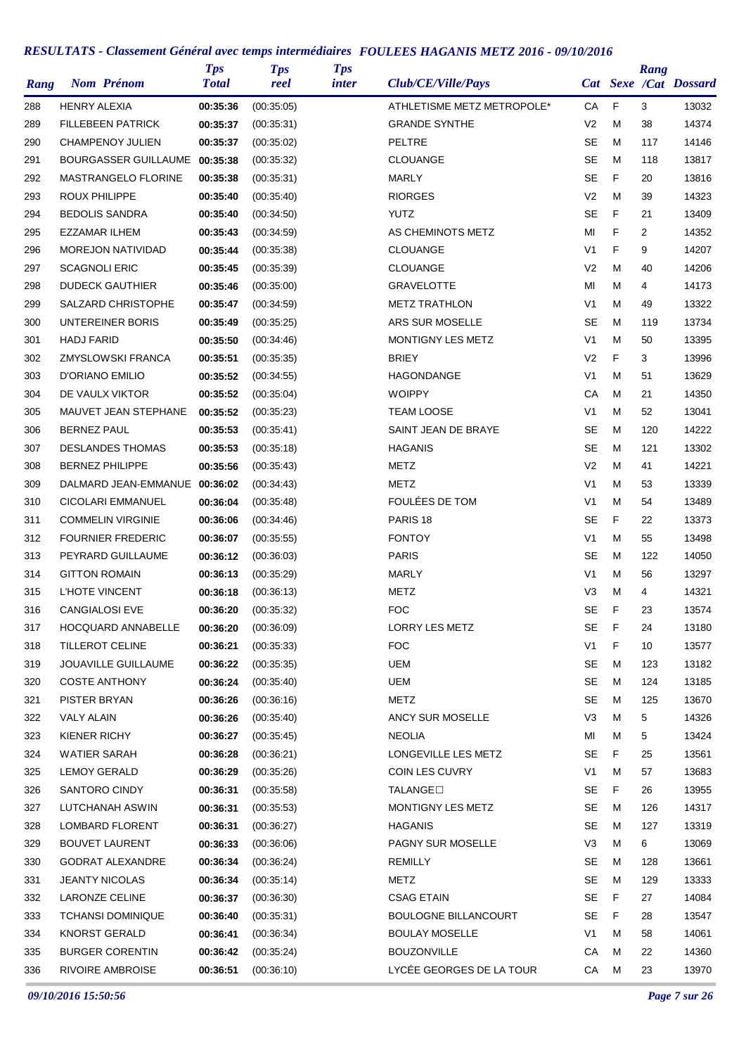# RESULTATS - Classement Général avec temps intermédiaires FOULEES HAGANIS METZ 2016 - 09/10/2016

| Rang | Nom Prénom | Tps Total | Tps reel | Tps inter | Club/CE/Ville/Pays | Cat | Sexe | Rang /Cat | Dossard |
|---|---|---|---|---|---|---|---|---|---|
| 288 | HENRY ALEXIA | **00:35:36** | (00:35:05) | | ATHLETISME METZ METROPOLE* | CA | F | 3 | 13032 |
| 289 | FILLEBEEN PATRICK | **00:35:37** | (00:35:31) | | GRANDE SYNTHE | V2 | M | 38 | 14374 |
| 290 | CHAMPENOY JULIEN | **00:35:37** | (00:35:02) | | PELTRE | SE | M | 117 | 14146 |
| 291 | BOURGASSER GUILLAUME | **00:35:38** | (00:35:32) | | CLOUANGE | SE | M | 118 | 13817 |
| 292 | MASTRANGELO FLORINE | **00:35:38** | (00:35:31) | | MARLY | SE | F | 20 | 13816 |
| 293 | ROUX PHILIPPE | **00:35:40** | (00:35:40) | | RIORGES | V2 | M | 39 | 14323 |
| 294 | BEDOLIS SANDRA | **00:35:40** | (00:34:50) | | YUTZ | SE | F | 21 | 13409 |
| 295 | EZZAMAR ILHEM | **00:35:43** | (00:34:59) | | AS CHEMINOTS METZ | MI | F | 2 | 14352 |
| 296 | MOREJON NATIVIDAD | **00:35:44** | (00:35:38) | | CLOUANGE | V1 | F | 9 | 14207 |
| 297 | SCAGNOLI ERIC | **00:35:45** | (00:35:39) | | CLOUANGE | V2 | M | 40 | 14206 |
| 298 | DUDECK GAUTHIER | **00:35:46** | (00:35:00) | | GRAVELOTTE | MI | M | 4 | 14173 |
| 299 | SALZARD CHRISTOPHE | **00:35:47** | (00:34:59) | | METZ TRATHLON | V1 | M | 49 | 13322 |
| 300 | UNTEREINER BORIS | **00:35:49** | (00:35:25) | | ARS SUR MOSELLE | SE | M | 119 | 13734 |
| 301 | HADJ FARID | **00:35:50** | (00:34:46) | | MONTIGNY LES METZ | V1 | M | 50 | 13395 |
| 302 | ZMYSLOWSKI FRANCA | **00:35:51** | (00:35:35) | | BRIEY | V2 | F | 3 | 13996 |
| 303 | D'ORIANO EMILIO | **00:35:52** | (00:34:55) | | HAGONDANGE | V1 | M | 51 | 13629 |
| 304 | DE VAULX VIKTOR | **00:35:52** | (00:35:04) | | WOIPPY | CA | M | 21 | 14350 |
| 305 | MAUVET JEAN STEPHANE | **00:35:52** | (00:35:23) | | TEAM LOOSE | V1 | M | 52 | 13041 |
| 306 | BERNEZ PAUL | **00:35:53** | (00:35:41) | | SAINT JEAN DE BRAYE | SE | M | 120 | 14222 |
| 307 | DESLANDES THOMAS | **00:35:53** | (00:35:18) | | HAGANIS | SE | M | 121 | 13302 |
| 308 | BERNEZ PHILIPPE | **00:35:56** | (00:35:43) | | METZ | V2 | M | 41 | 14221 |
| 309 | DALMARD JEAN-EMMANUE | **00:36:02** | (00:34:43) | | METZ | V1 | M | 53 | 13339 |
| 310 | CICOLARI EMMANUEL | **00:36:04** | (00:35:48) | | FOULÉES DE TOM | V1 | M | 54 | 13489 |
| 311 | COMMELIN VIRGINIE | **00:36:06** | (00:34:46) | | PARIS 18 | SE | F | 22 | 13373 |
| 312 | FOURNIER FREDERIC | **00:36:07** | (00:35:55) | | FONTOY | V1 | M | 55 | 13498 |
| 313 | PEYRARD GUILLAUME | **00:36:12** | (00:36:03) | | PARIS | SE | M | 122 | 14050 |
| 314 | GITTON ROMAIN | **00:36:13** | (00:35:29) | | MARLY | V1 | M | 56 | 13297 |
| 315 | L'HOTE VINCENT | **00:36:18** | (00:36:13) | | METZ | V3 | M | 4 | 14321 |
| 316 | CANGIALOSI EVE | **00:36:20** | (00:35:32) | | FOC | SE | F | 23 | 13574 |
| 317 | HOCQUARD ANNABELLE | **00:36:20** | (00:36:09) | | LORRY LES METZ | SE | F | 24 | 13180 |
| 318 | TILLEROT CELINE | **00:36:21** | (00:35:33) | | FOC | V1 | F | 10 | 13577 |
| 319 | JOUAVILLE GUILLAUME | **00:36:22** | (00:35:35) | | UEM | SE | M | 123 | 13182 |
| 320 | COSTE ANTHONY | **00:36:24** | (00:35:40) | | UEM | SE | M | 124 | 13185 |
| 321 | PISTER BRYAN | **00:36:26** | (00:36:16) | | METZ | SE | M | 125 | 13670 |
| 322 | VALY ALAIN | **00:36:26** | (00:35:40) | | ANCY SUR MOSELLE | V3 | M | 5 | 14326 |
| 323 | KIENER RICHY | **00:36:27** | (00:35:45) | | NEOLIA | MI | M | 5 | 13424 |
| 324 | WATIER SARAH | **00:36:28** | (00:36:21) | | LONGEVILLE LES METZ | SE | F | 25 | 13561 |
| 325 | LEMOY GERALD | **00:36:29** | (00:35:26) | | COIN LES CUVRY | V1 | M | 57 | 13683 |
| 326 | SANTORO CINDY | **00:36:31** | (00:35:58) | | TALANGE□ | SE | F | 26 | 13955 |
| 327 | LUTCHANAH ASWIN | **00:36:31** | (00:35:53) | | MONTIGNY LES METZ | SE | M | 126 | 14317 |
| 328 | LOMBARD FLORENT | **00:36:31** | (00:36:27) | | HAGANIS | SE | M | 127 | 13319 |
| 329 | BOUVET LAURENT | **00:36:33** | (00:36:06) | | PAGNY SUR MOSELLE | V3 | M | 6 | 13069 |
| 330 | GODRAT ALEXANDRE | **00:36:34** | (00:36:24) | | REMILLY | SE | M | 128 | 13661 |
| 331 | JEANTY NICOLAS | **00:36:34** | (00:35:14) | | METZ | SE | M | 129 | 13333 |
| 332 | LARONZE CELINE | **00:36:37** | (00:36:30) | | CSAG ETAIN | SE | F | 27 | 14084 |
| 333 | TCHANSI DOMINIQUE | **00:36:40** | (00:35:31) | | BOULOGNE BILLANCOURT | SE | F | 28 | 13547 |
| 334 | KNORST GERALD | **00:36:41** | (00:36:34) | | BOULAY MOSELLE | V1 | M | 58 | 14061 |
| 335 | BURGER CORENTIN | **00:36:42** | (00:35:24) | | BOUZONVILLE | CA | M | 22 | 14360 |
| 336 | RIVOIRE AMBROISE | **00:36:51** | (00:36:10) | | LYCÉE GEORGES DE LA TOUR | CA | M | 23 | 13970 |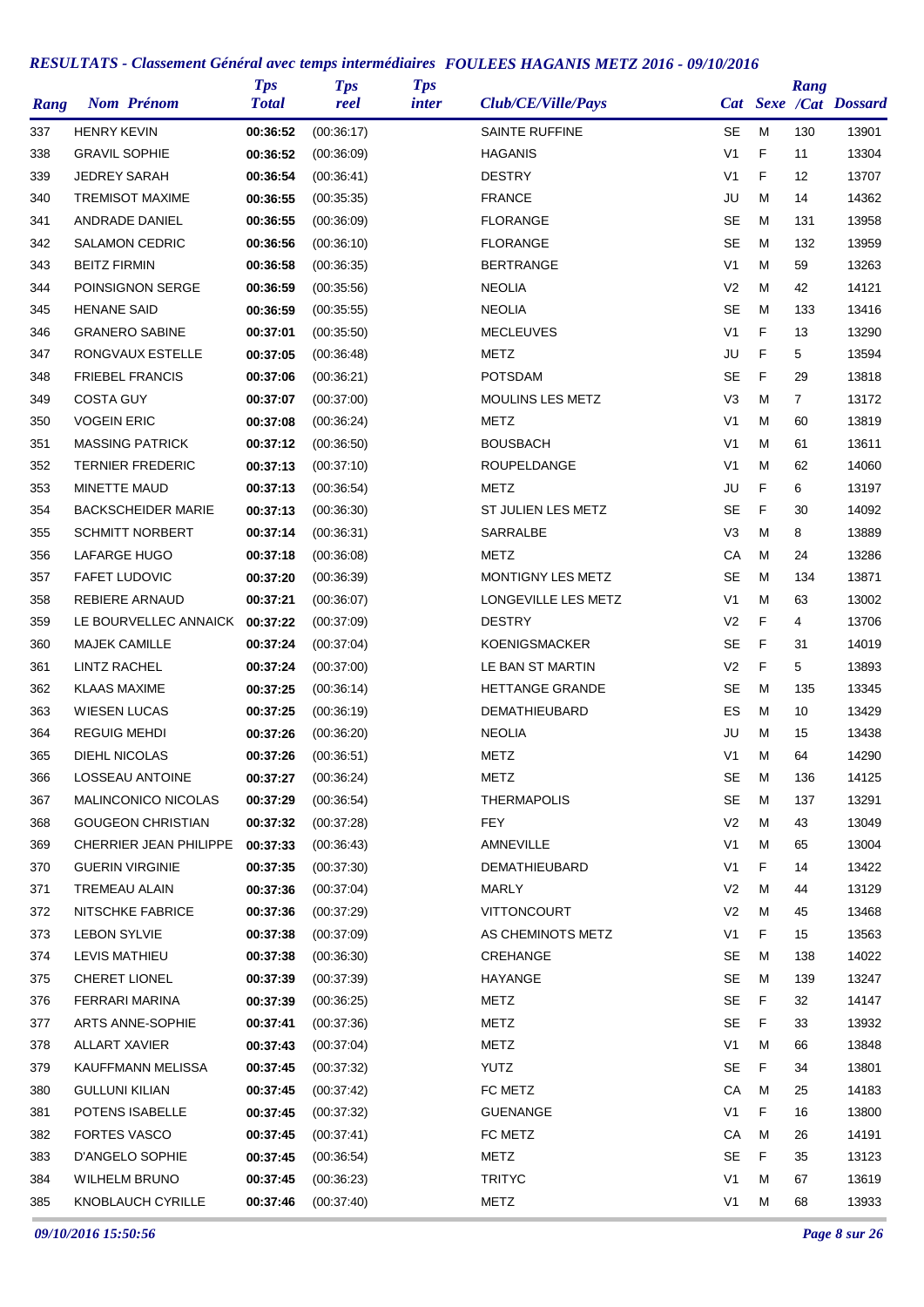## *RESULTATS - Classement Général avec temps intermédiaires FOULEES HAGANIS METZ 2016 - 09/10/2016*

| Rang | Nom Prénom | Tps Total | Tps reel | Tps inter | Club/CE/Ville/Pays | Cat | Sexe | Rang /Cat | Dossard |
|---|---|---|---|---|---|---|---|---|---|
| 337 | HENRY KEVIN | **00:36:52** | (00:36:17) | | SAINTE RUFFINE | SE | M | 130 | 13901 |
| 338 | GRAVIL SOPHIE | **00:36:52** | (00:36:09) | | HAGANIS | V1 | F | 11 | 13304 |
| 339 | JEDREY SARAH | **00:36:54** | (00:36:41) | | DESTRY | V1 | F | 12 | 13707 |
| 340 | TREMISOT MAXIME | **00:36:55** | (00:35:35) | | FRANCE | JU | M | 14 | 14362 |
| 341 | ANDRADE DANIEL | **00:36:55** | (00:36:09) | | FLORANGE | SE | M | 131 | 13958 |
| 342 | SALAMON CEDRIC | **00:36:56** | (00:36:10) | | FLORANGE | SE | M | 132 | 13959 |
| 343 | BEITZ FIRMIN | **00:36:58** | (00:36:35) | | BERTRANGE | V1 | M | 59 | 13263 |
| 344 | POINSIGNON SERGE | **00:36:59** | (00:35:56) | | NEOLIA | V2 | M | 42 | 14121 |
| 345 | HENANE SAID | **00:36:59** | (00:35:55) | | NEOLIA | SE | M | 133 | 13416 |
| 346 | GRANERO SABINE | **00:37:01** | (00:35:50) | | MECLEUVES | V1 | F | 13 | 13290 |
| 347 | RONGVAUX ESTELLE | **00:37:05** | (00:36:48) | | METZ | JU | F | 5 | 13594 |
| 348 | FRIEBEL FRANCIS | **00:37:06** | (00:36:21) | | POTSDAM | SE | F | 29 | 13818 |
| 349 | COSTA GUY | **00:37:07** | (00:37:00) | | MOULINS LES METZ | V3 | M | 7 | 13172 |
| 350 | VOGEIN ERIC | **00:37:08** | (00:36:24) | | METZ | V1 | M | 60 | 13819 |
| 351 | MASSING PATRICK | **00:37:12** | (00:36:50) | | BOUSBACH | V1 | M | 61 | 13611 |
| 352 | TERNIER FREDERIC | **00:37:13** | (00:37:10) | | ROUPELDANGE | V1 | M | 62 | 14060 |
| 353 | MINETTE MAUD | **00:37:13** | (00:36:54) | | METZ | JU | F | 6 | 13197 |
| 354 | BACKSCHEIDER MARIE | **00:37:13** | (00:36:30) | | ST JULIEN LES METZ | SE | F | 30 | 14092 |
| 355 | SCHMITT NORBERT | **00:37:14** | (00:36:31) | | SARRALBE | V3 | M | 8 | 13889 |
| 356 | LAFARGE HUGO | **00:37:18** | (00:36:08) | | METZ | CA | M | 24 | 13286 |
| 357 | FAFET LUDOVIC | **00:37:20** | (00:36:39) | | MONTIGNY LES METZ | SE | M | 134 | 13871 |
| 358 | REBIERE ARNAUD | **00:37:21** | (00:36:07) | | LONGEVILLE LES METZ | V1 | M | 63 | 13002 |
| 359 | LE BOURVELLEC ANNAICK | **00:37:22** | (00:37:09) | | DESTRY | V2 | F | 4 | 13706 |
| 360 | MAJEK CAMILLE | **00:37:24** | (00:37:04) | | KOENIGSMACKER | SE | F | 31 | 14019 |
| 361 | LINTZ RACHEL | **00:37:24** | (00:37:00) | | LE BAN ST MARTIN | V2 | F | 5 | 13893 |
| 362 | KLAAS MAXIME | **00:37:25** | (00:36:14) | | HETTANGE GRANDE | SE | M | 135 | 13345 |
| 363 | WIESEN LUCAS | **00:37:25** | (00:36:19) | | DEMATHIEUBARD | ES | M | 10 | 13429 |
| 364 | REGUIG MEHDI | **00:37:26** | (00:36:20) | | NEOLIA | JU | M | 15 | 13438 |
| 365 | DIEHL NICOLAS | **00:37:26** | (00:36:51) | | METZ | V1 | M | 64 | 14290 |
| 366 | LOSSEAU ANTOINE | **00:37:27** | (00:36:24) | | METZ | SE | M | 136 | 14125 |
| 367 | MALINCONICO NICOLAS | **00:37:29** | (00:36:54) | | THERMAPOLIS | SE | M | 137 | 13291 |
| 368 | GOUGEON CHRISTIAN | **00:37:32** | (00:37:28) | | FEY | V2 | M | 43 | 13049 |
| 369 | CHERRIER JEAN PHILIPPE | **00:37:33** | (00:36:43) | | AMNEVILLE | V1 | M | 65 | 13004 |
| 370 | GUERIN VIRGINIE | **00:37:35** | (00:37:30) | | DEMATHIEUBARD | V1 | F | 14 | 13422 |
| 371 | TREMEAU ALAIN | **00:37:36** | (00:37:04) | | MARLY | V2 | M | 44 | 13129 |
| 372 | NITSCHKE FABRICE | **00:37:36** | (00:37:29) | | VITTONCOURT | V2 | M | 45 | 13468 |
| 373 | LEBON SYLVIE | **00:37:38** | (00:37:09) | | AS CHEMINOTS METZ | V1 | F | 15 | 13563 |
| 374 | LEVIS MATHIEU | **00:37:38** | (00:36:30) | | CREHANGE | SE | M | 138 | 14022 |
| 375 | CHERET LIONEL | **00:37:39** | (00:37:39) | | HAYANGE | SE | M | 139 | 13247 |
| 376 | FERRARI MARINA | **00:37:39** | (00:36:25) | | METZ | SE | F | 32 | 14147 |
| 377 | ARTS ANNE-SOPHIE | **00:37:41** | (00:37:36) | | METZ | SE | F | 33 | 13932 |
| 378 | ALLART XAVIER | **00:37:43** | (00:37:04) | | METZ | V1 | M | 66 | 13848 |
| 379 | KAUFFMANN MELISSA | **00:37:45** | (00:37:32) | | YUTZ | SE | F | 34 | 13801 |
| 380 | GULLUNI KILIAN | **00:37:45** | (00:37:42) | | FC METZ | CA | M | 25 | 14183 |
| 381 | POTENS ISABELLE | **00:37:45** | (00:37:32) | | GUENANGE | V1 | F | 16 | 13800 |
| 382 | FORTES VASCO | **00:37:45** | (00:37:41) | | FC METZ | CA | M | 26 | 14191 |
| 383 | D'ANGELO SOPHIE | **00:37:45** | (00:36:54) | | METZ | SE | F | 35 | 13123 |
| 384 | WILHELM BRUNO | **00:37:45** | (00:36:23) | | TRITYC | V1 | M | 67 | 13619 |
| 385 | KNOBLAUCH CYRILLE | **00:37:46** | (00:37:40) | | METZ | V1 | M | 68 | 13933 |

*09/10/2016 15:50:56*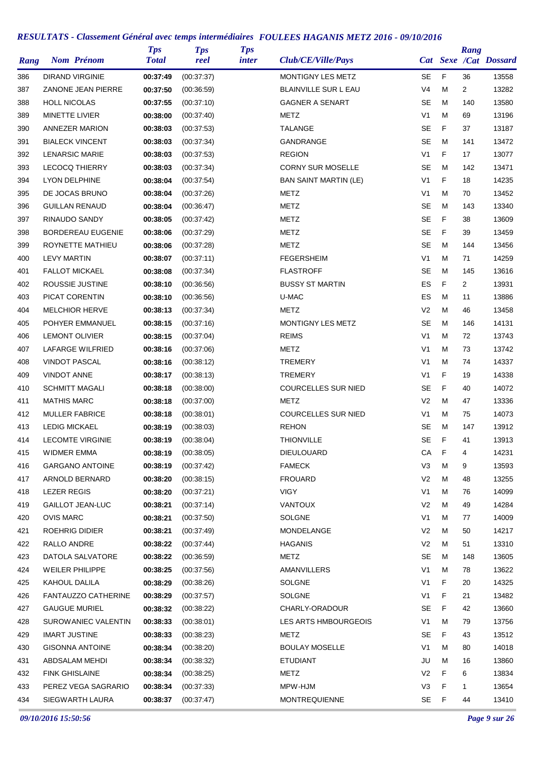## *RESULTATS - Classement Général avec temps intermédiaires FOULEES HAGANIS METZ 2016 - 09/10/2016*

| Rang | Nom Prénom | Tps Total | Tps reel | Tps inter | Club/CE/Ville/Pays | Cat | Sexe | Rang /Cat | Dossard |
|---|---|---|---|---|---|---|---|---|---|
| 386 | DIRAND VIRGINIE | 00:37:49 | (00:37:37) | | MONTIGNY LES METZ | SE | F | 36 | 13558 |
| 387 | ZANONE JEAN PIERRE | 00:37:50 | (00:36:59) | | BLAINVILLE SUR L EAU | V4 | M | 2 | 13282 |
| 388 | HOLL NICOLAS | 00:37:55 | (00:37:10) | | GAGNER A SENART | SE | M | 140 | 13580 |
| 389 | MINETTE LIVIER | 00:38:00 | (00:37:40) | | METZ | V1 | M | 69 | 13196 |
| 390 | ANNEZER MARION | 00:38:03 | (00:37:53) | | TALANGE | SE | F | 37 | 13187 |
| 391 | BIALECK VINCENT | 00:38:03 | (00:37:34) | | GANDRANGE | SE | M | 141 | 13472 |
| 392 | LENARSIC MARIE | 00:38:03 | (00:37:53) | | REGION | V1 | F | 17 | 13077 |
| 393 | LECOCQ THIERRY | 00:38:03 | (00:37:34) | | CORNY SUR MOSELLE | SE | M | 142 | 13471 |
| 394 | LYON DELPHINE | 00:38:04 | (00:37:54) | | BAN SAINT MARTIN (LE) | V1 | F | 18 | 14235 |
| 395 | DE JOCAS BRUNO | 00:38:04 | (00:37:26) | | METZ | V1 | M | 70 | 13452 |
| 396 | GUILLAN RENAUD | 00:38:04 | (00:36:47) | | METZ | SE | M | 143 | 13340 |
| 397 | RINAUDO SANDY | 00:38:05 | (00:37:42) | | METZ | SE | F | 38 | 13609 |
| 398 | BORDEREAU EUGENIE | 00:38:06 | (00:37:29) | | METZ | SE | F | 39 | 13459 |
| 399 | ROYNETTE MATHIEU | 00:38:06 | (00:37:28) | | METZ | SE | M | 144 | 13456 |
| 400 | LEVY MARTIN | 00:38:07 | (00:37:11) | | FEGERSHEIM | V1 | M | 71 | 14259 |
| 401 | FALLOT MICKAEL | 00:38:08 | (00:37:34) | | FLASTROFF | SE | M | 145 | 13616 |
| 402 | ROUSSIE JUSTINE | 00:38:10 | (00:36:56) | | BUSSY ST MARTIN | ES | F | 2 | 13931 |
| 403 | PICAT CORENTIN | 00:38:10 | (00:36:56) | | U-MAC | ES | M | 11 | 13886 |
| 404 | MELCHIOR HERVE | 00:38:13 | (00:37:34) | | METZ | V2 | M | 46 | 13458 |
| 405 | POHYER EMMANUEL | 00:38:15 | (00:37:16) | | MONTIGNY LES METZ | SE | M | 146 | 14131 |
| 406 | LEMONT OLIVIER | 00:38:15 | (00:37:04) | | REIMS | V1 | M | 72 | 13743 |
| 407 | LAFARGE WILFRIED | 00:38:16 | (00:37:06) | | METZ | V1 | M | 73 | 13742 |
| 408 | VINDOT PASCAL | 00:38:16 | (00:38:12) | | TREMERY | V1 | M | 74 | 14337 |
| 409 | VINDOT ANNE | 00:38:17 | (00:38:13) | | TREMERY | V1 | F | 19 | 14338 |
| 410 | SCHMITT MAGALI | 00:38:18 | (00:38:00) | | COURCELLES SUR NIED | SE | F | 40 | 14072 |
| 411 | MATHIS MARC | 00:38:18 | (00:37:00) | | METZ | V2 | M | 47 | 13336 |
| 412 | MULLER FABRICE | 00:38:18 | (00:38:01) | | COURCELLES SUR NIED | V1 | M | 75 | 14073 |
| 413 | LEDIG MICKAEL | 00:38:19 | (00:38:03) | | REHON | SE | M | 147 | 13912 |
| 414 | LECOMTE VIRGINIE | 00:38:19 | (00:38:04) | | THIONVILLE | SE | F | 41 | 13913 |
| 415 | WIDMER EMMA | 00:38:19 | (00:38:05) | | DIEULOUARD | CA | F | 4 | 14231 |
| 416 | GARGANO ANTOINE | 00:38:19 | (00:37:42) | | FAMECK | V3 | M | 9 | 13593 |
| 417 | ARNOLD BERNARD | 00:38:20 | (00:38:15) | | FROUARD | V2 | M | 48 | 13255 |
| 418 | LEZER REGIS | 00:38:20 | (00:37:21) | | VIGY | V1 | M | 76 | 14099 |
| 419 | GAILLOT JEAN-LUC | 00:38:21 | (00:37:14) | | VANTOUX | V2 | M | 49 | 14284 |
| 420 | OVIS MARC | 00:38:21 | (00:37:50) | | SOLGNE | V1 | M | 77 | 14009 |
| 421 | ROEHRIG DIDIER | 00:38:21 | (00:37:49) | | MONDELANGE | V2 | M | 50 | 14217 |
| 422 | RALLO ANDRE | 00:38:22 | (00:37:44) | | HAGANIS | V2 | M | 51 | 13310 |
| 423 | DATOLA SALVATORE | 00:38:22 | (00:36:59) | | METZ | SE | M | 148 | 13605 |
| 424 | WEILER PHILIPPE | 00:38:25 | (00:37:56) | | AMANVILLERS | V1 | M | 78 | 13622 |
| 425 | KAHOUL DALILA | 00:38:29 | (00:38:26) | | SOLGNE | V1 | F | 20 | 14325 |
| 426 | FANTAUZZO CATHERINE | 00:38:29 | (00:37:57) | | SOLGNE | V1 | F | 21 | 13482 |
| 427 | GAUGUE MURIEL | 00:38:32 | (00:38:22) | | CHARLY-ORADOUR | SE | F | 42 | 13660 |
| 428 | SUROWANIEC VALENTIN | 00:38:33 | (00:38:01) | | LES ARTS HMBOURGEOIS | V1 | M | 79 | 13756 |
| 429 | IMART JUSTINE | 00:38:33 | (00:38:23) | | METZ | SE | F | 43 | 13512 |
| 430 | GISONNA ANTOINE | 00:38:34 | (00:38:20) | | BOULAY MOSELLE | V1 | M | 80 | 14018 |
| 431 | ABDSALAM MEHDI | 00:38:34 | (00:38:32) | | ETUDIANT | JU | M | 16 | 13860 |
| 432 | FINK GHISLAINE | 00:38:34 | (00:38:25) | | METZ | V2 | F | 6 | 13834 |
| 433 | PEREZ VEGA SAGRARIO | 00:38:34 | (00:37:33) | | MPW-HJM | V3 | F | 1 | 13654 |
| 434 | SIEGWARTH LAURA | 00:38:37 | (00:37:47) | | MONTREQUIENNE | SE | F | 44 | 13410 |

*09/10/2016 15:50:56*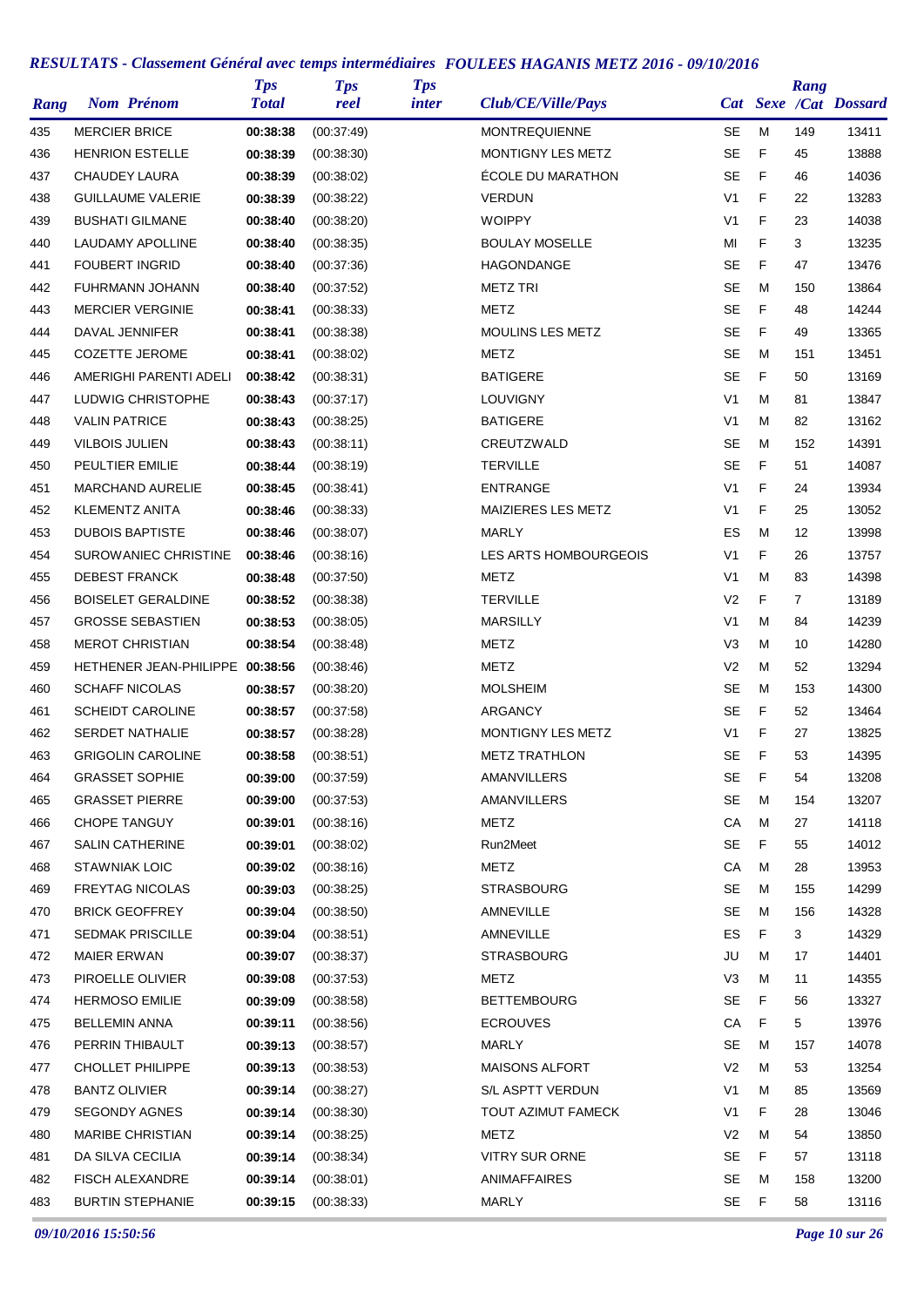## RESULTATS - Classement Général avec temps intermédiaires FOULEES HAGANIS METZ 2016 - 09/10/2016

| Rang | Nom Prénom | Tps Total | Tps reel | Tps inter | Club/CE/Ville/Pays | Cat | Sexe | Rang /Cat | Dossard |
|---|---|---|---|---|---|---|---|---|---|
| 435 | MERCIER BRICE | 00:38:38 | (00:37:49) | | MONTREQUIENNE | SE | M | 149 | 13411 |
| 436 | HENRION ESTELLE | 00:38:39 | (00:38:30) | | MONTIGNY LES METZ | SE | F | 45 | 13888 |
| 437 | CHAUDEY LAURA | 00:38:39 | (00:38:02) | | ÉCOLE DU MARATHON | SE | F | 46 | 14036 |
| 438 | GUILLAUME VALERIE | 00:38:39 | (00:38:22) | | VERDUN | V1 | F | 22 | 13283 |
| 439 | BUSHATI GILMANE | 00:38:40 | (00:38:20) | | WOIPPY | V1 | F | 23 | 14038 |
| 440 | LAUDAMY APOLLINE | 00:38:40 | (00:38:35) | | BOULAY MOSELLE | MI | F | 3 | 13235 |
| 441 | FOUBERT INGRID | 00:38:40 | (00:37:36) | | HAGONDANGE | SE | F | 47 | 13476 |
| 442 | FUHRMANN JOHANN | 00:38:40 | (00:37:52) | | METZ TRI | SE | M | 150 | 13864 |
| 443 | MERCIER VERGINIE | 00:38:41 | (00:38:33) | | METZ | SE | F | 48 | 14244 |
| 444 | DAVAL JENNIFER | 00:38:41 | (00:38:38) | | MOULINS LES METZ | SE | F | 49 | 13365 |
| 445 | COZETTE JEROME | 00:38:41 | (00:38:02) | | METZ | SE | M | 151 | 13451 |
| 446 | AMERIGHI PARENTI ADELI | 00:38:42 | (00:38:31) | | BATIGERE | SE | F | 50 | 13169 |
| 447 | LUDWIG CHRISTOPHE | 00:38:43 | (00:37:17) | | LOUVIGNY | V1 | M | 81 | 13847 |
| 448 | VALIN PATRICE | 00:38:43 | (00:38:25) | | BATIGERE | V1 | M | 82 | 13162 |
| 449 | VILBOIS JULIEN | 00:38:43 | (00:38:11) | | CREUTZWALD | SE | M | 152 | 14391 |
| 450 | PEULTIER EMILIE | 00:38:44 | (00:38:19) | | TERVILLE | SE | F | 51 | 14087 |
| 451 | MARCHAND AURELIE | 00:38:45 | (00:38:41) | | ENTRANGE | V1 | F | 24 | 13934 |
| 452 | KLEMENTZ ANITA | 00:38:46 | (00:38:33) | | MAIZIERES LES METZ | V1 | F | 25 | 13052 |
| 453 | DUBOIS BAPTISTE | 00:38:46 | (00:38:07) | | MARLY | ES | M | 12 | 13998 |
| 454 | SUROWANIEC CHRISTINE | 00:38:46 | (00:38:16) | | LES ARTS HOMBOURGEOIS | V1 | F | 26 | 13757 |
| 455 | DEBEST FRANCK | 00:38:48 | (00:37:50) | | METZ | V1 | M | 83 | 14398 |
| 456 | BOISELET GERALDINE | 00:38:52 | (00:38:38) | | TERVILLE | V2 | F | 7 | 13189 |
| 457 | GROSSE SEBASTIEN | 00:38:53 | (00:38:05) | | MARSILLY | V1 | M | 84 | 14239 |
| 458 | MEROT CHRISTIAN | 00:38:54 | (00:38:48) | | METZ | V3 | M | 10 | 14280 |
| 459 | HETHENER JEAN-PHILIPPE | 00:38:56 | (00:38:46) | | METZ | V2 | M | 52 | 13294 |
| 460 | SCHAFF NICOLAS | 00:38:57 | (00:38:20) | | MOLSHEIM | SE | M | 153 | 14300 |
| 461 | SCHEIDT CAROLINE | 00:38:57 | (00:37:58) | | ARGANCY | SE | F | 52 | 13464 |
| 462 | SERDET NATHALIE | 00:38:57 | (00:38:28) | | MONTIGNY LES METZ | V1 | F | 27 | 13825 |
| 463 | GRIGOLIN CAROLINE | 00:38:58 | (00:38:51) | | METZ TRATHLON | SE | F | 53 | 14395 |
| 464 | GRASSET SOPHIE | 00:39:00 | (00:37:59) | | AMANVILLERS | SE | F | 54 | 13208 |
| 465 | GRASSET PIERRE | 00:39:00 | (00:37:53) | | AMANVILLERS | SE | M | 154 | 13207 |
| 466 | CHOPE TANGUY | 00:39:01 | (00:38:16) | | METZ | CA | M | 27 | 14118 |
| 467 | SALIN CATHERINE | 00:39:01 | (00:38:02) | | Run2Meet | SE | F | 55 | 14012 |
| 468 | STAWNIAK LOIC | 00:39:02 | (00:38:16) | | METZ | CA | M | 28 | 13953 |
| 469 | FREYTAG NICOLAS | 00:39:03 | (00:38:25) | | STRASBOURG | SE | M | 155 | 14299 |
| 470 | BRICK GEOFFREY | 00:39:04 | (00:38:50) | | AMNEVILLE | SE | M | 156 | 14328 |
| 471 | SEDMAK PRISCILLE | 00:39:04 | (00:38:51) | | AMNEVILLE | ES | F | 3 | 14329 |
| 472 | MAIER ERWAN | 00:39:07 | (00:38:37) | | STRASBOURG | JU | M | 17 | 14401 |
| 473 | PIROELLE OLIVIER | 00:39:08 | (00:37:53) | | METZ | V3 | M | 11 | 14355 |
| 474 | HERMOSO EMILIE | 00:39:09 | (00:38:58) | | BETTEMBOURG | SE | F | 56 | 13327 |
| 475 | BELLEMIN ANNA | 00:39:11 | (00:38:56) | | ECROUVES | CA | F | 5 | 13976 |
| 476 | PERRIN THIBAULT | 00:39:13 | (00:38:57) | | MARLY | SE | M | 157 | 14078 |
| 477 | CHOLLET PHILIPPE | 00:39:13 | (00:38:53) | | MAISONS ALFORT | V2 | M | 53 | 13254 |
| 478 | BANTZ OLIVIER | 00:39:14 | (00:38:27) | | S/L ASPTT VERDUN | V1 | M | 85 | 13569 |
| 479 | SEGONDY AGNES | 00:39:14 | (00:38:30) | | TOUT AZIMUT FAMECK | V1 | F | 28 | 13046 |
| 480 | MARIBE CHRISTIAN | 00:39:14 | (00:38:25) | | METZ | V2 | M | 54 | 13850 |
| 481 | DA SILVA CECILIA | 00:39:14 | (00:38:34) | | VITRY SUR ORNE | SE | F | 57 | 13118 |
| 482 | FISCH ALEXANDRE | 00:39:14 | (00:38:01) | | ANIMAFFAIRES | SE | M | 158 | 13200 |
| 483 | BURTIN STEPHANIE | 00:39:15 | (00:38:33) | | MARLY | SE | F | 58 | 13116 |

*09/10/2016 15:50:56*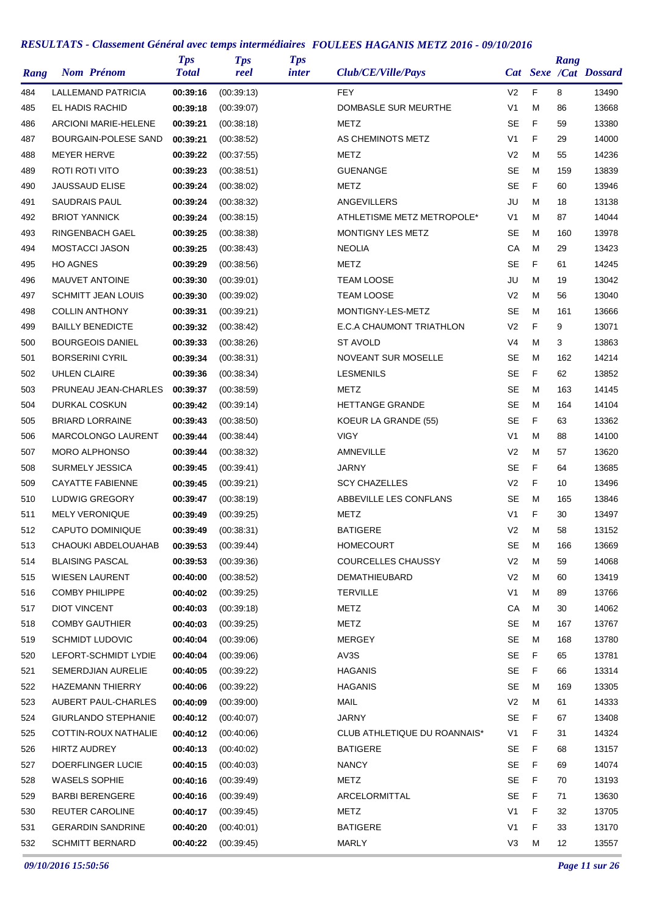## *RESULTATS - Classement Général avec temps intermédiaires FOULEES HAGANIS METZ 2016 - 09/10/2016*

| Rang | Nom Prénom | Tps Total | Tps reel | Tps inter | Club/CE/Ville/Pays | Cat | Sexe | Rang /Cat | Dossard |
|---|---|---|---|---|---|---|---|---|---|
| 484 | LALLEMAND PATRICIA | **00:39:16** | (00:39:13) | | FEY | V2 | F | 8 | 13490 |
| 485 | EL HADIS RACHID | **00:39:18** | (00:39:07) | | DOMBASLE SUR MEURTHE | V1 | M | 86 | 13668 |
| 486 | ARCIONI MARIE-HELENE | **00:39:21** | (00:38:18) | | METZ | SE | F | 59 | 13380 |
| 487 | BOURGAIN-POLESE SAND | **00:39:21** | (00:38:52) | | AS CHEMINOTS METZ | V1 | F | 29 | 14000 |
| 488 | MEYER HERVE | **00:39:22** | (00:37:55) | | METZ | V2 | M | 55 | 14236 |
| 489 | ROTI ROTI VITO | **00:39:23** | (00:38:51) | | GUENANGE | SE | M | 159 | 13839 |
| 490 | JAUSSAUD ELISE | **00:39:24** | (00:38:02) | | METZ | SE | F | 60 | 13946 |
| 491 | SAUDRAIS PAUL | **00:39:24** | (00:38:32) | | ANGEVILLERS | JU | M | 18 | 13138 |
| 492 | BRIOT YANNICK | **00:39:24** | (00:38:15) | | ATHLETISME METZ METROPOLE* | V1 | M | 87 | 14044 |
| 493 | RINGENBACH GAEL | **00:39:25** | (00:38:38) | | MONTIGNY LES METZ | SE | M | 160 | 13978 |
| 494 | MOSTACCI JASON | **00:39:25** | (00:38:43) | | NEOLIA | CA | M | 29 | 13423 |
| 495 | HO AGNES | **00:39:29** | (00:38:56) | | METZ | SE | F | 61 | 14245 |
| 496 | MAUVET ANTOINE | **00:39:30** | (00:39:01) | | TEAM LOOSE | JU | M | 19 | 13042 |
| 497 | SCHMITT JEAN LOUIS | **00:39:30** | (00:39:02) | | TEAM LOOSE | V2 | M | 56 | 13040 |
| 498 | COLLIN ANTHONY | **00:39:31** | (00:39:21) | | MONTIGNY-LES-METZ | SE | M | 161 | 13666 |
| 499 | BAILLY BENEDICTE | **00:39:32** | (00:38:42) | | E.C.A CHAUMONT TRIATHLON | V2 | F | 9 | 13071 |
| 500 | BOURGEOIS DANIEL | **00:39:33** | (00:38:26) | | ST AVOLD | V4 | M | 3 | 13863 |
| 501 | BORSERINI CYRIL | **00:39:34** | (00:38:31) | | NOVEANT SUR MOSELLE | SE | M | 162 | 14214 |
| 502 | UHLEN CLAIRE | **00:39:36** | (00:38:34) | | LESMENILS | SE | F | 62 | 13852 |
| 503 | PRUNEAU JEAN-CHARLES | **00:39:37** | (00:38:59) | | METZ | SE | M | 163 | 14145 |
| 504 | DURKAL COSKUN | **00:39:42** | (00:39:14) | | HETTANGE GRANDE | SE | M | 164 | 14104 |
| 505 | BRIARD LORRAINE | **00:39:43** | (00:38:50) | | KOEUR LA GRANDE (55) | SE | F | 63 | 13362 |
| 506 | MARCOLONGO LAURENT | **00:39:44** | (00:38:44) | | VIGY | V1 | M | 88 | 14100 |
| 507 | MORO ALPHONSO | **00:39:44** | (00:38:32) | | AMNEVILLE | V2 | M | 57 | 13620 |
| 508 | SURMELY JESSICA | **00:39:45** | (00:39:41) | | JARNY | SE | F | 64 | 13685 |
| 509 | CAYATTE FABIENNE | **00:39:45** | (00:39:21) | | SCY CHAZELLES | V2 | F | 10 | 13496 |
| 510 | LUDWIG GREGORY | **00:39:47** | (00:38:19) | | ABBEVILLE LES CONFLANS | SE | M | 165 | 13846 |
| 511 | MELY VERONIQUE | **00:39:49** | (00:39:25) | | METZ | V1 | F | 30 | 13497 |
| 512 | CAPUTO DOMINIQUE | **00:39:49** | (00:38:31) | | BATIGERE | V2 | M | 58 | 13152 |
| 513 | CHAOUKI ABDELOUAHAB | **00:39:53** | (00:39:44) | | HOMECOURT | SE | M | 166 | 13669 |
| 514 | BLAISING PASCAL | **00:39:53** | (00:39:36) | | COURCELLES CHAUSSY | V2 | M | 59 | 14068 |
| 515 | WIESEN LAURENT | **00:40:00** | (00:38:52) | | DEMATHIEUBARD | V2 | M | 60 | 13419 |
| 516 | COMBY PHILIPPE | **00:40:02** | (00:39:25) | | TERVILLE | V1 | M | 89 | 13766 |
| 517 | DIOT VINCENT | **00:40:03** | (00:39:18) | | METZ | CA | M | 30 | 14062 |
| 518 | COMBY GAUTHIER | **00:40:03** | (00:39:25) | | METZ | SE | M | 167 | 13767 |
| 519 | SCHMIDT LUDOVIC | **00:40:04** | (00:39:06) | | MERGEY | SE | M | 168 | 13780 |
| 520 | LEFORT-SCHMIDT LYDIE | **00:40:04** | (00:39:06) | | AV3S | SE | F | 65 | 13781 |
| 521 | SEMERDJIAN AURELIE | **00:40:05** | (00:39:22) | | HAGANIS | SE | F | 66 | 13314 |
| 522 | HAZEMANN THIERRY | **00:40:06** | (00:39:22) | | HAGANIS | SE | M | 169 | 13305 |
| 523 | AUBERT PAUL-CHARLES | **00:40:09** | (00:39:00) | | MAIL | V2 | M | 61 | 14333 |
| 524 | GIURLANDO STEPHANIE | **00:40:12** | (00:40:07) | | JARNY | SE | F | 67 | 13408 |
| 525 | COTTIN-ROUX NATHALIE | **00:40:12** | (00:40:06) | | CLUB ATHLETIQUE DU ROANNAIS* | V1 | F | 31 | 14324 |
| 526 | HIRTZ AUDREY | **00:40:13** | (00:40:02) | | BATIGERE | SE | F | 68 | 13157 |
| 527 | DOERFLINGER LUCIE | **00:40:15** | (00:40:03) | | NANCY | SE | F | 69 | 14074 |
| 528 | WASELS SOPHIE | **00:40:16** | (00:39:49) | | METZ | SE | F | 70 | 13193 |
| 529 | BARBI BERENGERE | **00:40:16** | (00:39:49) | | ARCELORMITTAL | SE | F | 71 | 13630 |
| 530 | REUTER CAROLINE | **00:40:17** | (00:39:45) | | METZ | V1 | F | 32 | 13705 |
| 531 | GERARDIN SANDRINE | **00:40:20** | (00:40:01) | | BATIGERE | V1 | F | 33 | 13170 |
| 532 | SCHMITT BERNARD | **00:40:22** | (00:39:45) | | MARLY | V3 | M | 12 | 13557 |

*09/10/2016 15:50:56*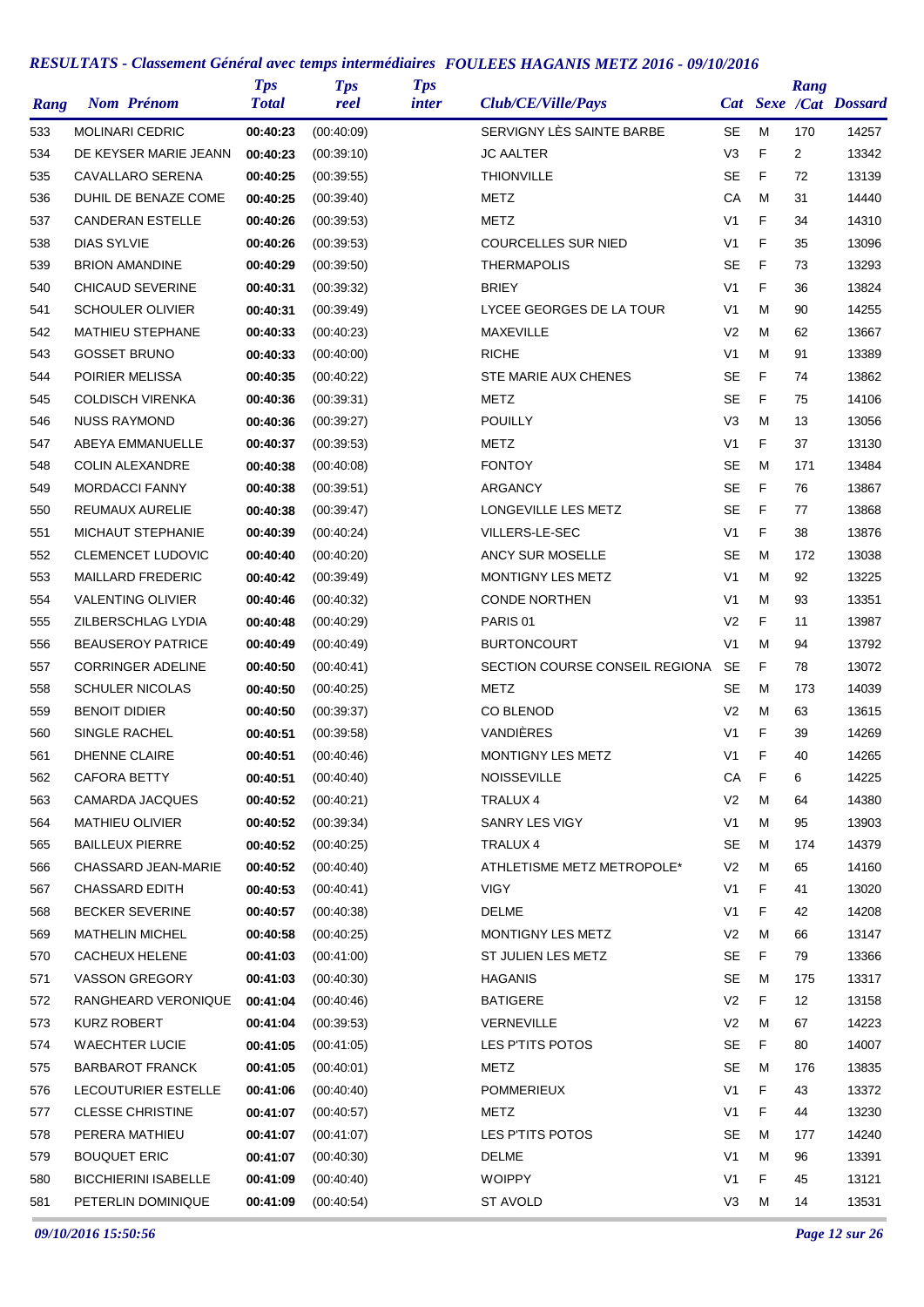## RESULTATS - Classement Général avec temps intermédiaires FOULEES HAGANIS METZ 2016 - 09/10/2016

| Rang | Nom Prénom | Tps Total | Tps reel | Tps inter | Club/CE/Ville/Pays | Cat | Sexe | Rang /Cat | Dossard |
|---|---|---|---|---|---|---|---|---|---|
| 533 | MOLINARI CEDRIC | **00:40:23** | (00:40:09) | | SERVIGNY LÈS SAINTE BARBE | SE | M | 170 | 14257 |
| 534 | DE KEYSER MARIE JEANN | **00:40:23** | (00:39:10) | | JC AALTER | V3 | F | 2 | 13342 |
| 535 | CAVALLARO SERENA | **00:40:25** | (00:39:55) | | THIONVILLE | SE | F | 72 | 13139 |
| 536 | DUHIL DE BENAZE COME | **00:40:25** | (00:39:40) | | METZ | CA | M | 31 | 14440 |
| 537 | CANDERAN ESTELLE | **00:40:26** | (00:39:53) | | METZ | V1 | F | 34 | 14310 |
| 538 | DIAS SYLVIE | **00:40:26** | (00:39:53) | | COURCELLES SUR NIED | V1 | F | 35 | 13096 |
| 539 | BRION AMANDINE | **00:40:29** | (00:39:50) | | THERMAPOLIS | SE | F | 73 | 13293 |
| 540 | CHICAUD SEVERINE | **00:40:31** | (00:39:32) | | BRIEY | V1 | F | 36 | 13824 |
| 541 | SCHOULER OLIVIER | **00:40:31** | (00:39:49) | | LYCEE GEORGES DE LA TOUR | V1 | M | 90 | 14255 |
| 542 | MATHIEU STEPHANE | **00:40:33** | (00:40:23) | | MAXEVILLE | V2 | M | 62 | 13667 |
| 543 | GOSSET BRUNO | **00:40:33** | (00:40:00) | | RICHE | V1 | M | 91 | 13389 |
| 544 | POIRIER MELISSA | **00:40:35** | (00:40:22) | | STE MARIE AUX CHENES | SE | F | 74 | 13862 |
| 545 | COLDISCH VIRENKA | **00:40:36** | (00:39:31) | | METZ | SE | F | 75 | 14106 |
| 546 | NUSS RAYMOND | **00:40:36** | (00:39:27) | | POUILLY | V3 | M | 13 | 13056 |
| 547 | ABEYA EMMANUELLE | **00:40:37** | (00:39:53) | | METZ | V1 | F | 37 | 13130 |
| 548 | COLIN ALEXANDRE | **00:40:38** | (00:40:08) | | FONTOY | SE | M | 171 | 13484 |
| 549 | MORDACCI FANNY | **00:40:38** | (00:39:51) | | ARGANCY | SE | F | 76 | 13867 |
| 550 | REUMAUX AURELIE | **00:40:38** | (00:39:47) | | LONGEVILLE LES METZ | SE | F | 77 | 13868 |
| 551 | MICHAUT STEPHANIE | **00:40:39** | (00:40:24) | | VILLERS-LE-SEC | V1 | F | 38 | 13876 |
| 552 | CLEMENCET LUDOVIC | **00:40:40** | (00:40:20) | | ANCY SUR MOSELLE | SE | M | 172 | 13038 |
| 553 | MAILLARD FREDERIC | **00:40:42** | (00:39:49) | | MONTIGNY LES METZ | V1 | M | 92 | 13225 |
| 554 | VALENTING OLIVIER | **00:40:46** | (00:40:32) | | CONDE NORTHEN | V1 | M | 93 | 13351 |
| 555 | ZILBERSCHLAG LYDIA | **00:40:48** | (00:40:29) | | PARIS 01 | V2 | F | 11 | 13987 |
| 556 | BEAUSEROY PATRICE | **00:40:49** | (00:40:49) | | BURTONCOURT | V1 | M | 94 | 13792 |
| 557 | CORRINGER ADELINE | **00:40:50** | (00:40:41) | | SECTION COURSE CONSEIL REGIONA | SE | F | 78 | 13072 |
| 558 | SCHULER NICOLAS | **00:40:50** | (00:40:25) | | METZ | SE | M | 173 | 14039 |
| 559 | BENOIT DIDIER | **00:40:50** | (00:39:37) | | CO BLENOD | V2 | M | 63 | 13615 |
| 560 | SINGLE RACHEL | **00:40:51** | (00:39:58) | | VANDIÈRES | V1 | F | 39 | 14269 |
| 561 | DHENNE CLAIRE | **00:40:51** | (00:40:46) | | MONTIGNY LES METZ | V1 | F | 40 | 14265 |
| 562 | CAFORA BETTY | **00:40:51** | (00:40:40) | | NOISSEVILLE | CA | F | 6 | 14225 |
| 563 | CAMARDA JACQUES | **00:40:52** | (00:40:21) | | TRALUX 4 | V2 | M | 64 | 14380 |
| 564 | MATHIEU OLIVIER | **00:40:52** | (00:39:34) | | SANRY LES VIGY | V1 | M | 95 | 13903 |
| 565 | BAILLEUX PIERRE | **00:40:52** | (00:40:25) | | TRALUX 4 | SE | M | 174 | 14379 |
| 566 | CHASSARD JEAN-MARIE | **00:40:52** | (00:40:40) | | ATHLETISME METZ METROPOLE* | V2 | M | 65 | 14160 |
| 567 | CHASSARD EDITH | **00:40:53** | (00:40:41) | | VIGY | V1 | F | 41 | 13020 |
| 568 | BECKER SEVERINE | **00:40:57** | (00:40:38) | | DELME | V1 | F | 42 | 14208 |
| 569 | MATHELIN MICHEL | **00:40:58** | (00:40:25) | | MONTIGNY LES METZ | V2 | M | 66 | 13147 |
| 570 | CACHEUX HELENE | **00:41:03** | (00:41:00) | | ST JULIEN LES METZ | SE | F | 79 | 13366 |
| 571 | VASSON GREGORY | **00:41:03** | (00:40:30) | | HAGANIS | SE | M | 175 | 13317 |
| 572 | RANGHEARD VERONIQUE | **00:41:04** | (00:40:46) | | BATIGERE | V2 | F | 12 | 13158 |
| 573 | KURZ ROBERT | **00:41:04** | (00:39:53) | | VERNEVILLE | V2 | M | 67 | 14223 |
| 574 | WAECHTER LUCIE | **00:41:05** | (00:41:05) | | LES P'TITS POTOS | SE | F | 80 | 14007 |
| 575 | BARBAROT FRANCK | **00:41:05** | (00:40:01) | | METZ | SE | M | 176 | 13835 |
| 576 | LECOUTURIER ESTELLE | **00:41:06** | (00:40:40) | | POMMERIEUX | V1 | F | 43 | 13372 |
| 577 | CLESSE CHRISTINE | **00:41:07** | (00:40:57) | | METZ | V1 | F | 44 | 13230 |
| 578 | PERERA MATHIEU | **00:41:07** | (00:41:07) | | LES P'TITS POTOS | SE | M | 177 | 14240 |
| 579 | BOUQUET ERIC | **00:41:07** | (00:40:30) | | DELME | V1 | M | 96 | 13391 |
| 580 | BICCHIERINI ISABELLE | **00:41:09** | (00:40:40) | | WOIPPY | V1 | F | 45 | 13121 |
| 581 | PETERLIN DOMINIQUE | **00:41:09** | (00:40:54) | | ST AVOLD | V3 | M | 14 | 13531 |

*09/10/2016 15:50:56*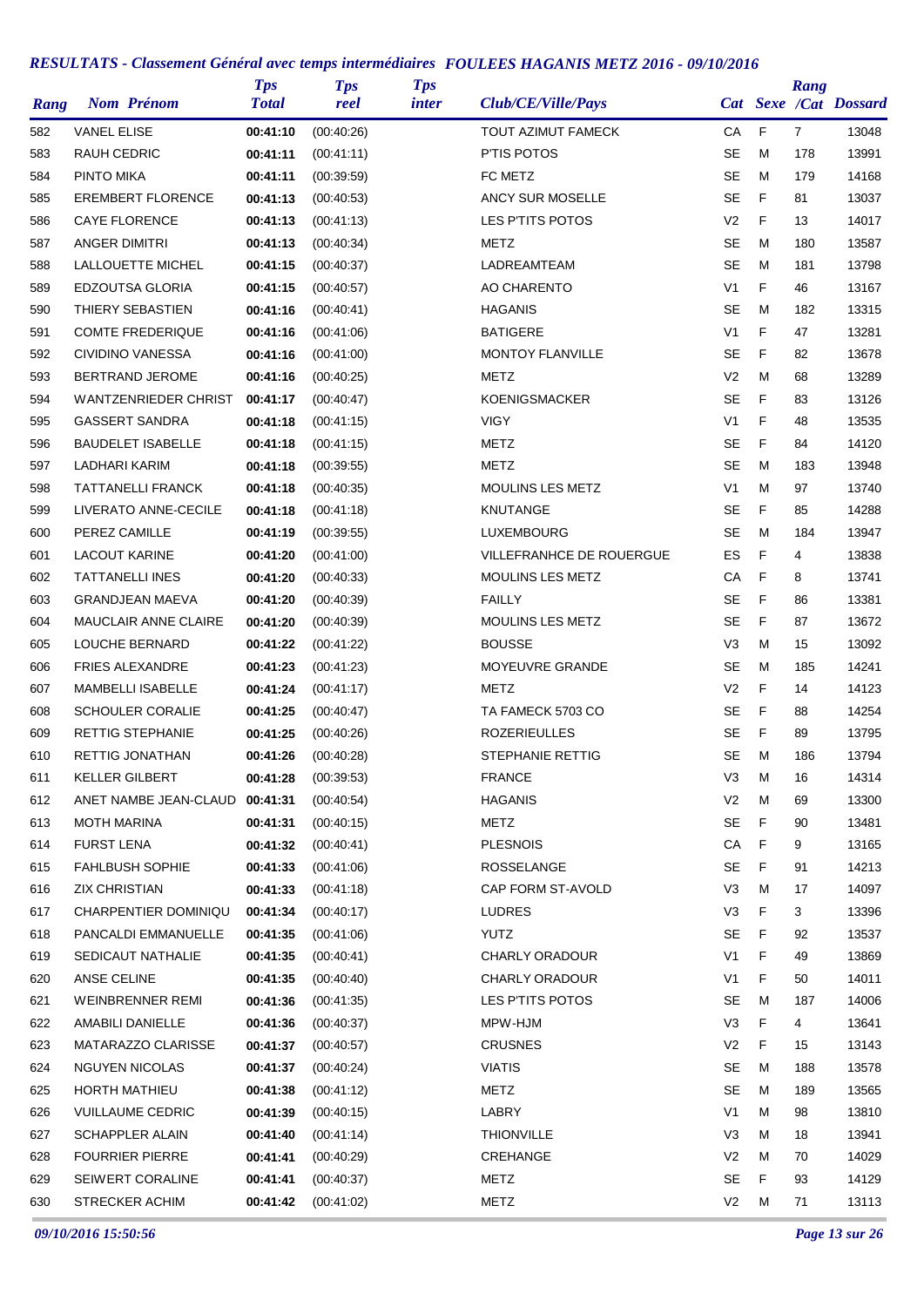## *RESULTATS - Classement Général avec temps intermédiaires FOULEES HAGANIS METZ 2016 - 09/10/2016*

| Rang | Nom Prénom | Tps Total | Tps reel | Tps inter | Club/CE/Ville/Pays | Cat | Sexe | Rang /Cat | Dossard |
|---|---|---|---|---|---|---|---|---|---|
| 582 | VANEL ELISE | **00:41:10** | (00:40:26) | | TOUT AZIMUT FAMECK | CA | F | 7 | 13048 |
| 583 | RAUH CEDRIC | **00:41:11** | (00:41:11) | | P'TIS POTOS | SE | M | 178 | 13991 |
| 584 | PINTO MIKA | **00:41:11** | (00:39:59) | | FC METZ | SE | M | 179 | 14168 |
| 585 | EREMBERT FLORENCE | **00:41:13** | (00:40:53) | | ANCY SUR MOSELLE | SE | F | 81 | 13037 |
| 586 | CAYE FLORENCE | **00:41:13** | (00:41:13) | | LES P'TITS POTOS | V2 | F | 13 | 14017 |
| 587 | ANGER DIMITRI | **00:41:13** | (00:40:34) | | METZ | SE | M | 180 | 13587 |
| 588 | LALLOUETTE MICHEL | **00:41:15** | (00:40:37) | | LADREAMTEAM | SE | M | 181 | 13798 |
| 589 | EDZOUTSA GLORIA | **00:41:15** | (00:40:57) | | AO CHARENTO | V1 | F | 46 | 13167 |
| 590 | THIERY SEBASTIEN | **00:41:16** | (00:40:41) | | HAGANIS | SE | M | 182 | 13315 |
| 591 | COMTE FREDERIQUE | **00:41:16** | (00:41:06) | | BATIGERE | V1 | F | 47 | 13281 |
| 592 | CIVIDINO VANESSA | **00:41:16** | (00:41:00) | | MONTOY FLANVILLE | SE | F | 82 | 13678 |
| 593 | BERTRAND JEROME | **00:41:16** | (00:40:25) | | METZ | V2 | M | 68 | 13289 |
| 594 | WANTZENRIEDER CHRIST | **00:41:17** | (00:40:47) | | KOENIGSMACKER | SE | F | 83 | 13126 |
| 595 | GASSERT SANDRA | **00:41:18** | (00:41:15) | | VIGY | V1 | F | 48 | 13535 |
| 596 | BAUDELET ISABELLE | **00:41:18** | (00:41:15) | | METZ | SE | F | 84 | 14120 |
| 597 | LADHARI KARIM | **00:41:18** | (00:39:55) | | METZ | SE | M | 183 | 13948 |
| 598 | TATTANELLI FRANCK | **00:41:18** | (00:40:35) | | MOULINS LES METZ | V1 | M | 97 | 13740 |
| 599 | LIVERATO ANNE-CECILE | **00:41:18** | (00:41:18) | | KNUTANGE | SE | F | 85 | 14288 |
| 600 | PEREZ CAMILLE | **00:41:19** | (00:39:55) | | LUXEMBOURG | SE | M | 184 | 13947 |
| 601 | LACOUT KARINE | **00:41:20** | (00:41:00) | | VILLEFRANHCE DE ROUERGUE | ES | F | 4 | 13838 |
| 602 | TATTANELLI INES | **00:41:20** | (00:40:33) | | MOULINS LES METZ | CA | F | 8 | 13741 |
| 603 | GRANDJEAN MAEVA | **00:41:20** | (00:40:39) | | FAILLY | SE | F | 86 | 13381 |
| 604 | MAUCLAIR ANNE CLAIRE | **00:41:20** | (00:40:39) | | MOULINS LES METZ | SE | F | 87 | 13672 |
| 605 | LOUCHE BERNARD | **00:41:22** | (00:41:22) | | BOUSSE | V3 | M | 15 | 13092 |
| 606 | FRIES ALEXANDRE | **00:41:23** | (00:41:23) | | MOYEUVRE GRANDE | SE | M | 185 | 14241 |
| 607 | MAMBELLI ISABELLE | **00:41:24** | (00:41:17) | | METZ | V2 | F | 14 | 14123 |
| 608 | SCHOULER CORALIE | **00:41:25** | (00:40:47) | | TA FAMECK 5703 CO | SE | F | 88 | 14254 |
| 609 | RETTIG STEPHANIE | **00:41:25** | (00:40:26) | | ROZERIEULLES | SE | F | 89 | 13795 |
| 610 | RETTIG JONATHAN | **00:41:26** | (00:40:28) | | STEPHANIE RETTIG | SE | M | 186 | 13794 |
| 611 | KELLER GILBERT | **00:41:28** | (00:39:53) | | FRANCE | V3 | M | 16 | 14314 |
| 612 | ANET NAMBE JEAN-CLAUD | **00:41:31** | (00:40:54) | | HAGANIS | V2 | M | 69 | 13300 |
| 613 | MOTH MARINA | **00:41:31** | (00:40:15) | | METZ | SE | F | 90 | 13481 |
| 614 | FURST LENA | **00:41:32** | (00:40:41) | | PLESNOIS | CA | F | 9 | 13165 |
| 615 | FAHLBUSH SOPHIE | **00:41:33** | (00:41:06) | | ROSSELANGE | SE | F | 91 | 14213 |
| 616 | ZIX CHRISTIAN | **00:41:33** | (00:41:18) | | CAP FORM ST-AVOLD | V3 | M | 17 | 14097 |
| 617 | CHARPENTIER DOMINIQU | **00:41:34** | (00:40:17) | | LUDRES | V3 | F | 3 | 13396 |
| 618 | PANCALDI EMMANUELLE | **00:41:35** | (00:41:06) | | YUTZ | SE | F | 92 | 13537 |
| 619 | SEDICAUT NATHALIE | **00:41:35** | (00:40:41) | | CHARLY ORADOUR | V1 | F | 49 | 13869 |
| 620 | ANSE CELINE | **00:41:35** | (00:40:40) | | CHARLY ORADOUR | V1 | F | 50 | 14011 |
| 621 | WEINBRENNER REMI | **00:41:36** | (00:41:35) | | LES P'TITS POTOS | SE | M | 187 | 14006 |
| 622 | AMABILI DANIELLE | **00:41:36** | (00:40:37) | | MPW-HJM | V3 | F | 4 | 13641 |
| 623 | MATARAZZO CLARISSE | **00:41:37** | (00:40:57) | | CRUSNES | V2 | F | 15 | 13143 |
| 624 | NGUYEN NICOLAS | **00:41:37** | (00:40:24) | | VIATIS | SE | M | 188 | 13578 |
| 625 | HORTH MATHIEU | **00:41:38** | (00:41:12) | | METZ | SE | M | 189 | 13565 |
| 626 | VUILLAUME CEDRIC | **00:41:39** | (00:40:15) | | LABRY | V1 | M | 98 | 13810 |
| 627 | SCHAPPLER ALAIN | **00:41:40** | (00:41:14) | | THIONVILLE | V3 | M | 18 | 13941 |
| 628 | FOURRIER PIERRE | **00:41:41** | (00:40:29) | | CREHANGE | V2 | M | 70 | 14029 |
| 629 | SEIWERT CORALINE | **00:41:41** | (00:40:37) | | METZ | SE | F | 93 | 14129 |
| 630 | STRECKER ACHIM | **00:41:42** | (00:41:02) | | METZ | V2 | M | 71 | 13113 |

*09/10/2016 15:50:56*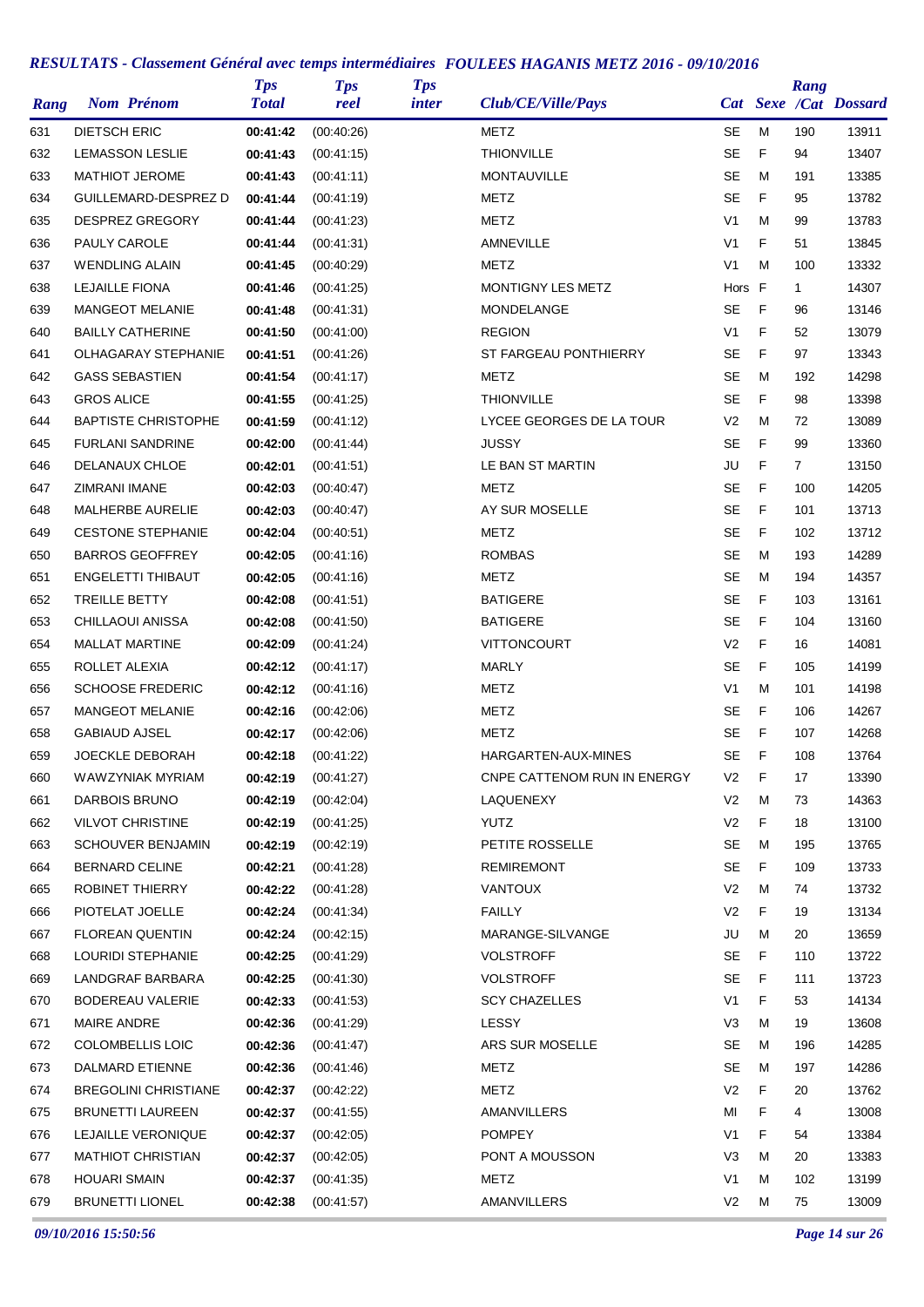## *RESULTATS - Classement Général avec temps intermédiaires FOULEES HAGANIS METZ 2016 - 09/10/2016*

| Rang | Nom Prénom | Tps Total | Tps reel | Tps inter | Club/CE/Ville/Pays | Cat | Sexe | Rang /Cat | Dossard |
|---|---|---|---|---|---|---|---|---|---|
| 631 | DIETSCH ERIC | **00:41:42** | (00:40:26) | | METZ | SE | M | 190 | 13911 |
| 632 | LEMASSON LESLIE | **00:41:43** | (00:41:15) | | THIONVILLE | SE | F | 94 | 13407 |
| 633 | MATHIOT JEROME | **00:41:43** | (00:41:11) | | MONTAUVILLE | SE | M | 191 | 13385 |
| 634 | GUILLEMARD-DESPREZ D | **00:41:44** | (00:41:19) | | METZ | SE | F | 95 | 13782 |
| 635 | DESPREZ GREGORY | **00:41:44** | (00:41:23) | | METZ | V1 | M | 99 | 13783 |
| 636 | PAULY CAROLE | **00:41:44** | (00:41:31) | | AMNEVILLE | V1 | F | 51 | 13845 |
| 637 | WENDLING ALAIN | **00:41:45** | (00:40:29) | | METZ | V1 | M | 100 | 13332 |
| 638 | LEJAILLE FIONA | **00:41:46** | (00:41:25) | | MONTIGNY LES METZ | Hors | F | 1 | 14307 |
| 639 | MANGEOT MELANIE | **00:41:48** | (00:41:31) | | MONDELANGE | SE | F | 96 | 13146 |
| 640 | BAILLY CATHERINE | **00:41:50** | (00:41:00) | | REGION | V1 | F | 52 | 13079 |
| 641 | OLHAGARAY STEPHANIE | **00:41:51** | (00:41:26) | | ST FARGEAU PONTHIERRY | SE | F | 97 | 13343 |
| 642 | GASS SEBASTIEN | **00:41:54** | (00:41:17) | | METZ | SE | M | 192 | 14298 |
| 643 | GROS ALICE | **00:41:55** | (00:41:25) | | THIONVILLE | SE | F | 98 | 13398 |
| 644 | BAPTISTE CHRISTOPHE | **00:41:59** | (00:41:12) | | LYCEE GEORGES DE LA TOUR | V2 | M | 72 | 13089 |
| 645 | FURLANI SANDRINE | **00:42:00** | (00:41:44) | | JUSSY | SE | F | 99 | 13360 |
| 646 | DELANAUX CHLOE | **00:42:01** | (00:41:51) | | LE BAN ST MARTIN | JU | F | 7 | 13150 |
| 647 | ZIMRANI IMANE | **00:42:03** | (00:40:47) | | METZ | SE | F | 100 | 14205 |
| 648 | MALHERBE AURELIE | **00:42:03** | (00:40:47) | | AY SUR MOSELLE | SE | F | 101 | 13713 |
| 649 | CESTONE STEPHANIE | **00:42:04** | (00:40:51) | | METZ | SE | F | 102 | 13712 |
| 650 | BARROS GEOFFREY | **00:42:05** | (00:41:16) | | ROMBAS | SE | M | 193 | 14289 |
| 651 | ENGELETTI THIBAUT | **00:42:05** | (00:41:16) | | METZ | SE | M | 194 | 14357 |
| 652 | TREILLE BETTY | **00:42:08** | (00:41:51) | | BATIGERE | SE | F | 103 | 13161 |
| 653 | CHILLAOUI ANISSA | **00:42:08** | (00:41:50) | | BATIGERE | SE | F | 104 | 13160 |
| 654 | MALLAT MARTINE | **00:42:09** | (00:41:24) | | VITTONCOURT | V2 | F | 16 | 14081 |
| 655 | ROLLET ALEXIA | **00:42:12** | (00:41:17) | | MARLY | SE | F | 105 | 14199 |
| 656 | SCHOOSE FREDERIC | **00:42:12** | (00:41:16) | | METZ | V1 | M | 101 | 14198 |
| 657 | MANGEOT MELANIE | **00:42:16** | (00:42:06) | | METZ | SE | F | 106 | 14267 |
| 658 | GABIAUD AJSEL | **00:42:17** | (00:42:06) | | METZ | SE | F | 107 | 14268 |
| 659 | JOECKLE DEBORAH | **00:42:18** | (00:41:22) | | HARGARTEN-AUX-MINES | SE | F | 108 | 13764 |
| 660 | WAWZYNIAK MYRIAM | **00:42:19** | (00:41:27) | | CNPE CATTENOM RUN IN ENERGY | V2 | F | 17 | 13390 |
| 661 | DARBOIS BRUNO | **00:42:19** | (00:42:04) | | LAQUENEXY | V2 | M | 73 | 14363 |
| 662 | VILVOT CHRISTINE | **00:42:19** | (00:41:25) | | YUTZ | V2 | F | 18 | 13100 |
| 663 | SCHOUVER BENJAMIN | **00:42:19** | (00:42:19) | | PETITE ROSSELLE | SE | M | 195 | 13765 |
| 664 | BERNARD CELINE | **00:42:21** | (00:41:28) | | REMIREMONT | SE | F | 109 | 13733 |
| 665 | ROBINET THIERRY | **00:42:22** | (00:41:28) | | VANTOUX | V2 | M | 74 | 13732 |
| 666 | PIOTELAT JOELLE | **00:42:24** | (00:41:34) | | FAILLY | V2 | F | 19 | 13134 |
| 667 | FLOREAN QUENTIN | **00:42:24** | (00:42:15) | | MARANGE-SILVANGE | JU | M | 20 | 13659 |
| 668 | LOURIDI STEPHANIE | **00:42:25** | (00:41:29) | | VOLSTROFF | SE | F | 110 | 13722 |
| 669 | LANDGRAF BARBARA | **00:42:25** | (00:41:30) | | VOLSTROFF | SE | F | 111 | 13723 |
| 670 | BODEREAU VALERIE | **00:42:33** | (00:41:53) | | SCY CHAZELLES | V1 | F | 53 | 14134 |
| 671 | MAIRE ANDRE | **00:42:36** | (00:41:29) | | LESSY | V3 | M | 19 | 13608 |
| 672 | COLOMBELLIS LOIC | **00:42:36** | (00:41:47) | | ARS SUR MOSELLE | SE | M | 196 | 14285 |
| 673 | DALMARD ETIENNE | **00:42:36** | (00:41:46) | | METZ | SE | M | 197 | 14286 |
| 674 | BREGOLINI CHRISTIANE | **00:42:37** | (00:42:22) | | METZ | V2 | F | 20 | 13762 |
| 675 | BRUNETTI LAUREEN | **00:42:37** | (00:41:55) | | AMANVILLERS | MI | F | 4 | 13008 |
| 676 | LEJAILLE VERONIQUE | **00:42:37** | (00:42:05) | | POMPEY | V1 | F | 54 | 13384 |
| 677 | MATHIOT CHRISTIAN | **00:42:37** | (00:42:05) | | PONT A MOUSSON | V3 | M | 20 | 13383 |
| 678 | HOUARI SMAIN | **00:42:37** | (00:41:35) | | METZ | V1 | M | 102 | 13199 |
| 679 | BRUNETTI LIONEL | **00:42:38** | (00:41:57) | | AMANVILLERS | V2 | M | 75 | 13009 |

*09/10/2016 15:50:56*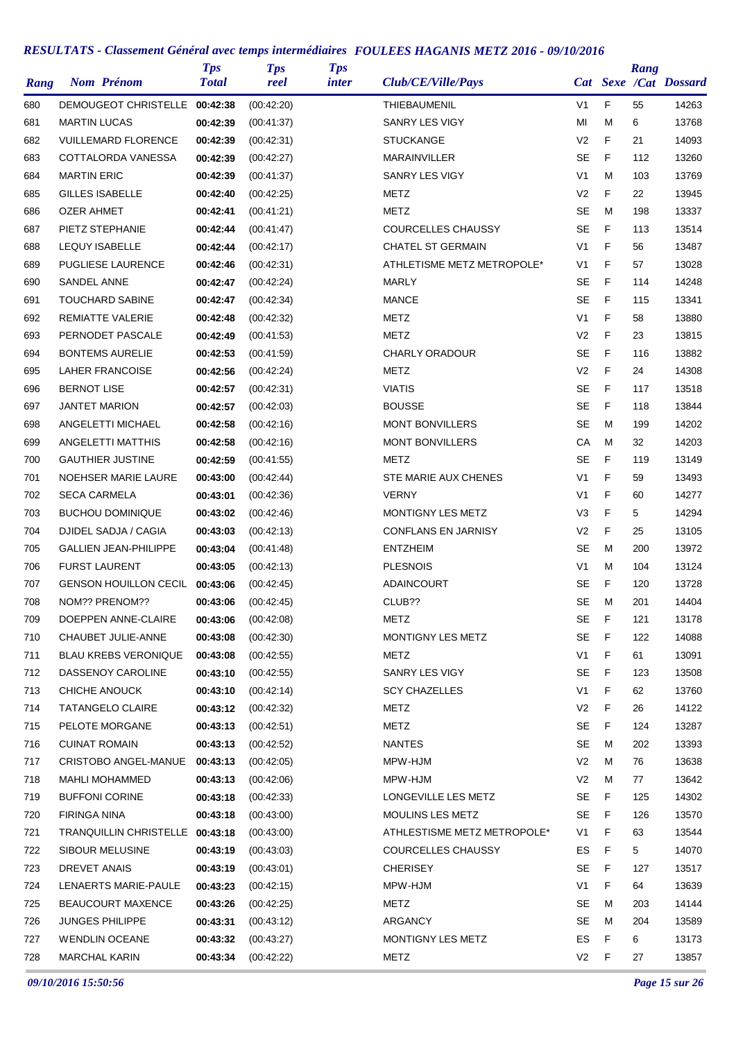## RESULTATS - Classement Général avec temps intermédiaires FOULEES HAGANIS METZ 2016 - 09/10/2016

| Rang | Nom Prénom | Tps Total | Tps reel | Tps inter | Club/CE/Ville/Pays | Cat | Sexe | Rang /Cat | Dossard |
|---|---|---|---|---|---|---|---|---|---|
| 680 | DEMOUGEOT CHRISTELLE | **00:42:38** | (00:42:20) | | THIEBAUMENIL | V1 | F | 55 | 14263 |
| 681 | MARTIN LUCAS | **00:42:39** | (00:41:37) | | SANRY LES VIGY | MI | M | 6 | 13768 |
| 682 | VUILLEMARD FLORENCE | **00:42:39** | (00:42:31) | | STUCKANGE | V2 | F | 21 | 14093 |
| 683 | COTTALORDA VANESSA | **00:42:39** | (00:42:27) | | MARAINVILLER | SE | F | 112 | 13260 |
| 684 | MARTIN ERIC | **00:42:39** | (00:41:37) | | SANRY LES VIGY | V1 | M | 103 | 13769 |
| 685 | GILLES ISABELLE | **00:42:40** | (00:42:25) | | METZ | V2 | F | 22 | 13945 |
| 686 | OZER AHMET | **00:42:41** | (00:41:21) | | METZ | SE | M | 198 | 13337 |
| 687 | PIETZ STEPHANIE | **00:42:44** | (00:41:47) | | COURCELLES CHAUSSY | SE | F | 113 | 13514 |
| 688 | LEQUY ISABELLE | **00:42:44** | (00:42:17) | | CHATEL ST GERMAIN | V1 | F | 56 | 13487 |
| 689 | PUGLIESE LAURENCE | **00:42:46** | (00:42:31) | | ATHLETISME METZ METROPOLE* | V1 | F | 57 | 13028 |
| 690 | SANDEL ANNE | **00:42:47** | (00:42:24) | | MARLY | SE | F | 114 | 14248 |
| 691 | TOUCHARD SABINE | **00:42:47** | (00:42:34) | | MANCE | SE | F | 115 | 13341 |
| 692 | REMIATTE VALERIE | **00:42:48** | (00:42:32) | | METZ | V1 | F | 58 | 13880 |
| 693 | PERNODET PASCALE | **00:42:49** | (00:41:53) | | METZ | V2 | F | 23 | 13815 |
| 694 | BONTEMS AURELIE | **00:42:53** | (00:41:59) | | CHARLY ORADOUR | SE | F | 116 | 13882 |
| 695 | LAHER FRANCOISE | **00:42:56** | (00:42:24) | | METZ | V2 | F | 24 | 14308 |
| 696 | BERNOT LISE | **00:42:57** | (00:42:31) | | VIATIS | SE | F | 117 | 13518 |
| 697 | JANTET MARION | **00:42:57** | (00:42:03) | | BOUSSE | SE | F | 118 | 13844 |
| 698 | ANGELETTI MICHAEL | **00:42:58** | (00:42:16) | | MONT BONVILLERS | SE | M | 199 | 14202 |
| 699 | ANGELETTI MATTHIS | **00:42:58** | (00:42:16) | | MONT BONVILLERS | CA | M | 32 | 14203 |
| 700 | GAUTHIER JUSTINE | **00:42:59** | (00:41:55) | | METZ | SE | F | 119 | 13149 |
| 701 | NOEHSER MARIE LAURE | **00:43:00** | (00:42:44) | | STE MARIE AUX CHENES | V1 | F | 59 | 13493 |
| 702 | SECA CARMELA | **00:43:01** | (00:42:36) | | VERNY | V1 | F | 60 | 14277 |
| 703 | BUCHOU DOMINIQUE | **00:43:02** | (00:42:46) | | MONTIGNY LES METZ | V3 | F | 5 | 14294 |
| 704 | DJIDEL SADJA / CAGIA | **00:43:03** | (00:42:13) | | CONFLANS EN JARNISY | V2 | F | 25 | 13105 |
| 705 | GALLIEN JEAN-PHILIPPE | **00:43:04** | (00:41:48) | | ENTZHEIM | SE | M | 200 | 13972 |
| 706 | FURST LAURENT | **00:43:05** | (00:42:13) | | PLESNOIS | V1 | M | 104 | 13124 |
| 707 | GENSON HOUILLON CECIL | **00:43:06** | (00:42:45) | | ADAINCOURT | SE | F | 120 | 13728 |
| 708 | NOM?? PRENOM?? | **00:43:06** | (00:42:45) | | CLUB?? | SE | M | 201 | 14404 |
| 709 | DOEPPEN ANNE-CLAIRE | **00:43:06** | (00:42:08) | | METZ | SE | F | 121 | 13178 |
| 710 | CHAUBET JULIE-ANNE | **00:43:08** | (00:42:30) | | MONTIGNY LES METZ | SE | F | 122 | 14088 |
| 711 | BLAU KREBS VERONIQUE | **00:43:08** | (00:42:55) | | METZ | V1 | F | 61 | 13091 |
| 712 | DASSENOY CAROLINE | **00:43:10** | (00:42:55) | | SANRY LES VIGY | SE | F | 123 | 13508 |
| 713 | CHICHE ANOUCK | **00:43:10** | (00:42:14) | | SCY CHAZELLES | V1 | F | 62 | 13760 |
| 714 | TATANGELO CLAIRE | **00:43:12** | (00:42:32) | | METZ | V2 | F | 26 | 14122 |
| 715 | PELOTE MORGANE | **00:43:13** | (00:42:51) | | METZ | SE | F | 124 | 13287 |
| 716 | CUINAT ROMAIN | **00:43:13** | (00:42:52) | | NANTES | SE | M | 202 | 13393 |
| 717 | CRISTOBO ANGEL-MANUE | **00:43:13** | (00:42:05) | | MPW-HJM | V2 | M | 76 | 13638 |
| 718 | MAHLI MOHAMMED | **00:43:13** | (00:42:06) | | MPW-HJM | V2 | M | 77 | 13642 |
| 719 | BUFFONI CORINE | **00:43:18** | (00:42:33) | | LONGEVILLE LES METZ | SE | F | 125 | 14302 |
| 720 | FIRINGA NINA | **00:43:18** | (00:43:00) | | MOULINS LES METZ | SE | F | 126 | 13570 |
| 721 | TRANQUILLIN CHRISTELLE | **00:43:18** | (00:43:00) | | ATHLESTISME METZ METROPOLE* | V1 | F | 63 | 13544 |
| 722 | SIBOUR MELUSINE | **00:43:19** | (00:43:03) | | COURCELLES CHAUSSY | ES | F | 5 | 14070 |
| 723 | DREVET ANAIS | **00:43:19** | (00:43:01) | | CHERISEY | SE | F | 127 | 13517 |
| 724 | LENAERTS MARIE-PAULE | **00:43:23** | (00:42:15) | | MPW-HJM | V1 | F | 64 | 13639 |
| 725 | BEAUCOURT MAXENCE | **00:43:26** | (00:42:25) | | METZ | SE | M | 203 | 14144 |
| 726 | JUNGES PHILIPPE | **00:43:31** | (00:43:12) | | ARGANCY | SE | M | 204 | 13589 |
| 727 | WENDLIN OCEANE | **00:43:32** | (00:43:27) | | MONTIGNY LES METZ | ES | F | 6 | 13173 |
| 728 | MARCHAL KARIN | **00:43:34** | (00:42:22) | | METZ | V2 | F | 27 | 13857 |

*09/10/2016 15:50:56*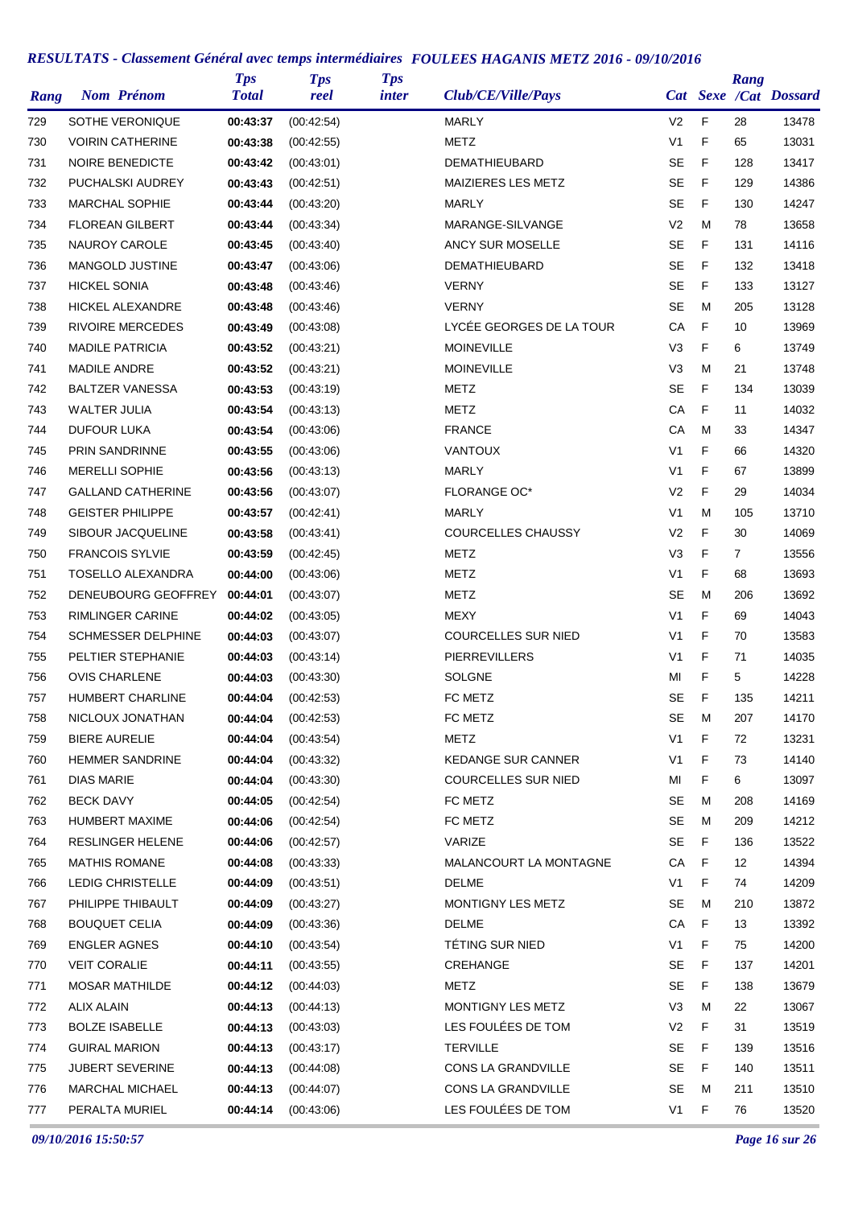## *RESULTATS - Classement Général avec temps intermédiaires FOULEES HAGANIS METZ 2016 - 09/10/2016*

| Rang | Nom Prénom | Tps Total | Tps reel | Tps inter | Club/CE/Ville/Pays | Cat | Sexe | Rang /Cat | Dossard |
|---|---|---|---|---|---|---|---|---|---|
| 729 | SOTHE VERONIQUE | **00:43:37** | (00:42:54) | | MARLY | V2 | F | 28 | 13478 |
| 730 | VOIRIN CATHERINE | **00:43:38** | (00:42:55) | | METZ | V1 | F | 65 | 13031 |
| 731 | NOIRE BENEDICTE | **00:43:42** | (00:43:01) | | DEMATHIEUBARD | SE | F | 128 | 13417 |
| 732 | PUCHALSKI AUDREY | **00:43:43** | (00:42:51) | | MAIZIERES LES METZ | SE | F | 129 | 14386 |
| 733 | MARCHAL SOPHIE | **00:43:44** | (00:43:20) | | MARLY | SE | F | 130 | 14247 |
| 734 | FLOREAN GILBERT | **00:43:44** | (00:43:34) | | MARANGE-SILVANGE | V2 | M | 78 | 13658 |
| 735 | NAUROY CAROLE | **00:43:45** | (00:43:40) | | ANCY SUR MOSELLE | SE | F | 131 | 14116 |
| 736 | MANGOLD JUSTINE | **00:43:47** | (00:43:06) | | DEMATHIEUBARD | SE | F | 132 | 13418 |
| 737 | HICKEL SONIA | **00:43:48** | (00:43:46) | | VERNY | SE | F | 133 | 13127 |
| 738 | HICKEL ALEXANDRE | **00:43:48** | (00:43:46) | | VERNY | SE | M | 205 | 13128 |
| 739 | RIVOIRE MERCEDES | **00:43:49** | (00:43:08) | | LYCÉE GEORGES DE LA TOUR | CA | F | 10 | 13969 |
| 740 | MADILE PATRICIA | **00:43:52** | (00:43:21) | | MOINEVILLE | V3 | F | 6 | 13749 |
| 741 | MADILE ANDRE | **00:43:52** | (00:43:21) | | MOINEVILLE | V3 | M | 21 | 13748 |
| 742 | BALTZER VANESSA | **00:43:53** | (00:43:19) | | METZ | SE | F | 134 | 13039 |
| 743 | WALTER JULIA | **00:43:54** | (00:43:13) | | METZ | CA | F | 11 | 14032 |
| 744 | DUFOUR LUKA | **00:43:54** | (00:43:06) | | FRANCE | CA | M | 33 | 14347 |
| 745 | PRIN SANDRINNE | **00:43:55** | (00:43:06) | | VANTOUX | V1 | F | 66 | 14320 |
| 746 | MERELLI SOPHIE | **00:43:56** | (00:43:13) | | MARLY | V1 | F | 67 | 13899 |
| 747 | GALLAND CATHERINE | **00:43:56** | (00:43:07) | | FLORANGE OC* | V2 | F | 29 | 14034 |
| 748 | GEISTER PHILIPPE | **00:43:57** | (00:42:41) | | MARLY | V1 | M | 105 | 13710 |
| 749 | SIBOUR JACQUELINE | **00:43:58** | (00:43:41) | | COURCELLES CHAUSSY | V2 | F | 30 | 14069 |
| 750 | FRANCOIS SYLVIE | **00:43:59** | (00:42:45) | | METZ | V3 | F | 7 | 13556 |
| 751 | TOSELLO ALEXANDRA | **00:44:00** | (00:43:06) | | METZ | V1 | F | 68 | 13693 |
| 752 | DENEUBOURG GEOFFREY | **00:44:01** | (00:43:07) | | METZ | SE | M | 206 | 13692 |
| 753 | RIMLINGER CARINE | **00:44:02** | (00:43:05) | | MEXY | V1 | F | 69 | 14043 |
| 754 | SCHMESSER DELPHINE | **00:44:03** | (00:43:07) | | COURCELLES SUR NIED | V1 | F | 70 | 13583 |
| 755 | PELTIER STEPHANIE | **00:44:03** | (00:43:14) | | PIERREVILLERS | V1 | F | 71 | 14035 |
| 756 | OVIS CHARLENE | **00:44:03** | (00:43:30) | | SOLGNE | MI | F | 5 | 14228 |
| 757 | HUMBERT CHARLINE | **00:44:04** | (00:42:53) | | FC METZ | SE | F | 135 | 14211 |
| 758 | NICLOUX JONATHAN | **00:44:04** | (00:42:53) | | FC METZ | SE | M | 207 | 14170 |
| 759 | BIERE AURELIE | **00:44:04** | (00:43:54) | | METZ | V1 | F | 72 | 13231 |
| 760 | HEMMER SANDRINE | **00:44:04** | (00:43:32) | | KEDANGE SUR CANNER | V1 | F | 73 | 14140 |
| 761 | DIAS MARIE | **00:44:04** | (00:43:30) | | COURCELLES SUR NIED | MI | F | 6 | 13097 |
| 762 | BECK DAVY | **00:44:05** | (00:42:54) | | FC METZ | SE | M | 208 | 14169 |
| 763 | HUMBERT MAXIME | **00:44:06** | (00:42:54) | | FC METZ | SE | M | 209 | 14212 |
| 764 | RESLINGER HELENE | **00:44:06** | (00:42:57) | | VARIZE | SE | F | 136 | 13522 |
| 765 | MATHIS ROMANE | **00:44:08** | (00:43:33) | | MALANCOURT LA MONTAGNE | CA | F | 12 | 14394 |
| 766 | LEDIG CHRISTELLE | **00:44:09** | (00:43:51) | | DELME | V1 | F | 74 | 14209 |
| 767 | PHILIPPE THIBAULT | **00:44:09** | (00:43:27) | | MONTIGNY LES METZ | SE | M | 210 | 13872 |
| 768 | BOUQUET CELIA | **00:44:09** | (00:43:36) | | DELME | CA | F | 13 | 13392 |
| 769 | ENGLER AGNES | **00:44:10** | (00:43:54) | | TÉTING SUR NIED | V1 | F | 75 | 14200 |
| 770 | VEIT CORALIE | **00:44:11** | (00:43:55) | | CREHANGE | SE | F | 137 | 14201 |
| 771 | MOSAR MATHILDE | **00:44:12** | (00:44:03) | | METZ | SE | F | 138 | 13679 |
| 772 | ALIX ALAIN | **00:44:13** | (00:44:13) | | MONTIGNY LES METZ | V3 | M | 22 | 13067 |
| 773 | BOLZE ISABELLE | **00:44:13** | (00:43:03) | | LES FOULÉES DE TOM | V2 | F | 31 | 13519 |
| 774 | GUIRAL MARION | **00:44:13** | (00:43:17) | | TERVILLE | SE | F | 139 | 13516 |
| 775 | JUBERT SEVERINE | **00:44:13** | (00:44:08) | | CONS LA GRANDVILLE | SE | F | 140 | 13511 |
| 776 | MARCHAL MICHAEL | **00:44:13** | (00:44:07) | | CONS LA GRANDVILLE | SE | M | 211 | 13510 |
| 777 | PERALTA MURIEL | **00:44:14** | (00:43:06) | | LES FOULÉES DE TOM | V1 | F | 76 | 13520 |

*09/10/2016 15:50:57*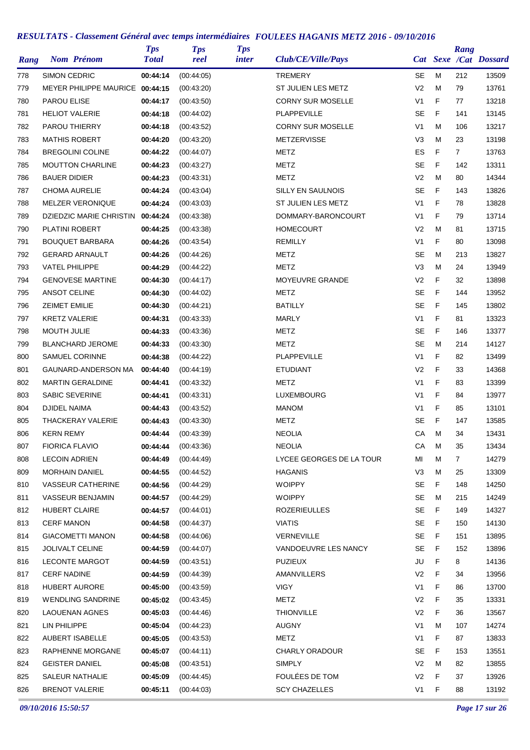## *RESULTATS - Classement Général avec temps intermédiaires FOULEES HAGANIS METZ 2016 - 09/10/2016*

| Rang | Nom Prénom | Tps Total | Tps reel | Tps inter | Club/CE/Ville/Pays | Cat | Sexe | Rang /Cat | Dossard |
|---|---|---|---|---|---|---|---|---|---|
| 778 | SIMON CEDRIC | 00:44:14 | (00:44:05) | | TREMERY | SE | M | 212 | 13509 |
| 779 | MEYER PHILIPPE MAURICE | 00:44:15 | (00:43:20) | | ST JULIEN LES METZ | V2 | M | 79 | 13761 |
| 780 | PAROU ELISE | 00:44:17 | (00:43:50) | | CORNY SUR MOSELLE | V1 | F | 77 | 13218 |
| 781 | HELIOT VALERIE | 00:44:18 | (00:44:02) | | PLAPPEVILLE | SE | F | 141 | 13145 |
| 782 | PAROU THIERRY | 00:44:18 | (00:43:52) | | CORNY SUR MOSELLE | V1 | M | 106 | 13217 |
| 783 | MATHIS ROBERT | 00:44:20 | (00:43:20) | | METZERVISSE | V3 | M | 23 | 13198 |
| 784 | BREGOLINI COLINE | 00:44:22 | (00:44:07) | | METZ | ES | F | 7 | 13763 |
| 785 | MOUTTON CHARLINE | 00:44:23 | (00:43:27) | | METZ | SE | F | 142 | 13311 |
| 786 | BAUER DIDIER | 00:44:23 | (00:43:31) | | METZ | V2 | M | 80 | 14344 |
| 787 | CHOMA AURELIE | 00:44:24 | (00:43:04) | | SILLY EN SAULNOIS | SE | F | 143 | 13826 |
| 788 | MELZER VERONIQUE | 00:44:24 | (00:43:03) | | ST JULIEN LES METZ | V1 | F | 78 | 13828 |
| 789 | DZIEDZIC MARIE CHRISTIN | 00:44:24 | (00:43:38) | | DOMMARY-BARONCOURT | V1 | F | 79 | 13714 |
| 790 | PLATINI ROBERT | 00:44:25 | (00:43:38) | | HOMECOURT | V2 | M | 81 | 13715 |
| 791 | BOUQUET BARBARA | 00:44:26 | (00:43:54) | | REMILLY | V1 | F | 80 | 13098 |
| 792 | GERARD ARNAULT | 00:44:26 | (00:44:26) | | METZ | SE | M | 213 | 13827 |
| 793 | VATEL PHILIPPE | 00:44:29 | (00:44:22) | | METZ | V3 | M | 24 | 13949 |
| 794 | GENOVESE MARTINE | 00:44:30 | (00:44:17) | | MOYEUVRE GRANDE | V2 | F | 32 | 13898 |
| 795 | ANSOT CELINE | 00:44:30 | (00:44:02) | | METZ | SE | F | 144 | 13952 |
| 796 | ZEIMET EMILIE | 00:44:30 | (00:44:21) | | BATILLY | SE | F | 145 | 13802 |
| 797 | KRETZ VALERIE | 00:44:31 | (00:43:33) | | MARLY | V1 | F | 81 | 13323 |
| 798 | MOUTH JULIE | 00:44:33 | (00:43:36) | | METZ | SE | F | 146 | 13377 |
| 799 | BLANCHARD JEROME | 00:44:33 | (00:43:30) | | METZ | SE | M | 214 | 14127 |
| 800 | SAMUEL CORINNE | 00:44:38 | (00:44:22) | | PLAPPEVILLE | V1 | F | 82 | 13499 |
| 801 | GAUNARD-ANDERSON MA | 00:44:40 | (00:44:19) | | ETUDIANT | V2 | F | 33 | 14368 |
| 802 | MARTIN GERALDINE | 00:44:41 | (00:43:32) | | METZ | V1 | F | 83 | 13399 |
| 803 | SABIC SEVERINE | 00:44:41 | (00:43:31) | | LUXEMBOURG | V1 | F | 84 | 13977 |
| 804 | DJIDEL NAIMA | 00:44:43 | (00:43:52) | | MANOM | V1 | F | 85 | 13101 |
| 805 | THACKERAY VALERIE | 00:44:43 | (00:43:30) | | METZ | SE | F | 147 | 13585 |
| 806 | KERN REMY | 00:44:44 | (00:43:39) | | NEOLIA | CA | M | 34 | 13431 |
| 807 | FIORICA FLAVIO | 00:44:44 | (00:43:36) | | NEOLIA | CA | M | 35 | 13434 |
| 808 | LECOIN ADRIEN | 00:44:49 | (00:44:49) | | LYCEE GEORGES DE LA TOUR | MI | M | 7 | 14279 |
| 809 | MORHAIN DANIEL | 00:44:55 | (00:44:52) | | HAGANIS | V3 | M | 25 | 13309 |
| 810 | VASSEUR CATHERINE | 00:44:56 | (00:44:29) | | WOIPPY | SE | F | 148 | 14250 |
| 811 | VASSEUR BENJAMIN | 00:44:57 | (00:44:29) | | WOIPPY | SE | M | 215 | 14249 |
| 812 | HUBERT CLAIRE | 00:44:57 | (00:44:01) | | ROZERIEULLES | SE | F | 149 | 14327 |
| 813 | CERF MANON | 00:44:58 | (00:44:37) | | VIATIS | SE | F | 150 | 14130 |
| 814 | GIACOMETTI MANON | 00:44:58 | (00:44:06) | | VERNEVILLE | SE | F | 151 | 13895 |
| 815 | JOLIVALT CELINE | 00:44:59 | (00:44:07) | | VANDOEUVRE LES NANCY | SE | F | 152 | 13896 |
| 816 | LECONTE MARGOT | 00:44:59 | (00:43:51) | | PUZIEUX | JU | F | 8 | 14136 |
| 817 | CERF NADINE | 00:44:59 | (00:44:39) | | AMANVILLERS | V2 | F | 34 | 13956 |
| 818 | HUBERT AURORE | 00:45:00 | (00:43:59) | | VIGY | V1 | F | 86 | 13700 |
| 819 | WENDLING SANDRINE | 00:45:02 | (00:43:45) | | METZ | V2 | F | 35 | 13331 |
| 820 | LAOUENAN AGNES | 00:45:03 | (00:44:46) | | THIONVILLE | V2 | F | 36 | 13567 |
| 821 | LIN PHILIPPE | 00:45:04 | (00:44:23) | | AUGNY | V1 | M | 107 | 14274 |
| 822 | AUBERT ISABELLE | 00:45:05 | (00:43:53) | | METZ | V1 | F | 87 | 13833 |
| 823 | RAPHENNE MORGANE | 00:45:07 | (00:44:11) | | CHARLY ORADOUR | SE | F | 153 | 13551 |
| 824 | GEISTER DANIEL | 00:45:08 | (00:43:51) | | SIMPLY | V2 | M | 82 | 13855 |
| 825 | SALEUR NATHALIE | 00:45:09 | (00:44:45) | | FOULÉES DE TOM | V2 | F | 37 | 13926 |
| 826 | BRENOT VALERIE | 00:45:11 | (00:44:03) | | SCY CHAZELLES | V1 | F | 88 | 13192 |

*09/10/2016 15:50:57*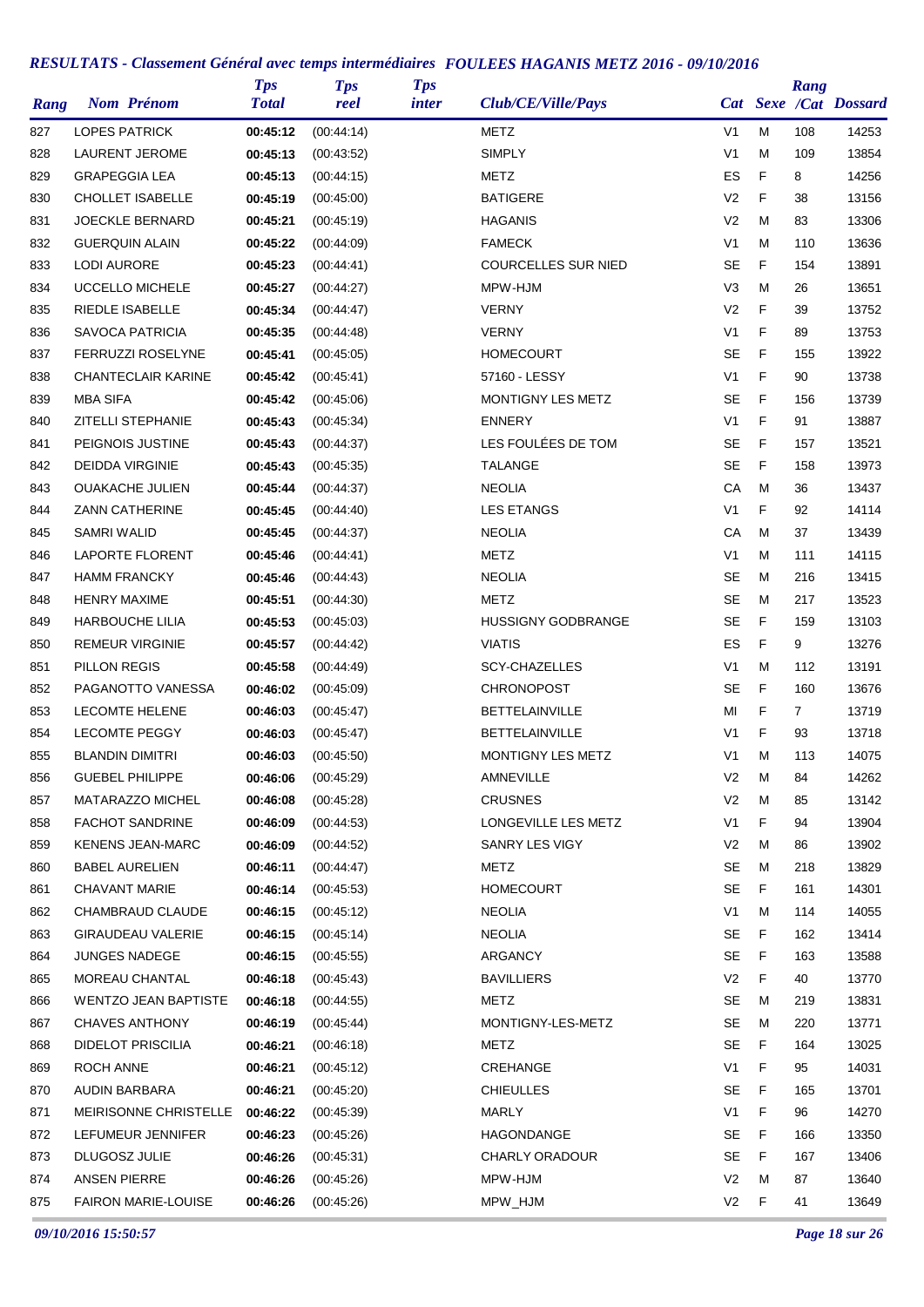## RESULTATS - Classement Général avec temps intermédiaires FOULEES HAGANIS METZ 2016 - 09/10/2016

| Rang | Nom Prénom | Tps Total | Tps reel | Tps inter | Club/CE/Ville/Pays | Cat | Sexe | Rang /Cat | Dossard |
|---|---|---|---|---|---|---|---|---|---|
| 827 | LOPES PATRICK | **00:45:12** | (00:44:14) | | METZ | V1 | M | 108 | 14253 |
| 828 | LAURENT JEROME | **00:45:13** | (00:43:52) | | SIMPLY | V1 | M | 109 | 13854 |
| 829 | GRAPEGGIA LEA | **00:45:13** | (00:44:15) | | METZ | ES | F | 8 | 14256 |
| 830 | CHOLLET ISABELLE | **00:45:19** | (00:45:00) | | BATIGERE | V2 | F | 38 | 13156 |
| 831 | JOECKLE BERNARD | **00:45:21** | (00:45:19) | | HAGANIS | V2 | M | 83 | 13306 |
| 832 | GUERQUIN ALAIN | **00:45:22** | (00:44:09) | | FAMECK | V1 | M | 110 | 13636 |
| 833 | LODI AURORE | **00:45:23** | (00:44:41) | | COURCELLES SUR NIED | SE | F | 154 | 13891 |
| 834 | UCCELLO MICHELE | **00:45:27** | (00:44:27) | | MPW-HJM | V3 | M | 26 | 13651 |
| 835 | RIEDLE ISABELLE | **00:45:34** | (00:44:47) | | VERNY | V2 | F | 39 | 13752 |
| 836 | SAVOCA PATRICIA | **00:45:35** | (00:44:48) | | VERNY | V1 | F | 89 | 13753 |
| 837 | FERRUZZI ROSELYNE | **00:45:41** | (00:45:05) | | HOMECOURT | SE | F | 155 | 13922 |
| 838 | CHANTECLAIR KARINE | **00:45:42** | (00:45:41) | | 57160 - LESSY | V1 | F | 90 | 13738 |
| 839 | MBA SIFA | **00:45:42** | (00:45:06) | | MONTIGNY LES METZ | SE | F | 156 | 13739 |
| 840 | ZITELLI STEPHANIE | **00:45:43** | (00:45:34) | | ENNERY | V1 | F | 91 | 13887 |
| 841 | PEIGNOIS JUSTINE | **00:45:43** | (00:44:37) | | LES FOULÉES DE TOM | SE | F | 157 | 13521 |
| 842 | DEIDDA VIRGINIE | **00:45:43** | (00:45:35) | | TALANGE | SE | F | 158 | 13973 |
| 843 | OUAKACHE JULIEN | **00:45:44** | (00:44:37) | | NEOLIA | CA | M | 36 | 13437 |
| 844 | ZANN CATHERINE | **00:45:45** | (00:44:40) | | LES ETANGS | V1 | F | 92 | 14114 |
| 845 | SAMRI WALID | **00:45:45** | (00:44:37) | | NEOLIA | CA | M | 37 | 13439 |
| 846 | LAPORTE FLORENT | **00:45:46** | (00:44:41) | | METZ | V1 | M | 111 | 14115 |
| 847 | HAMM FRANCKY | **00:45:46** | (00:44:43) | | NEOLIA | SE | M | 216 | 13415 |
| 848 | HENRY MAXIME | **00:45:51** | (00:44:30) | | METZ | SE | M | 217 | 13523 |
| 849 | HARBOUCHE LILIA | **00:45:53** | (00:45:03) | | HUSSIGNY GODBRANGE | SE | F | 159 | 13103 |
| 850 | REMEUR VIRGINIE | **00:45:57** | (00:44:42) | | VIATIS | ES | F | 9 | 13276 |
| 851 | PILLON REGIS | **00:45:58** | (00:44:49) | | SCY-CHAZELLES | V1 | M | 112 | 13191 |
| 852 | PAGANOTTO VANESSA | **00:46:02** | (00:45:09) | | CHRONOPOST | SE | F | 160 | 13676 |
| 853 | LECOMTE HELENE | **00:46:03** | (00:45:47) | | BETTELAINVILLE | MI | F | 7 | 13719 |
| 854 | LECOMTE PEGGY | **00:46:03** | (00:45:47) | | BETTELAINVILLE | V1 | F | 93 | 13718 |
| 855 | BLANDIN DIMITRI | **00:46:03** | (00:45:50) | | MONTIGNY LES METZ | V1 | M | 113 | 14075 |
| 856 | GUEBEL PHILIPPE | **00:46:06** | (00:45:29) | | AMNEVILLE | V2 | M | 84 | 14262 |
| 857 | MATARAZZO MICHEL | **00:46:08** | (00:45:28) | | CRUSNES | V2 | M | 85 | 13142 |
| 858 | FACHOT SANDRINE | **00:46:09** | (00:44:53) | | LONGEVILLE LES METZ | V1 | F | 94 | 13904 |
| 859 | KENENS JEAN-MARC | **00:46:09** | (00:44:52) | | SANRY LES VIGY | V2 | M | 86 | 13902 |
| 860 | BABEL AURELIEN | **00:46:11** | (00:44:47) | | METZ | SE | M | 218 | 13829 |
| 861 | CHAVANT MARIE | **00:46:14** | (00:45:53) | | HOMECOURT | SE | F | 161 | 14301 |
| 862 | CHAMBRAUD CLAUDE | **00:46:15** | (00:45:12) | | NEOLIA | V1 | M | 114 | 14055 |
| 863 | GIRAUDEAU VALERIE | **00:46:15** | (00:45:14) | | NEOLIA | SE | F | 162 | 13414 |
| 864 | JUNGES NADEGE | **00:46:15** | (00:45:55) | | ARGANCY | SE | F | 163 | 13588 |
| 865 | MOREAU CHANTAL | **00:46:18** | (00:45:43) | | BAVILLIERS | V2 | F | 40 | 13770 |
| 866 | WENTZO JEAN BAPTISTE | **00:46:18** | (00:44:55) | | METZ | SE | M | 219 | 13831 |
| 867 | CHAVES ANTHONY | **00:46:19** | (00:45:44) | | MONTIGNY-LES-METZ | SE | M | 220 | 13771 |
| 868 | DIDELOT PRISCILIA | **00:46:21** | (00:46:18) | | METZ | SE | F | 164 | 13025 |
| 869 | ROCH ANNE | **00:46:21** | (00:45:12) | | CREHANGE | V1 | F | 95 | 14031 |
| 870 | AUDIN BARBARA | **00:46:21** | (00:45:20) | | CHIEULLES | SE | F | 165 | 13701 |
| 871 | MEIRISONNE CHRISTELLE | **00:46:22** | (00:45:39) | | MARLY | V1 | F | 96 | 14270 |
| 872 | LEFUMEUR JENNIFER | **00:46:23** | (00:45:26) | | HAGONDANGE | SE | F | 166 | 13350 |
| 873 | DLUGOSZ JULIE | **00:46:26** | (00:45:31) | | CHARLY ORADOUR | SE | F | 167 | 13406 |
| 874 | ANSEN PIERRE | **00:46:26** | (00:45:26) | | MPW-HJM | V2 | M | 87 | 13640 |
| 875 | FAIRON MARIE-LOUISE | **00:46:26** | (00:45:26) | | MPW_HJM | V2 | F | 41 | 13649 |

*09/10/2016 15:50:57*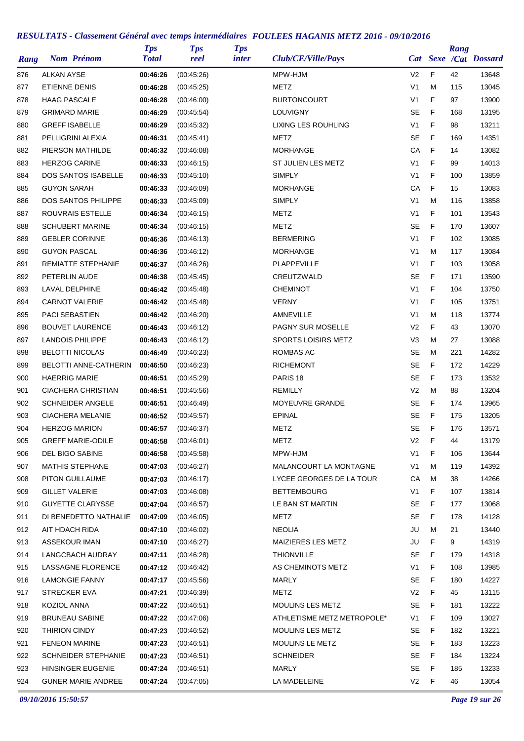## *RESULTATS - Classement Général avec temps intermédiaires FOULEES HAGANIS METZ 2016 - 09/10/2016*

| Rang | Nom Prénom | Tps Total | Tps reel | Tps inter | Club/CE/Ville/Pays | Cat | Sexe | Rang /Cat | Dossard |
|---|---|---|---|---|---|---|---|---|---|
| 876 | ALKAN AYSE | **00:46:26** | (00:45:26) | | MPW-HJM | V2 | F | 42 | 13648 |
| 877 | ETIENNE DENIS | **00:46:28** | (00:45:25) | | METZ | V1 | M | 115 | 13045 |
| 878 | HAAG PASCALE | **00:46:28** | (00:46:00) | | BURTONCOURT | V1 | F | 97 | 13900 |
| 879 | GRIMARD MARIE | **00:46:29** | (00:45:54) | | LOUVIGNY | SE | F | 168 | 13195 |
| 880 | GREFF ISABELLE | **00:46:29** | (00:45:32) | | LIXING LES ROUHLING | V1 | F | 98 | 13211 |
| 881 | PELLIGRINI ALEXIA | **00:46:31** | (00:45:41) | | METZ | SE | F | 169 | 14351 |
| 882 | PIERSON MATHILDE | **00:46:32** | (00:46:08) | | MORHANGE | CA | F | 14 | 13082 |
| 883 | HERZOG CARINE | **00:46:33** | (00:46:15) | | ST JULIEN LES METZ | V1 | F | 99 | 14013 |
| 884 | DOS SANTOS ISABELLE | **00:46:33** | (00:45:10) | | SIMPLY | V1 | F | 100 | 13859 |
| 885 | GUYON SARAH | **00:46:33** | (00:46:09) | | MORHANGE | CA | F | 15 | 13083 |
| 886 | DOS SANTOS PHILIPPE | **00:46:33** | (00:45:09) | | SIMPLY | V1 | M | 116 | 13858 |
| 887 | ROUVRAIS ESTELLE | **00:46:34** | (00:46:15) | | METZ | V1 | F | 101 | 13543 |
| 888 | SCHUBERT MARINE | **00:46:34** | (00:46:15) | | METZ | SE | F | 170 | 13607 |
| 889 | GEBLER CORINNE | **00:46:36** | (00:46:13) | | BERMERING | V1 | F | 102 | 13085 |
| 890 | GUYON PASCAL | **00:46:36** | (00:46:12) | | MORHANGE | V1 | M | 117 | 13084 |
| 891 | REMIATTE STEPHANIE | **00:46:37** | (00:46:26) | | PLAPPEVILLE | V1 | F | 103 | 13058 |
| 892 | PETERLIN AUDE | **00:46:38** | (00:45:45) | | CREUTZWALD | SE | F | 171 | 13590 |
| 893 | LAVAL DELPHINE | **00:46:42** | (00:45:48) | | CHEMINOT | V1 | F | 104 | 13750 |
| 894 | CARNOT VALERIE | **00:46:42** | (00:45:48) | | VERNY | V1 | F | 105 | 13751 |
| 895 | PACI SEBASTIEN | **00:46:42** | (00:46:20) | | AMNEVILLE | V1 | M | 118 | 13774 |
| 896 | BOUVET LAURENCE | **00:46:43** | (00:46:12) | | PAGNY SUR MOSELLE | V2 | F | 43 | 13070 |
| 897 | LANDOIS PHILIPPE | **00:46:43** | (00:46:12) | | SPORTS LOISIRS METZ | V3 | M | 27 | 13088 |
| 898 | BELOTTI NICOLAS | **00:46:49** | (00:46:23) | | ROMBAS AC | SE | M | 221 | 14282 |
| 899 | BELOTTI ANNE-CATHERIN | **00:46:50** | (00:46:23) | | RICHEMONT | SE | F | 172 | 14229 |
| 900 | HAERRIG MARIE | **00:46:51** | (00:45:29) | | PARIS 18 | SE | F | 173 | 13532 |
| 901 | CIACHERA CHRISTIAN | **00:46:51** | (00:45:56) | | REMILLY | V2 | M | 88 | 13204 |
| 902 | SCHNEIDER ANGELE | **00:46:51** | (00:46:49) | | MOYEUVRE GRANDE | SE | F | 174 | 13965 |
| 903 | CIACHERA MELANIE | **00:46:52** | (00:45:57) | | EPINAL | SE | F | 175 | 13205 |
| 904 | HERZOG MARION | **00:46:57** | (00:46:37) | | METZ | SE | F | 176 | 13571 |
| 905 | GREFF MARIE-ODILE | **00:46:58** | (00:46:01) | | METZ | V2 | F | 44 | 13179 |
| 906 | DEL BIGO SABINE | **00:46:58** | (00:45:58) | | MPW-HJM | V1 | F | 106 | 13644 |
| 907 | MATHIS STEPHANE | **00:47:03** | (00:46:27) | | MALANCOURT LA MONTAGNE | V1 | M | 119 | 14392 |
| 908 | PITON GUILLAUME | **00:47:03** | (00:46:17) | | LYCEE GEORGES DE LA TOUR | CA | M | 38 | 14266 |
| 909 | GILLET VALERIE | **00:47:03** | (00:46:08) | | BETTEMBOURG | V1 | F | 107 | 13814 |
| 910 | GUYETTE CLARYSSE | **00:47:04** | (00:46:57) | | LE BAN ST MARTIN | SE | F | 177 | 13068 |
| 911 | DI BENEDETTO NATHALIE | **00:47:09** | (00:46:05) | | METZ | SE | F | 178 | 14128 |
| 912 | AIT HDACH RIDA | **00:47:10** | (00:46:02) | | NEOLIA | JU | M | 21 | 13440 |
| 913 | ASSEKOUR IMAN | **00:47:10** | (00:46:27) | | MAIZIERES LES METZ | JU | F | 9 | 14319 |
| 914 | LANGCBACH AUDRAY | **00:47:11** | (00:46:28) | | THIONVILLE | SE | F | 179 | 14318 |
| 915 | LASSAGNE FLORENCE | **00:47:12** | (00:46:42) | | AS CHEMINOTS METZ | V1 | F | 108 | 13985 |
| 916 | LAMONGIE FANNY | **00:47:17** | (00:45:56) | | MARLY | SE | F | 180 | 14227 |
| 917 | STRECKER EVA | **00:47:21** | (00:46:39) | | METZ | V2 | F | 45 | 13115 |
| 918 | KOZIOL ANNA | **00:47:22** | (00:46:51) | | MOULINS LES METZ | SE | F | 181 | 13222 |
| 919 | BRUNEAU SABINE | **00:47:22** | (00:47:06) | | ATHLETISME METZ METROPOLE* | V1 | F | 109 | 13027 |
| 920 | THIRION CINDY | **00:47:23** | (00:46:52) | | MOULINS LES METZ | SE | F | 182 | 13221 |
| 921 | FENEON MARINE | **00:47:23** | (00:46:51) | | MOULINS LE METZ | SE | F | 183 | 13223 |
| 922 | SCHNEIDER STEPHANIE | **00:47:23** | (00:46:51) | | SCHNEIDER | SE | F | 184 | 13224 |
| 923 | HINSINGER EUGENIE | **00:47:24** | (00:46:51) | | MARLY | SE | F | 185 | 13233 |
| 924 | GUNER MARIE ANDREE | **00:47:24** | (00:47:05) | | LA MADELEINE | V2 | F | 46 | 13054 |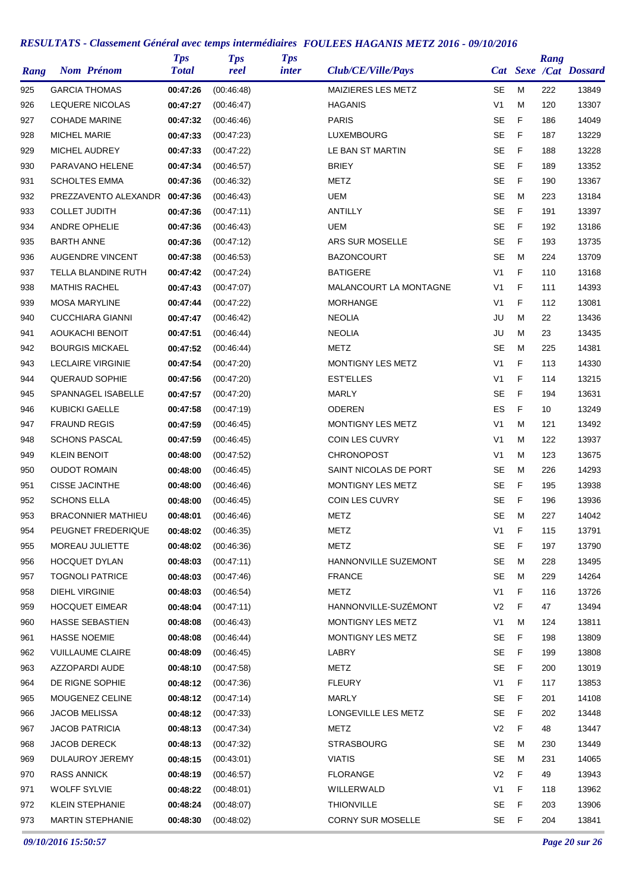## RESULTATS - Classement Général avec temps intermédiaires FOULEES HAGANIS METZ 2016 - 09/10/2016

| Rang | Nom Prénom | Tps Total | Tps reel | Tps inter | Club/CE/Ville/Pays | Cat | Sexe | Rang /Cat | Dossard |
|---|---|---|---|---|---|---|---|---|---|
| 925 | GARCIA THOMAS | **00:47:26** | (00:46:48) | | MAIZIERES LES METZ | SE | M | 222 | 13849 |
| 926 | LEQUERE NICOLAS | **00:47:27** | (00:46:47) | | HAGANIS | V1 | M | 120 | 13307 |
| 927 | COHADE MARINE | **00:47:32** | (00:46:46) | | PARIS | SE | F | 186 | 14049 |
| 928 | MICHEL MARIE | **00:47:33** | (00:47:23) | | LUXEMBOURG | SE | F | 187 | 13229 |
| 929 | MICHEL AUDREY | **00:47:33** | (00:47:22) | | LE BAN ST MARTIN | SE | F | 188 | 13228 |
| 930 | PARAVANO HELENE | **00:47:34** | (00:46:57) | | BRIEY | SE | F | 189 | 13352 |
| 931 | SCHOLTES EMMA | **00:47:36** | (00:46:32) | | METZ | SE | F | 190 | 13367 |
| 932 | PREZZAVENTO ALEXANDR | **00:47:36** | (00:46:43) | | UEM | SE | M | 223 | 13184 |
| 933 | COLLET JUDITH | **00:47:36** | (00:47:11) | | ANTILLY | SE | F | 191 | 13397 |
| 934 | ANDRE OPHELIE | **00:47:36** | (00:46:43) | | UEM | SE | F | 192 | 13186 |
| 935 | BARTH ANNE | **00:47:36** | (00:47:12) | | ARS SUR MOSELLE | SE | F | 193 | 13735 |
| 936 | AUGENDRE VINCENT | **00:47:38** | (00:46:53) | | BAZONCOURT | SE | M | 224 | 13709 |
| 937 | TELLA BLANDINE RUTH | **00:47:42** | (00:47:24) | | BATIGERE | V1 | F | 110 | 13168 |
| 938 | MATHIS RACHEL | **00:47:43** | (00:47:07) | | MALANCOURT LA MONTAGNE | V1 | F | 111 | 14393 |
| 939 | MOSA MARYLINE | **00:47:44** | (00:47:22) | | MORHANGE | V1 | F | 112 | 13081 |
| 940 | CUCCHIARA GIANNI | **00:47:47** | (00:46:42) | | NEOLIA | JU | M | 22 | 13436 |
| 941 | AOUKACHI BENOIT | **00:47:51** | (00:46:44) | | NEOLIA | JU | M | 23 | 13435 |
| 942 | BOURGIS MICKAEL | **00:47:52** | (00:46:44) | | METZ | SE | M | 225 | 14381 |
| 943 | LECLAIRE VIRGINIE | **00:47:54** | (00:47:20) | | MONTIGNY LES METZ | V1 | F | 113 | 14330 |
| 944 | QUERAUD SOPHIE | **00:47:56** | (00:47:20) | | EST'ELLES | V1 | F | 114 | 13215 |
| 945 | SPANNAGEL ISABELLE | **00:47:57** | (00:47:20) | | MARLY | SE | F | 194 | 13631 |
| 946 | KUBICKI GAELLE | **00:47:58** | (00:47:19) | | ODEREN | ES | F | 10 | 13249 |
| 947 | FRAUND REGIS | **00:47:59** | (00:46:45) | | MONTIGNY LES METZ | V1 | M | 121 | 13492 |
| 948 | SCHONS PASCAL | **00:47:59** | (00:46:45) | | COIN LES CUVRY | V1 | M | 122 | 13937 |
| 949 | KLEIN BENOIT | **00:48:00** | (00:47:52) | | CHRONOPOST | V1 | M | 123 | 13675 |
| 950 | OUDOT ROMAIN | **00:48:00** | (00:46:45) | | SAINT NICOLAS DE PORT | SE | M | 226 | 14293 |
| 951 | CISSE JACINTHE | **00:48:00** | (00:46:46) | | MONTIGNY LES METZ | SE | F | 195 | 13938 |
| 952 | SCHONS ELLA | **00:48:00** | (00:46:45) | | COIN LES CUVRY | SE | F | 196 | 13936 |
| 953 | BRACONNIER MATHIEU | **00:48:01** | (00:46:46) | | METZ | SE | M | 227 | 14042 |
| 954 | PEUGNET FREDERIQUE | **00:48:02** | (00:46:35) | | METZ | V1 | F | 115 | 13791 |
| 955 | MOREAU JULIETTE | **00:48:02** | (00:46:36) | | METZ | SE | F | 197 | 13790 |
| 956 | HOCQUET DYLAN | **00:48:03** | (00:47:11) | | HANNONVILLE SUZEMONT | SE | M | 228 | 13495 |
| 957 | TOGNOLI PATRICE | **00:48:03** | (00:47:46) | | FRANCE | SE | M | 229 | 14264 |
| 958 | DIEHL VIRGINIE | **00:48:03** | (00:46:54) | | METZ | V1 | F | 116 | 13726 |
| 959 | HOCQUET EIMEAR | **00:48:04** | (00:47:11) | | HANNONVILLE-SUZÉMONT | V2 | F | 47 | 13494 |
| 960 | HASSE SEBASTIEN | **00:48:08** | (00:46:43) | | MONTIGNY LES METZ | V1 | M | 124 | 13811 |
| 961 | HASSE NOEMIE | **00:48:08** | (00:46:44) | | MONTIGNY LES METZ | SE | F | 198 | 13809 |
| 962 | VUILLAUME CLAIRE | **00:48:09** | (00:46:45) | | LABRY | SE | F | 199 | 13808 |
| 963 | AZZOPARDI AUDE | **00:48:10** | (00:47:58) | | METZ | SE | F | 200 | 13019 |
| 964 | DE RIGNE SOPHIE | **00:48:12** | (00:47:36) | | FLEURY | V1 | F | 117 | 13853 |
| 965 | MOUGENEZ CELINE | **00:48:12** | (00:47:14) | | MARLY | SE | F | 201 | 14108 |
| 966 | JACOB MELISSA | **00:48:12** | (00:47:33) | | LONGEVILLE LES METZ | SE | F | 202 | 13448 |
| 967 | JACOB PATRICIA | **00:48:13** | (00:47:34) | | METZ | V2 | F | 48 | 13447 |
| 968 | JACOB DERECK | **00:48:13** | (00:47:32) | | STRASBOURG | SE | M | 230 | 13449 |
| 969 | DULAUROY JEREMY | **00:48:15** | (00:43:01) | | VIATIS | SE | M | 231 | 14065 |
| 970 | RASS ANNICK | **00:48:19** | (00:46:57) | | FLORANGE | V2 | F | 49 | 13943 |
| 971 | WOLFF SYLVIE | **00:48:22** | (00:48:01) | | WILLERWALD | V1 | F | 118 | 13962 |
| 972 | KLEIN STEPHANIE | **00:48:24** | (00:48:07) | | THIONVILLE | SE | F | 203 | 13906 |
| 973 | MARTIN STEPHANIE | **00:48:30** | (00:48:02) | | CORNY SUR MOSELLE | SE | F | 204 | 13841 |

*09/10/2016 15:50:57*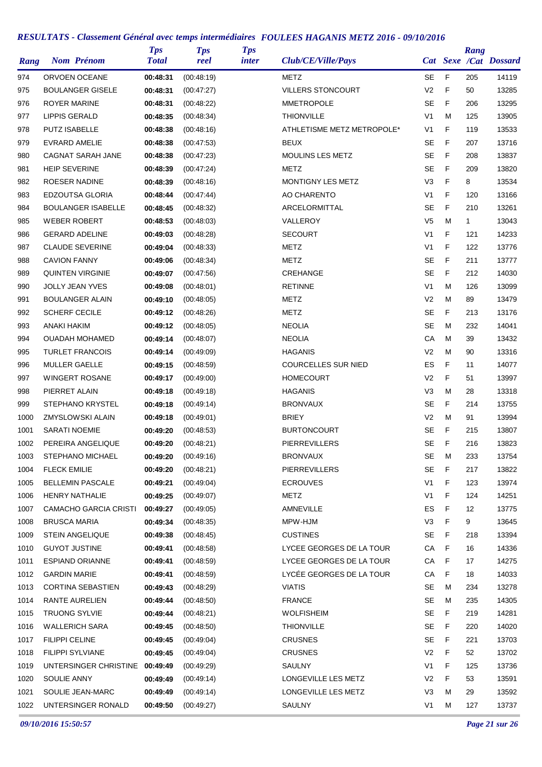## *RESULTATS - Classement Général avec temps intermédiaires FOULEES HAGANIS METZ 2016 - 09/10/2016*

| Rang | Nom Prénom | Tps Total | Tps reel | Tps inter | Club/CE/Ville/Pays | Cat | Sexe | Rang /Cat | Dossard |
|---|---|---|---|---|---|---|---|---|---|
| 974 | ORVOEN OCEANE | **00:48:31** | (00:48:19) | | METZ | SE | F | 205 | 14119 |
| 975 | BOULANGER GISELE | **00:48:31** | (00:47:27) | | VILLERS STONCOURT | V2 | F | 50 | 13285 |
| 976 | ROYER MARINE | **00:48:31** | (00:48:22) | | MMETROPOLE | SE | F | 206 | 13295 |
| 977 | LIPPIS GERALD | **00:48:35** | (00:48:34) | | THIONVILLE | V1 | M | 125 | 13905 |
| 978 | PUTZ ISABELLE | **00:48:38** | (00:48:16) | | ATHLETISME METZ METROPOLE* | V1 | F | 119 | 13533 |
| 979 | EVRARD AMELIE | **00:48:38** | (00:47:53) | | BEUX | SE | F | 207 | 13716 |
| 980 | CAGNAT SARAH JANE | **00:48:38** | (00:47:23) | | MOULINS LES METZ | SE | F | 208 | 13837 |
| 981 | HEIP SEVERINE | **00:48:39** | (00:47:24) | | METZ | SE | F | 209 | 13820 |
| 982 | ROESER NADINE | **00:48:39** | (00:48:16) | | MONTIGNY LES METZ | V3 | F | 8 | 13534 |
| 983 | EDZOUTSA GLORIA | **00:48:44** | (00:47:44) | | AO CHARENTO | V1 | F | 120 | 13166 |
| 984 | BOULANGER ISABELLE | **00:48:45** | (00:48:32) | | ARCELORMITTAL | SE | F | 210 | 13261 |
| 985 | WEBER ROBERT | **00:48:53** | (00:48:03) | | VALLEROY | V5 | M | 1 | 13043 |
| 986 | GERARD ADELINE | **00:49:03** | (00:48:28) | | SECOURT | V1 | F | 121 | 14233 |
| 987 | CLAUDE SEVERINE | **00:49:04** | (00:48:33) | | METZ | V1 | F | 122 | 13776 |
| 988 | CAVION FANNY | **00:49:06** | (00:48:34) | | METZ | SE | F | 211 | 13777 |
| 989 | QUINTEN VIRGINIE | **00:49:07** | (00:47:56) | | CREHANGE | SE | F | 212 | 14030 |
| 990 | JOLLY JEAN YVES | **00:49:08** | (00:48:01) | | RETINNE | V1 | M | 126 | 13099 |
| 991 | BOULANGER ALAIN | **00:49:10** | (00:48:05) | | METZ | V2 | M | 89 | 13479 |
| 992 | SCHERF CECILE | **00:49:12** | (00:48:26) | | METZ | SE | F | 213 | 13176 |
| 993 | ANAKI HAKIM | **00:49:12** | (00:48:05) | | NEOLIA | SE | M | 232 | 14041 |
| 994 | OUADAH MOHAMED | **00:49:14** | (00:48:07) | | NEOLIA | CA | M | 39 | 13432 |
| 995 | TURLET FRANCOIS | **00:49:14** | (00:49:09) | | HAGANIS | V2 | M | 90 | 13316 |
| 996 | MULLER GAELLE | **00:49:15** | (00:48:59) | | COURCELLES SUR NIED | ES | F | 11 | 14077 |
| 997 | WINGERT ROSANE | **00:49:17** | (00:49:00) | | HOMECOURT | V2 | F | 51 | 13997 |
| 998 | PIERRET ALAIN | **00:49:18** | (00:49:18) | | HAGANIS | V3 | M | 28 | 13318 |
| 999 | STEPHANO KRYSTEL | **00:49:18** | (00:49:14) | | BRONVAUX | SE | F | 214 | 13755 |
| 1000 | ZMYSLOWSKI ALAIN | **00:49:18** | (00:49:01) | | BRIEY | V2 | M | 91 | 13994 |
| 1001 | SARATI NOEMIE | **00:49:20** | (00:48:53) | | BURTONCOURT | SE | F | 215 | 13807 |
| 1002 | PEREIRA ANGELIQUE | **00:49:20** | (00:48:21) | | PIERREVILLERS | SE | F | 216 | 13823 |
| 1003 | STEPHANO MICHAEL | **00:49:20** | (00:49:16) | | BRONVAUX | SE | M | 233 | 13754 |
| 1004 | FLECK EMILIE | **00:49:20** | (00:48:21) | | PIERREVILLERS | SE | F | 217 | 13822 |
| 1005 | BELLEMIN PASCALE | **00:49:21** | (00:49:04) | | ECROUVES | V1 | F | 123 | 13974 |
| 1006 | HENRY NATHALIE | **00:49:25** | (00:49:07) | | METZ | V1 | F | 124 | 14251 |
| 1007 | CAMACHO GARCIA CRISTI | **00:49:27** | (00:49:05) | | AMNEVILLE | ES | F | 12 | 13775 |
| 1008 | BRUSCA MARIA | **00:49:34** | (00:48:35) | | MPW-HJM | V3 | F | 9 | 13645 |
| 1009 | STEIN ANGELIQUE | **00:49:38** | (00:48:45) | | CUSTINES | SE | F | 218 | 13394 |
| 1010 | GUYOT JUSTINE | **00:49:41** | (00:48:58) | | LYCEE GEORGES DE LA TOUR | CA | F | 16 | 14336 |
| 1011 | ESPIAND ORIANNE | **00:49:41** | (00:48:59) | | LYCEE GEORGES DE LA TOUR | CA | F | 17 | 14275 |
| 1012 | GARDIN MARIE | **00:49:41** | (00:48:59) | | LYCÉE GEORGES DE LA TOUR | CA | F | 18 | 14033 |
| 1013 | CORTINA SEBASTIEN | **00:49:43** | (00:48:29) | | VIATIS | SE | M | 234 | 13278 |
| 1014 | RANTE AURELIEN | **00:49:44** | (00:48:50) | | FRANCE | SE | M | 235 | 14305 |
| 1015 | TRUONG SYLVIE | **00:49:44** | (00:48:21) | | WOLFISHEIM | SE | F | 219 | 14281 |
| 1016 | WALLERICH SARA | **00:49:45** | (00:48:50) | | THIONVILLE | SE | F | 220 | 14020 |
| 1017 | FILIPPI CELINE | **00:49:45** | (00:49:04) | | CRUSNES | SE | F | 221 | 13703 |
| 1018 | FILIPPI SYLVIANE | **00:49:45** | (00:49:04) | | CRUSNES | V2 | F | 52 | 13702 |
| 1019 | UNTERSINGER CHRISTINE | **00:49:49** | (00:49:29) | | SAULNY | V1 | F | 125 | 13736 |
| 1020 | SOULIE ANNY | **00:49:49** | (00:49:14) | | LONGEVILLE LES METZ | V2 | F | 53 | 13591 |
| 1021 | SOULIE JEAN-MARC | **00:49:49** | (00:49:14) | | LONGEVILLE LES METZ | V3 | M | 29 | 13592 |
| 1022 | UNTERSINGER RONALD | **00:49:50** | (00:49:27) | | SAULNY | V1 | M | 127 | 13737 |

*09/10/2016 15:50:57*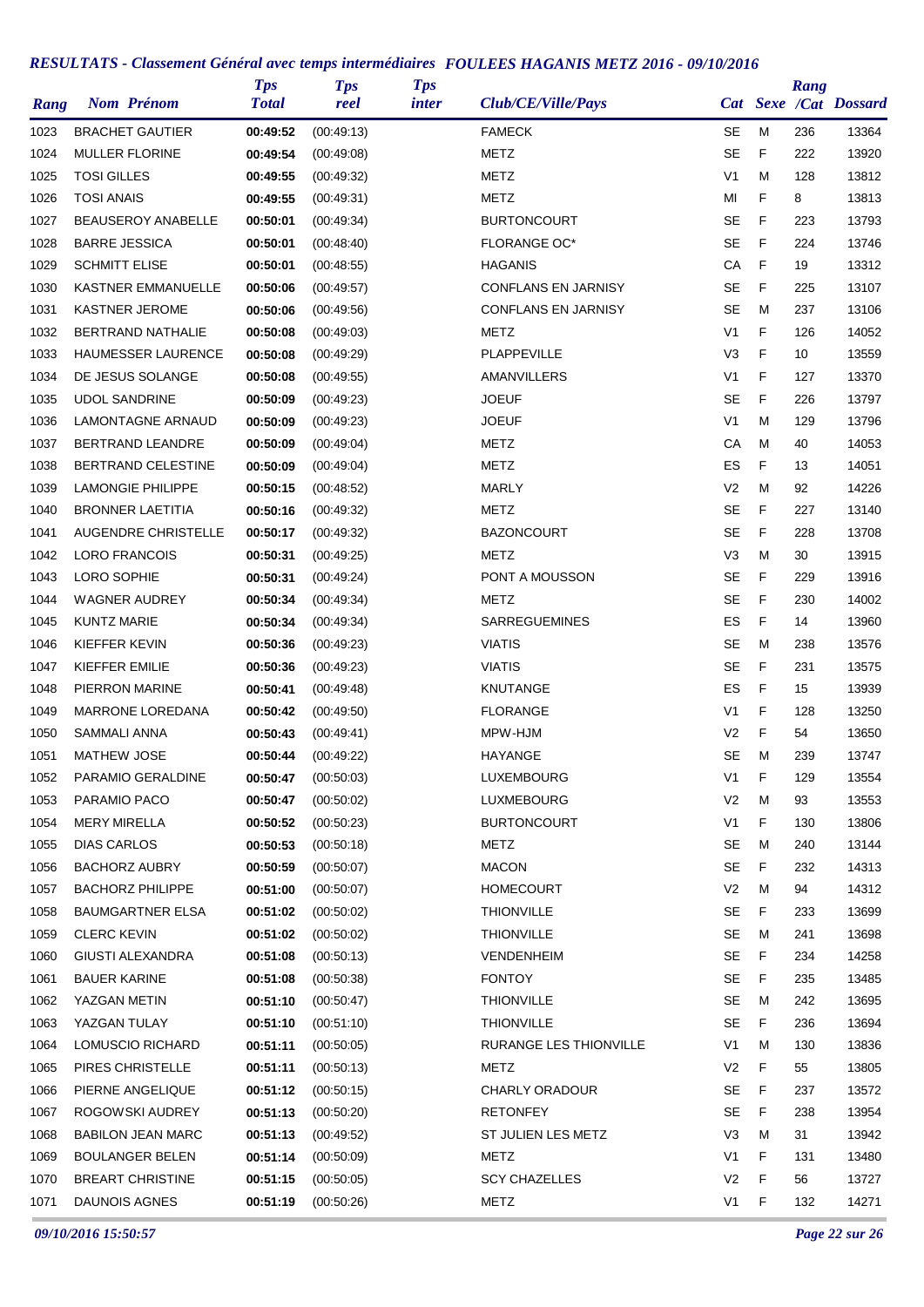## RESULTATS - Classement Général avec temps intermédiaires FOULEES HAGANIS METZ 2016 - 09/10/2016

| Rang | Nom Prénom | Tps Total | Tps reel | Tps inter | Club/CE/Ville/Pays | Cat | Sexe | Rang /Cat | Dossard |
|---|---|---|---|---|---|---|---|---|---|
| 1023 | BRACHET GAUTIER | **00:49:52** | (00:49:13) | | FAMECK | SE | M | 236 | 13364 |
| 1024 | MULLER FLORINE | **00:49:54** | (00:49:08) | | METZ | SE | F | 222 | 13920 |
| 1025 | TOSI GILLES | **00:49:55** | (00:49:32) | | METZ | V1 | M | 128 | 13812 |
| 1026 | TOSI ANAIS | **00:49:55** | (00:49:31) | | METZ | MI | F | 8 | 13813 |
| 1027 | BEAUSEROY ANABELLE | **00:50:01** | (00:49:34) | | BURTONCOURT | SE | F | 223 | 13793 |
| 1028 | BARRE JESSICA | **00:50:01** | (00:48:40) | | FLORANGE OC* | SE | F | 224 | 13746 |
| 1029 | SCHMITT ELISE | **00:50:01** | (00:48:55) | | HAGANIS | CA | F | 19 | 13312 |
| 1030 | KASTNER EMMANUELLE | **00:50:06** | (00:49:57) | | CONFLANS EN JARNISY | SE | F | 225 | 13107 |
| 1031 | KASTNER JEROME | **00:50:06** | (00:49:56) | | CONFLANS EN JARNISY | SE | M | 237 | 13106 |
| 1032 | BERTRAND NATHALIE | **00:50:08** | (00:49:03) | | METZ | V1 | F | 126 | 14052 |
| 1033 | HAUMESSER LAURENCE | **00:50:08** | (00:49:29) | | PLAPPEVILLE | V3 | F | 10 | 13559 |
| 1034 | DE JESUS SOLANGE | **00:50:08** | (00:49:55) | | AMANVILLERS | V1 | F | 127 | 13370 |
| 1035 | UDOL SANDRINE | **00:50:09** | (00:49:23) | | JOEUF | SE | F | 226 | 13797 |
| 1036 | LAMONTAGNE ARNAUD | **00:50:09** | (00:49:23) | | JOEUF | V1 | M | 129 | 13796 |
| 1037 | BERTRAND LEANDRE | **00:50:09** | (00:49:04) | | METZ | CA | M | 40 | 14053 |
| 1038 | BERTRAND CELESTINE | **00:50:09** | (00:49:04) | | METZ | ES | F | 13 | 14051 |
| 1039 | LAMONGIE PHILIPPE | **00:50:15** | (00:48:52) | | MARLY | V2 | M | 92 | 14226 |
| 1040 | BRONNER LAETITIA | **00:50:16** | (00:49:32) | | METZ | SE | F | 227 | 13140 |
| 1041 | AUGENDRE CHRISTELLE | **00:50:17** | (00:49:32) | | BAZONCOURT | SE | F | 228 | 13708 |
| 1042 | LORO FRANCOIS | **00:50:31** | (00:49:25) | | METZ | V3 | M | 30 | 13915 |
| 1043 | LORO SOPHIE | **00:50:31** | (00:49:24) | | PONT A MOUSSON | SE | F | 229 | 13916 |
| 1044 | WAGNER AUDREY | **00:50:34** | (00:49:34) | | METZ | SE | F | 230 | 14002 |
| 1045 | KUNTZ MARIE | **00:50:34** | (00:49:34) | | SARREGUEMINES | ES | F | 14 | 13960 |
| 1046 | KIEFFER KEVIN | **00:50:36** | (00:49:23) | | VIATIS | SE | M | 238 | 13576 |
| 1047 | KIEFFER EMILIE | **00:50:36** | (00:49:23) | | VIATIS | SE | F | 231 | 13575 |
| 1048 | PIERRON MARINE | **00:50:41** | (00:49:48) | | KNUTANGE | ES | F | 15 | 13939 |
| 1049 | MARRONE LOREDANA | **00:50:42** | (00:49:50) | | FLORANGE | V1 | F | 128 | 13250 |
| 1050 | SAMMALI ANNA | **00:50:43** | (00:49:41) | | MPW-HJM | V2 | F | 54 | 13650 |
| 1051 | MATHEW JOSE | **00:50:44** | (00:49:22) | | HAYANGE | SE | M | 239 | 13747 |
| 1052 | PARAMIO GERALDINE | **00:50:47** | (00:50:03) | | LUXEMBOURG | V1 | F | 129 | 13554 |
| 1053 | PARAMIO PACO | **00:50:47** | (00:50:02) | | LUXMEBOURG | V2 | M | 93 | 13553 |
| 1054 | MERY MIRELLA | **00:50:52** | (00:50:23) | | BURTONCOURT | V1 | F | 130 | 13806 |
| 1055 | DIAS CARLOS | **00:50:53** | (00:50:18) | | METZ | SE | M | 240 | 13144 |
| 1056 | BACHORZ AUBRY | **00:50:59** | (00:50:07) | | MACON | SE | F | 232 | 14313 |
| 1057 | BACHORZ PHILIPPE | **00:51:00** | (00:50:07) | | HOMECOURT | V2 | M | 94 | 14312 |
| 1058 | BAUMGARTNER ELSA | **00:51:02** | (00:50:02) | | THIONVILLE | SE | F | 233 | 13699 |
| 1059 | CLERC KEVIN | **00:51:02** | (00:50:02) | | THIONVILLE | SE | M | 241 | 13698 |
| 1060 | GIUSTI ALEXANDRA | **00:51:08** | (00:50:13) | | VENDENHEIM | SE | F | 234 | 14258 |
| 1061 | BAUER KARINE | **00:51:08** | (00:50:38) | | FONTOY | SE | F | 235 | 13485 |
| 1062 | YAZGAN METIN | **00:51:10** | (00:50:47) | | THIONVILLE | SE | M | 242 | 13695 |
| 1063 | YAZGAN TULAY | **00:51:10** | (00:51:10) | | THIONVILLE | SE | F | 236 | 13694 |
| 1064 | LOMUSCIO RICHARD | **00:51:11** | (00:50:05) | | RURANGE LES THIONVILLE | V1 | M | 130 | 13836 |
| 1065 | PIRES CHRISTELLE | **00:51:11** | (00:50:13) | | METZ | V2 | F | 55 | 13805 |
| 1066 | PIERNE ANGELIQUE | **00:51:12** | (00:50:15) | | CHARLY ORADOUR | SE | F | 237 | 13572 |
| 1067 | ROGOWSKI AUDREY | **00:51:13** | (00:50:20) | | RETONFEY | SE | F | 238 | 13954 |
| 1068 | BABILON JEAN MARC | **00:51:13** | (00:49:52) | | ST JULIEN LES METZ | V3 | M | 31 | 13942 |
| 1069 | BOULANGER BELEN | **00:51:14** | (00:50:09) | | METZ | V1 | F | 131 | 13480 |
| 1070 | BREART CHRISTINE | **00:51:15** | (00:50:05) | | SCY CHAZELLES | V2 | F | 56 | 13727 |
| 1071 | DAUNOIS AGNES | **00:51:19** | (00:50:26) | | METZ | V1 | F | 132 | 14271 |

*09/10/2016 15:50:57*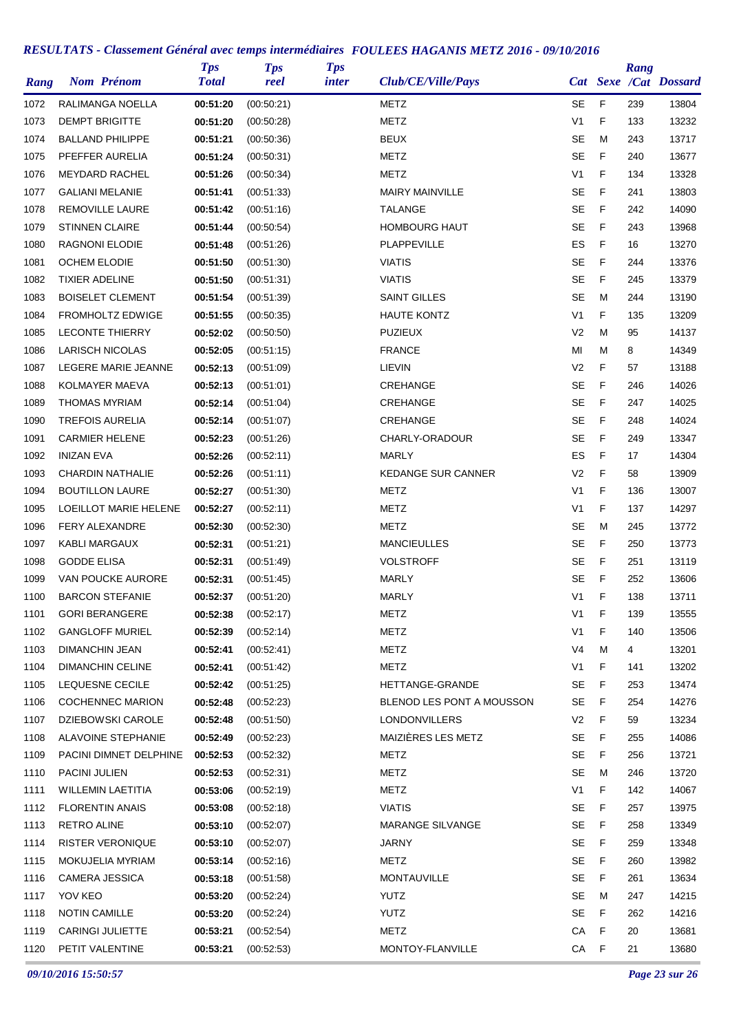## *RESULTATS - Classement Général avec temps intermédiaires FOULEES HAGANIS METZ 2016 - 09/10/2016*

| Rang | Nom Prénom | Tps Total | Tps reel | Tps inter | Club/CE/Ville/Pays | Cat | Sexe | Rang /Cat | Dossard |
|---|---|---|---|---|---|---|---|---|---|
| 1072 | RALIMANGA NOELLA | **00:51:20** | (00:50:21) | | METZ | SE | F | 239 | 13804 |
| 1073 | DEMPT BRIGITTE | **00:51:20** | (00:50:28) | | METZ | V1 | F | 133 | 13232 |
| 1074 | BALLAND PHILIPPE | **00:51:21** | (00:50:36) | | BEUX | SE | M | 243 | 13717 |
| 1075 | PFEFFER AURELIA | **00:51:24** | (00:50:31) | | METZ | SE | F | 240 | 13677 |
| 1076 | MEYDARD RACHEL | **00:51:26** | (00:50:34) | | METZ | V1 | F | 134 | 13328 |
| 1077 | GALIANI MELANIE | **00:51:41** | (00:51:33) | | MAIRY MAINVILLE | SE | F | 241 | 13803 |
| 1078 | REMOVILLE LAURE | **00:51:42** | (00:51:16) | | TALANGE | SE | F | 242 | 14090 |
| 1079 | STINNEN CLAIRE | **00:51:44** | (00:50:54) | | HOMBOURG HAUT | SE | F | 243 | 13968 |
| 1080 | RAGNONI ELODIE | **00:51:48** | (00:51:26) | | PLAPPEVILLE | ES | F | 16 | 13270 |
| 1081 | OCHEM ELODIE | **00:51:50** | (00:51:30) | | VIATIS | SE | F | 244 | 13376 |
| 1082 | TIXIER ADELINE | **00:51:50** | (00:51:31) | | VIATIS | SE | F | 245 | 13379 |
| 1083 | BOISELET CLEMENT | **00:51:54** | (00:51:39) | | SAINT GILLES | SE | M | 244 | 13190 |
| 1084 | FROMHOLTZ EDWIGE | **00:51:55** | (00:50:35) | | HAUTE KONTZ | V1 | F | 135 | 13209 |
| 1085 | LECONTE THIERRY | **00:52:02** | (00:50:50) | | PUZIEUX | V2 | M | 95 | 14137 |
| 1086 | LARISCH NICOLAS | **00:52:05** | (00:51:15) | | FRANCE | MI | M | 8 | 14349 |
| 1087 | LEGERE MARIE JEANNE | **00:52:13** | (00:51:09) | | LIEVIN | V2 | F | 57 | 13188 |
| 1088 | KOLMAYER MAEVA | **00:52:13** | (00:51:01) | | CREHANGE | SE | F | 246 | 14026 |
| 1089 | THOMAS MYRIAM | **00:52:14** | (00:51:04) | | CREHANGE | SE | F | 247 | 14025 |
| 1090 | TREFOIS AURELIA | **00:52:14** | (00:51:07) | | CREHANGE | SE | F | 248 | 14024 |
| 1091 | CARMIER HELENE | **00:52:23** | (00:51:26) | | CHARLY-ORADOUR | SE | F | 249 | 13347 |
| 1092 | INIZAN EVA | **00:52:26** | (00:52:11) | | MARLY | ES | F | 17 | 14304 |
| 1093 | CHARDIN NATHALIE | **00:52:26** | (00:51:11) | | KEDANGE SUR CANNER | V2 | F | 58 | 13909 |
| 1094 | BOUTILLON LAURE | **00:52:27** | (00:51:30) | | METZ | V1 | F | 136 | 13007 |
| 1095 | LOEILLOT MARIE HELENE | **00:52:27** | (00:52:11) | | METZ | V1 | F | 137 | 14297 |
| 1096 | FERY ALEXANDRE | **00:52:30** | (00:52:30) | | METZ | SE | M | 245 | 13772 |
| 1097 | KABLI MARGAUX | **00:52:31** | (00:51:21) | | MANCIEULLES | SE | F | 250 | 13773 |
| 1098 | GODDE ELISA | **00:52:31** | (00:51:49) | | VOLSTROFF | SE | F | 251 | 13119 |
| 1099 | VAN POUCKE AURORE | **00:52:31** | (00:51:45) | | MARLY | SE | F | 252 | 13606 |
| 1100 | BARCON STEFANIE | **00:52:37** | (00:51:20) | | MARLY | V1 | F | 138 | 13711 |
| 1101 | GORI BERANGERE | **00:52:38** | (00:52:17) | | METZ | V1 | F | 139 | 13555 |
| 1102 | GANGLOFF MURIEL | **00:52:39** | (00:52:14) | | METZ | V1 | F | 140 | 13506 |
| 1103 | DIMANCHIN JEAN | **00:52:41** | (00:52:41) | | METZ | V4 | M | 4 | 13201 |
| 1104 | DIMANCHIN CELINE | **00:52:41** | (00:51:42) | | METZ | V1 | F | 141 | 13202 |
| 1105 | LEQUESNE CECILE | **00:52:42** | (00:51:25) | | HETTANGE-GRANDE | SE | F | 253 | 13474 |
| 1106 | COCHENNEC MARION | **00:52:48** | (00:52:23) | | BLENOD LES PONT A MOUSSON | SE | F | 254 | 14276 |
| 1107 | DZIEBOWSKI CAROLE | **00:52:48** | (00:51:50) | | LONDONVILLERS | V2 | F | 59 | 13234 |
| 1108 | ALAVOINE STEPHANIE | **00:52:49** | (00:52:23) | | MAIZIÈRES LES METZ | SE | F | 255 | 14086 |
| 1109 | PACINI DIMNET DELPHINE | **00:52:53** | (00:52:32) | | METZ | SE | F | 256 | 13721 |
| 1110 | PACINI JULIEN | **00:52:53** | (00:52:31) | | METZ | SE | M | 246 | 13720 |
| 1111 | WILLEMIN LAETITIA | **00:53:06** | (00:52:19) | | METZ | V1 | F | 142 | 14067 |
| 1112 | FLORENTIN ANAIS | **00:53:08** | (00:52:18) | | VIATIS | SE | F | 257 | 13975 |
| 1113 | RETRO ALINE | **00:53:10** | (00:52:07) | | MARANGE SILVANGE | SE | F | 258 | 13349 |
| 1114 | RISTER VERONIQUE | **00:53:10** | (00:52:07) | | JARNY | SE | F | 259 | 13348 |
| 1115 | MOKUJELIA MYRIAM | **00:53:14** | (00:52:16) | | METZ | SE | F | 260 | 13982 |
| 1116 | CAMERA JESSICA | **00:53:18** | (00:51:58) | | MONTAUVILLE | SE | F | 261 | 13634 |
| 1117 | YOV KEO | **00:53:20** | (00:52:24) | | YUTZ | SE | M | 247 | 14215 |
| 1118 | NOTIN CAMILLE | **00:53:20** | (00:52:24) | | YUTZ | SE | F | 262 | 14216 |
| 1119 | CARINGI JULIETTE | **00:53:21** | (00:52:54) | | METZ | CA | F | 20 | 13681 |
| 1120 | PETIT VALENTINE | **00:53:21** | (00:52:53) | | MONTOY-FLANVILLE | CA | F | 21 | 13680 |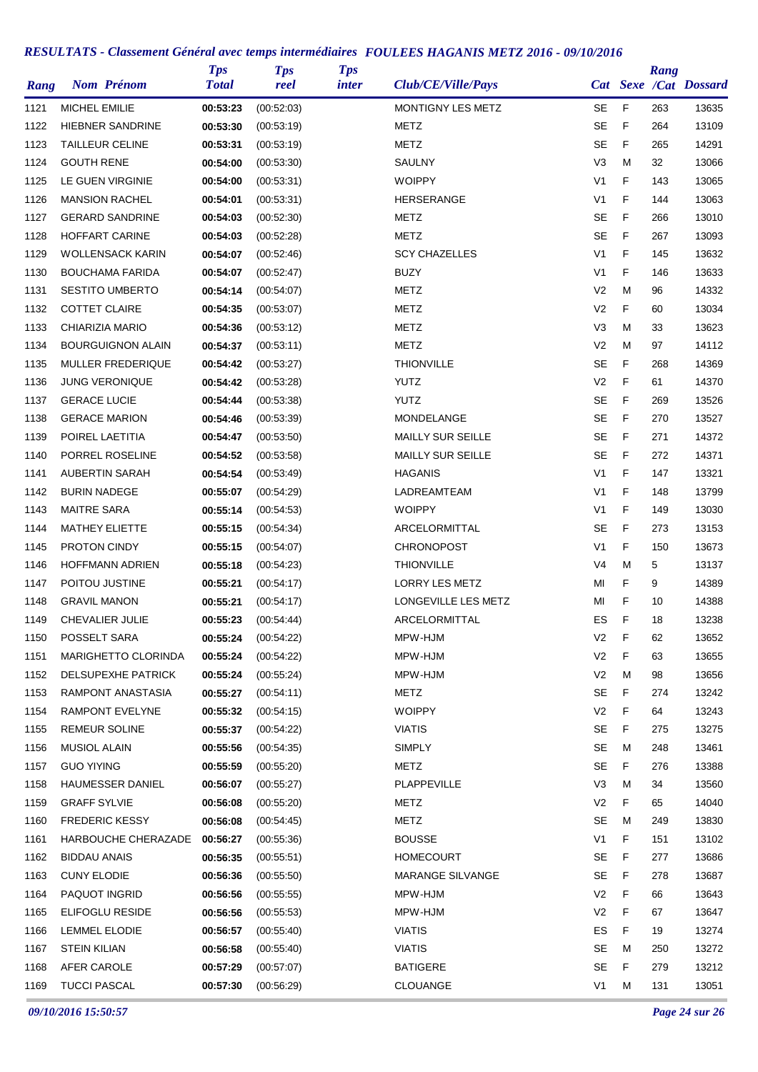## *RESULTATS - Classement Général avec temps intermédiaires FOULEES HAGANIS METZ 2016 - 09/10/2016*

| Rang | Nom Prénom | Tps Total | Tps reel | Tps inter | Club/CE/Ville/Pays | Cat | Sexe | Rang /Cat | Dossard |
|---|---|---|---|---|---|---|---|---|---|
| 1121 | MICHEL EMILIE | **00:53:23** | (00:52:03) | | MONTIGNY LES METZ | SE | F | 263 | 13635 |
| 1122 | HIEBNER SANDRINE | **00:53:30** | (00:53:19) | | METZ | SE | F | 264 | 13109 |
| 1123 | TAILLEUR CELINE | **00:53:31** | (00:53:19) | | METZ | SE | F | 265 | 14291 |
| 1124 | GOUTH RENE | **00:54:00** | (00:53:30) | | SAULNY | V3 | M | 32 | 13066 |
| 1125 | LE GUEN VIRGINIE | **00:54:00** | (00:53:31) | | WOIPPY | V1 | F | 143 | 13065 |
| 1126 | MANSION RACHEL | **00:54:01** | (00:53:31) | | HERSERANGE | V1 | F | 144 | 13063 |
| 1127 | GERARD SANDRINE | **00:54:03** | (00:52:30) | | METZ | SE | F | 266 | 13010 |
| 1128 | HOFFART CARINE | **00:54:03** | (00:52:28) | | METZ | SE | F | 267 | 13093 |
| 1129 | WOLLENSACK KARIN | **00:54:07** | (00:52:46) | | SCY CHAZELLES | V1 | F | 145 | 13632 |
| 1130 | BOUCHAMA FARIDA | **00:54:07** | (00:52:47) | | BUZY | V1 | F | 146 | 13633 |
| 1131 | SESTITO UMBERTO | **00:54:14** | (00:54:07) | | METZ | V2 | M | 96 | 14332 |
| 1132 | COTTET CLAIRE | **00:54:35** | (00:53:07) | | METZ | V2 | F | 60 | 13034 |
| 1133 | CHIARIZIA MARIO | **00:54:36** | (00:53:12) | | METZ | V3 | M | 33 | 13623 |
| 1134 | BOURGUIGNON ALAIN | **00:54:37** | (00:53:11) | | METZ | V2 | M | 97 | 14112 |
| 1135 | MULLER FREDERIQUE | **00:54:42** | (00:53:27) | | THIONVILLE | SE | F | 268 | 14369 |
| 1136 | JUNG VERONIQUE | **00:54:42** | (00:53:28) | | YUTZ | V2 | F | 61 | 14370 |
| 1137 | GERACE LUCIE | **00:54:44** | (00:53:38) | | YUTZ | SE | F | 269 | 13526 |
| 1138 | GERACE MARION | **00:54:46** | (00:53:39) | | MONDELANGE | SE | F | 270 | 13527 |
| 1139 | POIREL LAETITIA | **00:54:47** | (00:53:50) | | MAILLY SUR SEILLE | SE | F | 271 | 14372 |
| 1140 | PORREL ROSELINE | **00:54:52** | (00:53:58) | | MAILLY SUR SEILLE | SE | F | 272 | 14371 |
| 1141 | AUBERTIN SARAH | **00:54:54** | (00:53:49) | | HAGANIS | V1 | F | 147 | 13321 |
| 1142 | BURIN NADEGE | **00:55:07** | (00:54:29) | | LADREAMTEAM | V1 | F | 148 | 13799 |
| 1143 | MAITRE SARA | **00:55:14** | (00:54:53) | | WOIPPY | V1 | F | 149 | 13030 |
| 1144 | MATHEY ELIETTE | **00:55:15** | (00:54:34) | | ARCELORMITTAL | SE | F | 273 | 13153 |
| 1145 | PROTON CINDY | **00:55:15** | (00:54:07) | | CHRONOPOST | V1 | F | 150 | 13673 |
| 1146 | HOFFMANN ADRIEN | **00:55:18** | (00:54:23) | | THIONVILLE | V4 | M | 5 | 13137 |
| 1147 | POITOU JUSTINE | **00:55:21** | (00:54:17) | | LORRY LES METZ | MI | F | 9 | 14389 |
| 1148 | GRAVIL MANON | **00:55:21** | (00:54:17) | | LONGEVILLE LES METZ | MI | F | 10 | 14388 |
| 1149 | CHEVALIER JULIE | **00:55:23** | (00:54:44) | | ARCELORMITTAL | ES | F | 18 | 13238 |
| 1150 | POSSELT SARA | **00:55:24** | (00:54:22) | | MPW-HJM | V2 | F | 62 | 13652 |
| 1151 | MARIGHETTO CLORINDA | **00:55:24** | (00:54:22) | | MPW-HJM | V2 | F | 63 | 13655 |
| 1152 | DELSUPEXHE PATRICK | **00:55:24** | (00:55:24) | | MPW-HJM | V2 | M | 98 | 13656 |
| 1153 | RAMPONT ANASTASIA | **00:55:27** | (00:54:11) | | METZ | SE | F | 274 | 13242 |
| 1154 | RAMPONT EVELYNE | **00:55:32** | (00:54:15) | | WOIPPY | V2 | F | 64 | 13243 |
| 1155 | REMEUR SOLINE | **00:55:37** | (00:54:22) | | VIATIS | SE | F | 275 | 13275 |
| 1156 | MUSIOL ALAIN | **00:55:56** | (00:54:35) | | SIMPLY | SE | M | 248 | 13461 |
| 1157 | GUO YIYING | **00:55:59** | (00:55:20) | | METZ | SE | F | 276 | 13388 |
| 1158 | HAUMESSER DANIEL | **00:56:07** | (00:55:27) | | PLAPPEVILLE | V3 | M | 34 | 13560 |
| 1159 | GRAFF SYLVIE | **00:56:08** | (00:55:20) | | METZ | V2 | F | 65 | 14040 |
| 1160 | FREDERIC KESSY | **00:56:08** | (00:54:45) | | METZ | SE | M | 249 | 13830 |
| 1161 | HARBOUCHE CHERAZADE | **00:56:27** | (00:55:36) | | BOUSSE | V1 | F | 151 | 13102 |
| 1162 | BIDDAU ANAIS | **00:56:35** | (00:55:51) | | HOMECOURT | SE | F | 277 | 13686 |
| 1163 | CUNY ELODIE | **00:56:36** | (00:55:50) | | MARANGE SILVANGE | SE | F | 278 | 13687 |
| 1164 | PAQUOT INGRID | **00:56:56** | (00:55:55) | | MPW-HJM | V2 | F | 66 | 13643 |
| 1165 | ELIFOGLU RESIDE | **00:56:56** | (00:55:53) | | MPW-HJM | V2 | F | 67 | 13647 |
| 1166 | LEMMEL ELODIE | **00:56:57** | (00:55:40) | | VIATIS | ES | F | 19 | 13274 |
| 1167 | STEIN KILIAN | **00:56:58** | (00:55:40) | | VIATIS | SE | M | 250 | 13272 |
| 1168 | AFER CAROLE | **00:57:29** | (00:57:07) | | BATIGERE | SE | F | 279 | 13212 |
| 1169 | TUCCI PASCAL | **00:57:30** | (00:56:29) | | CLOUANGE | V1 | M | 131 | 13051 |

*09/10/2016 15:50:57*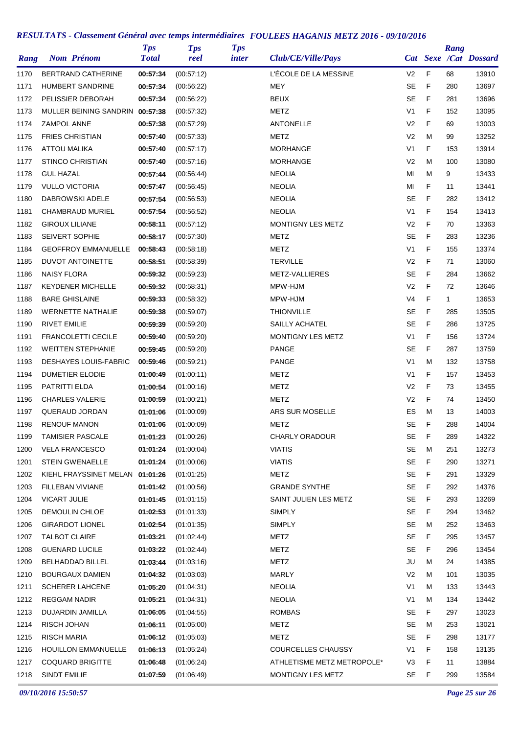## RESULTATS - Classement Général avec temps intermédiaires FOULEES HAGANIS METZ 2016 - 09/10/2016

| Rang | Nom Prénom | Tps Total | Tps reel | Tps inter | Club/CE/Ville/Pays | Cat | Sexe | Rang /Cat | Dossard |
|---|---|---|---|---|---|---|---|---|---|
| 1170 | BERTRAND CATHERINE | **00:57:34** | (00:57:12) | | L'ÉCOLE DE LA MESSINE | V2 | F | 68 | 13910 |
| 1171 | HUMBERT SANDRINE | **00:57:34** | (00:56:22) | | MEY | SE | F | 280 | 13697 |
| 1172 | PELISSIER DEBORAH | **00:57:34** | (00:56:22) | | BEUX | SE | F | 281 | 13696 |
| 1173 | MULLER BEINING SANDRIN | **00:57:38** | (00:57:32) | | METZ | V1 | F | 152 | 13095 |
| 1174 | ZAMPOL ANNE | **00:57:38** | (00:57:29) | | ANTONELLE | V2 | F | 69 | 13003 |
| 1175 | FRIES CHRISTIAN | **00:57:40** | (00:57:33) | | METZ | V2 | M | 99 | 13252 |
| 1176 | ATTOU MALIKA | **00:57:40** | (00:57:17) | | MORHANGE | V1 | F | 153 | 13914 |
| 1177 | STINCO CHRISTIAN | **00:57:40** | (00:57:16) | | MORHANGE | V2 | M | 100 | 13080 |
| 1178 | GUL HAZAL | **00:57:44** | (00:56:44) | | NEOLIA | MI | M | 9 | 13433 |
| 1179 | VULLO VICTORIA | **00:57:47** | (00:56:45) | | NEOLIA | MI | F | 11 | 13441 |
| 1180 | DABROWSKI ADELE | **00:57:54** | (00:56:53) | | NEOLIA | SE | F | 282 | 13412 |
| 1181 | CHAMBRAUD MURIEL | **00:57:54** | (00:56:52) | | NEOLIA | V1 | F | 154 | 13413 |
| 1182 | GIROUX LILIANE | **00:58:11** | (00:57:12) | | MONTIGNY LES METZ | V2 | F | 70 | 13363 |
| 1183 | SEIVERT SOPHIE | **00:58:17** | (00:57:30) | | METZ | SE | F | 283 | 13236 |
| 1184 | GEOFFROY EMMANUELLE | **00:58:43** | (00:58:18) | | METZ | V1 | F | 155 | 13374 |
| 1185 | DUVOT ANTOINETTE | **00:58:51** | (00:58:39) | | TERVILLE | V2 | F | 71 | 13060 |
| 1186 | NAISY FLORA | **00:59:32** | (00:59:23) | | METZ-VALLIERES | SE | F | 284 | 13662 |
| 1187 | KEYDENER MICHELLE | **00:59:32** | (00:58:31) | | MPW-HJM | V2 | F | 72 | 13646 |
| 1188 | BARE GHISLAINE | **00:59:33** | (00:58:32) | | MPW-HJM | V4 | F | 1 | 13653 |
| 1189 | WERNETTE NATHALIE | **00:59:38** | (00:59:07) | | THIONVILLE | SE | F | 285 | 13505 |
| 1190 | RIVET EMILIE | **00:59:39** | (00:59:20) | | SAILLY ACHATEL | SE | F | 286 | 13725 |
| 1191 | FRANCOLETTI CECILE | **00:59:40** | (00:59:20) | | MONTIGNY LES METZ | V1 | F | 156 | 13724 |
| 1192 | WEITTEN STEPHANIE | **00:59:45** | (00:59:20) | | PANGE | SE | F | 287 | 13759 |
| 1193 | DESHAYES LOUIS-FABRIC | **00:59:46** | (00:59:21) | | PANGE | V1 | M | 132 | 13758 |
| 1194 | DUMETIER ELODIE | **01:00:49** | (01:00:11) | | METZ | V1 | F | 157 | 13453 |
| 1195 | PATRITTI ELDA | **01:00:54** | (01:00:16) | | METZ | V2 | F | 73 | 13455 |
| 1196 | CHARLES VALERIE | **01:00:59** | (01:00:21) | | METZ | V2 | F | 74 | 13450 |
| 1197 | QUERAUD JORDAN | **01:01:06** | (01:00:09) | | ARS SUR MOSELLE | ES | M | 13 | 14003 |
| 1198 | RENOUF MANON | **01:01:06** | (01:00:09) | | METZ | SE | F | 288 | 14004 |
| 1199 | TAMISIER PASCALE | **01:01:23** | (01:00:26) | | CHARLY ORADOUR | SE | F | 289 | 14322 |
| 1200 | VELA FRANCESCO | **01:01:24** | (01:00:04) | | VIATIS | SE | M | 251 | 13273 |
| 1201 | STEIN GWENAELLE | **01:01:24** | (01:00:06) | | VIATIS | SE | F | 290 | 13271 |
| 1202 | KIEHL FRAYSSINET MELAN | **01:01:26** | (01:01:25) | | METZ | SE | F | 291 | 13329 |
| 1203 | FILLEBAN VIVIANE | **01:01:42** | (01:00:56) | | GRANDE SYNTHE | SE | F | 292 | 14376 |
| 1204 | VICART JULIE | **01:01:45** | (01:01:15) | | SAINT JULIEN LES METZ | SE | F | 293 | 13269 |
| 1205 | DEMOULIN CHLOE | **01:02:53** | (01:01:33) | | SIMPLY | SE | F | 294 | 13462 |
| 1206 | GIRARDOT LIONEL | **01:02:54** | (01:01:35) | | SIMPLY | SE | M | 252 | 13463 |
| 1207 | TALBOT CLAIRE | **01:03:21** | (01:02:44) | | METZ | SE | F | 295 | 13457 |
| 1208 | GUENARD LUCILE | **01:03:22** | (01:02:44) | | METZ | SE | F | 296 | 13454 |
| 1209 | BELHADDAD BILLEL | **01:03:44** | (01:03:16) | | METZ | JU | M | 24 | 14385 |
| 1210 | BOURGAUX DAMIEN | **01:04:32** | (01:03:03) | | MARLY | V2 | M | 101 | 13035 |
| 1211 | SCHERER LAHCENE | **01:05:20** | (01:04:31) | | NEOLIA | V1 | M | 133 | 13443 |
| 1212 | REGGAM NADIR | **01:05:21** | (01:04:31) | | NEOLIA | V1 | M | 134 | 13442 |
| 1213 | DUJARDIN JAMILLA | **01:06:05** | (01:04:55) | | ROMBAS | SE | F | 297 | 13023 |
| 1214 | RISCH JOHAN | **01:06:11** | (01:05:00) | | METZ | SE | M | 253 | 13021 |
| 1215 | RISCH MARIA | **01:06:12** | (01:05:03) | | METZ | SE | F | 298 | 13177 |
| 1216 | HOUILLON EMMANUELLE | **01:06:13** | (01:05:24) | | COURCELLES CHAUSSY | V1 | F | 158 | 13135 |
| 1217 | COQUARD BRIGITTE | **01:06:48** | (01:06:24) | | ATHLETISME METZ METROPOLE* | V3 | F | 11 | 13884 |
| 1218 | SINDT EMILIE | **01:07:59** | (01:06:49) | | MONTIGNY LES METZ | SE | F | 299 | 13584 |

*09/10/2016 15:50:57*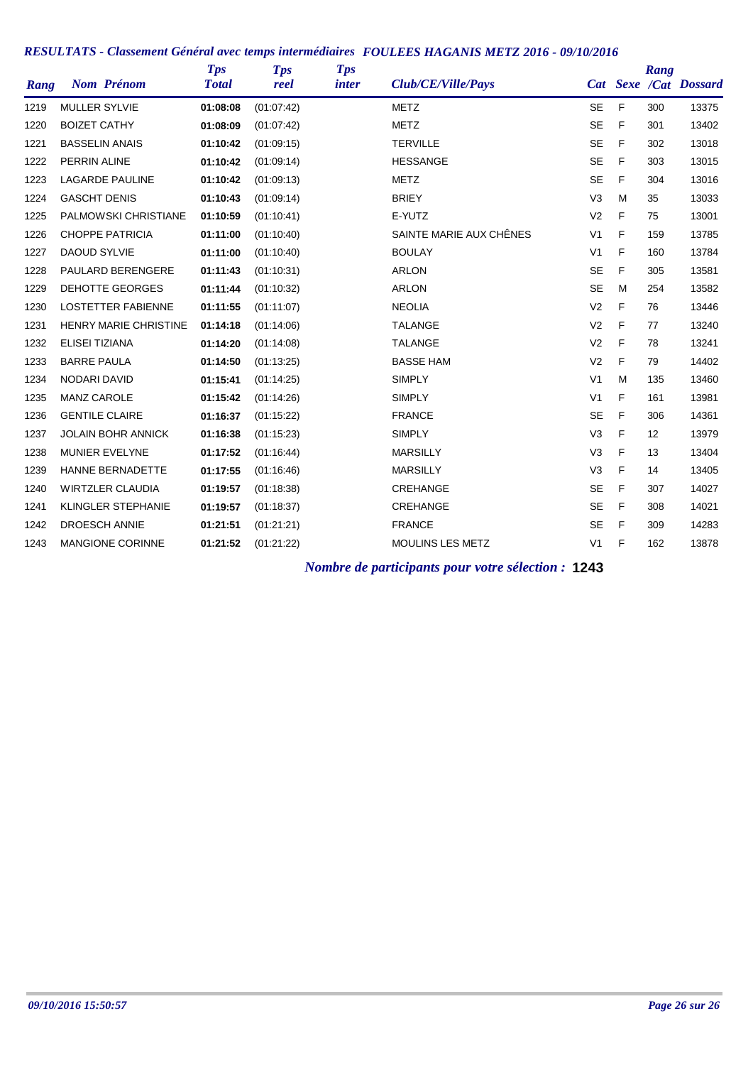## *RESULTATS - Classement Général avec temps intermédiaires FOULEES HAGANIS METZ 2016 - 09/10/2016*

| Rang | Nom Prénom | Tps Total | Tps reel | Tps inter | Club/CE/Ville/Pays | Cat | Sexe | Rang /Cat | Dossard |
|---|---|---|---|---|---|---|---|---|---|
| 1219 | MULLER SYLVIE | **01:08:08** | (01:07:42) | | METZ | SE | F | 300 | 13375 |
| 1220 | BOIZET CATHY | **01:08:09** | (01:07:42) | | METZ | SE | F | 301 | 13402 |
| 1221 | BASSELIN ANAIS | **01:10:42** | (01:09:15) | | TERVILLE | SE | F | 302 | 13018 |
| 1222 | PERRIN ALINE | **01:10:42** | (01:09:14) | | HESSANGE | SE | F | 303 | 13015 |
| 1223 | LAGARDE PAULINE | **01:10:42** | (01:09:13) | | METZ | SE | F | 304 | 13016 |
| 1224 | GASCHT DENIS | **01:10:43** | (01:09:14) | | BRIEY | V3 | M | 35 | 13033 |
| 1225 | PALMOWSKI CHRISTIANE | **01:10:59** | (01:10:41) | | E-YUTZ | V2 | F | 75 | 13001 |
| 1226 | CHOPPE PATRICIA | **01:11:00** | (01:10:40) | | SAINTE MARIE AUX CHÊNES | V1 | F | 159 | 13785 |
| 1227 | DAOUD SYLVIE | **01:11:00** | (01:10:40) | | BOULAY | V1 | F | 160 | 13784 |
| 1228 | PAULARD BERENGERE | **01:11:43** | (01:10:31) | | ARLON | SE | F | 305 | 13581 |
| 1229 | DEHOTTE GEORGES | **01:11:44** | (01:10:32) | | ARLON | SE | M | 254 | 13582 |
| 1230 | LOSTETTER FABIENNE | **01:11:55** | (01:11:07) | | NEOLIA | V2 | F | 76 | 13446 |
| 1231 | HENRY MARIE CHRISTINE | **01:14:18** | (01:14:06) | | TALANGE | V2 | F | 77 | 13240 |
| 1232 | ELISEI TIZIANA | **01:14:20** | (01:14:08) | | TALANGE | V2 | F | 78 | 13241 |
| 1233 | BARRE PAULA | **01:14:50** | (01:13:25) | | BASSE HAM | V2 | F | 79 | 14402 |
| 1234 | NODARI DAVID | **01:15:41** | (01:14:25) | | SIMPLY | V1 | M | 135 | 13460 |
| 1235 | MANZ CAROLE | **01:15:42** | (01:14:26) | | SIMPLY | V1 | F | 161 | 13981 |
| 1236 | GENTILE CLAIRE | **01:16:37** | (01:15:22) | | FRANCE | SE | F | 306 | 14361 |
| 1237 | JOLAIN BOHR ANNICK | **01:16:38** | (01:15:23) | | SIMPLY | V3 | F | 12 | 13979 |
| 1238 | MUNIER EVELYNE | **01:17:52** | (01:16:44) | | MARSILLY | V3 | F | 13 | 13404 |
| 1239 | HANNE BERNADETTE | **01:17:55** | (01:16:46) | | MARSILLY | V3 | F | 14 | 13405 |
| 1240 | WIRTZLER CLAUDIA | **01:19:57** | (01:18:38) | | CREHANGE | SE | F | 307 | 14027 |
| 1241 | KLINGLER STEPHANIE | **01:19:57** | (01:18:37) | | CREHANGE | SE | F | 308 | 14021 |
| 1242 | DROESCH ANNIE | **01:21:51** | (01:21:21) | | FRANCE | SE | F | 309 | 14283 |
| 1243 | MANGIONE CORINNE | **01:21:52** | (01:21:22) | | MOULINS LES METZ | V1 | F | 162 | 13878 |

*Nombre de participants pour votre sélection :* **1243**

*09/10/2016 15:50:57*